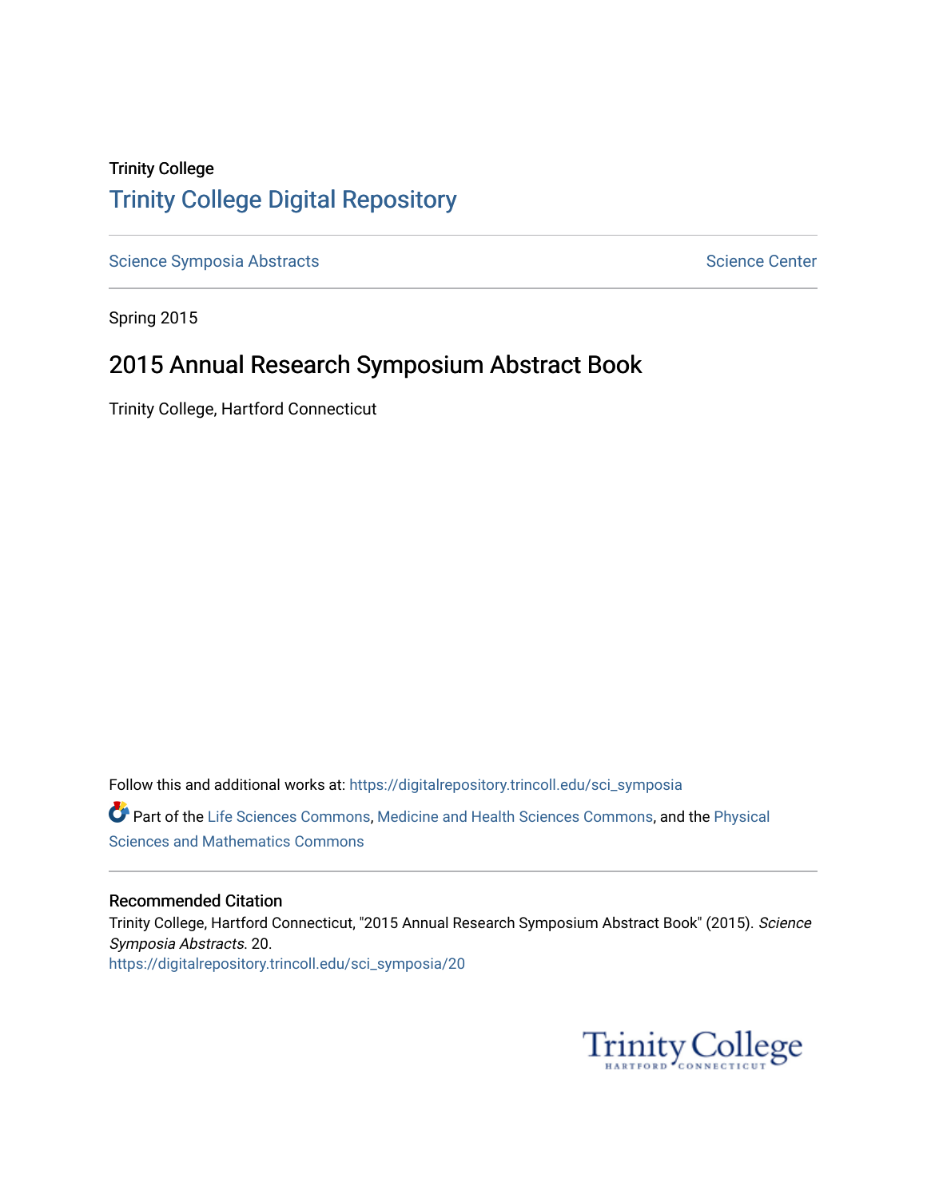Trinity College

# Trinity College Digital Repository

Science Symposia Abstracts | Science Center

Spring 2015

## 2015 Annual Research Symposium Abstract Book

Trinity College, Hartford Connecticut

Follow this and additional works at: https://digitalrepository.trincoll.edu/sci_symposia

Part of the Life Sciences Commons, Medicine and Health Sciences Commons, and the Physical Sciences and Mathematics Commons

### Recommended Citation

Trinity College, Hartford Connecticut, "2015 Annual Research Symposium Abstract Book" (2015). *Science Symposia Abstracts*. 20.
https://digitalrepository.trincoll.edu/sci_symposia/20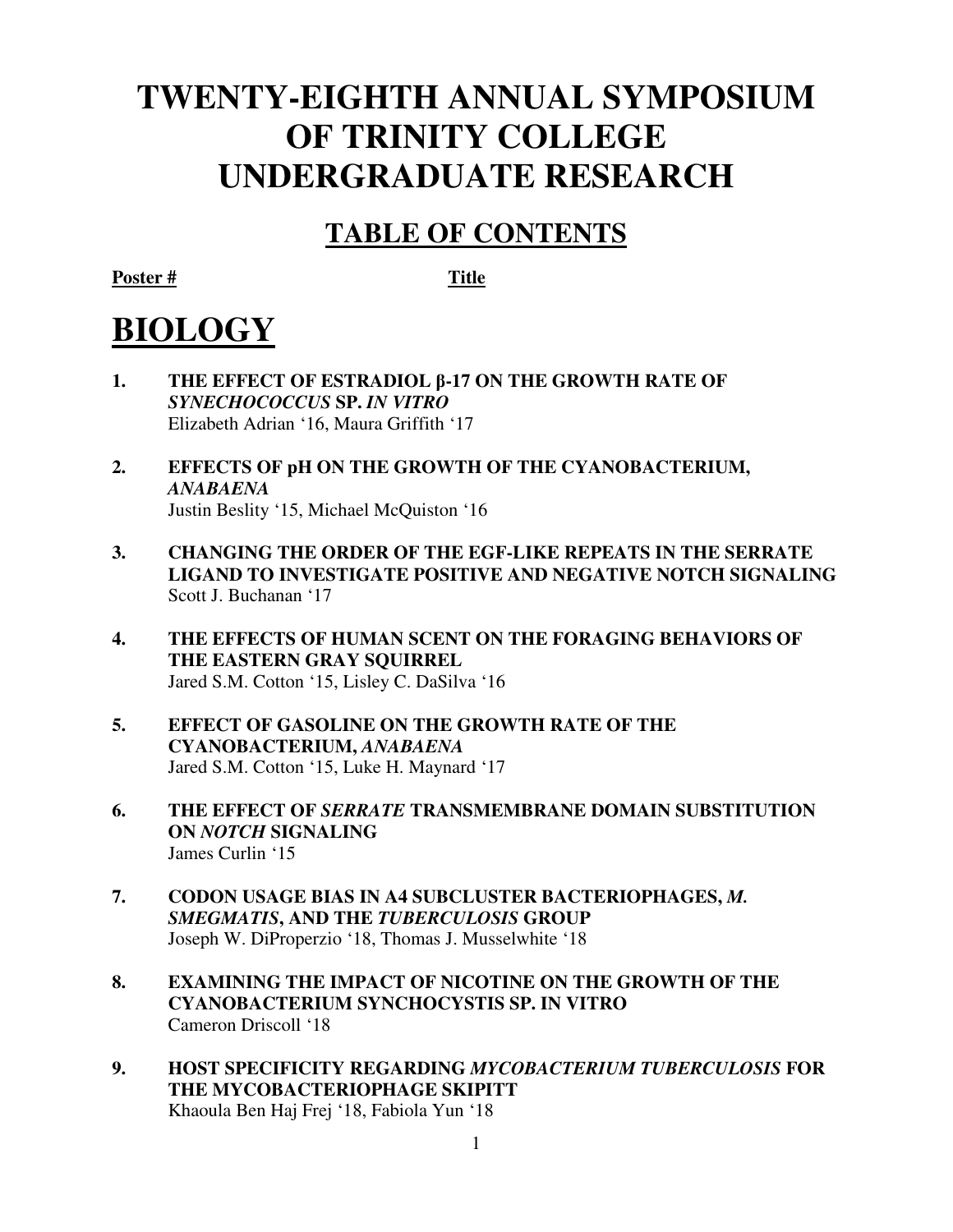# TWENTY-EIGHTH ANNUAL SYMPOSIUM OF TRINITY COLLEGE UNDERGRADUATE RESEARCH

## TABLE OF CONTENTS

**Poster #** **Title**

# BIOLOGY

1. **THE EFFECT OF ESTRADIOL β-17 ON THE GROWTH RATE OF *SYNECHOCOCCUS* SP. *IN VITRO***
   Elizabeth Adrian '16, Maura Griffith '17

2. **EFFECTS OF pH ON THE GROWTH OF THE CYANOBACTERIUM, *ANABAENA***
   Justin Beslity '15, Michael McQuiston '16

3. **CHANGING THE ORDER OF THE EGF-LIKE REPEATS IN THE SERRATE LIGAND TO INVESTIGATE POSITIVE AND NEGATIVE NOTCH SIGNALING**
   Scott J. Buchanan '17

4. **THE EFFECTS OF HUMAN SCENT ON THE FORAGING BEHAVIORS OF THE EASTERN GRAY SQUIRREL**
   Jared S.M. Cotton '15, Lisley C. DaSilva '16

5. **EFFECT OF GASOLINE ON THE GROWTH RATE OF THE CYANOBACTERIUM, *ANABAENA***
   Jared S.M. Cotton '15, Luke H. Maynard '17

6. **THE EFFECT OF *SERRATE* TRANSMEMBRANE DOMAIN SUBSTITUTION ON *NOTCH* SIGNALING**
   James Curlin '15

7. **CODON USAGE BIAS IN A4 SUBCLUSTER BACTERIOPHAGES, *M. SMEGMATIS*, AND THE *TUBERCULOSIS* GROUP**
   Joseph W. DiProperzio '18, Thomas J. Musselwhite '18

8. **EXAMINING THE IMPACT OF NICOTINE ON THE GROWTH OF THE CYANOBACTERIUM SYNCHOCYSTIS SP. IN VITRO**
   Cameron Driscoll '18

9. **HOST SPECIFICITY REGARDING *MYCOBACTERIUM TUBERCULOSIS* FOR THE MYCOBACTERIOPHAGE SKIPITT**
   Khaoula Ben Haj Frej '18, Fabiola Yun '18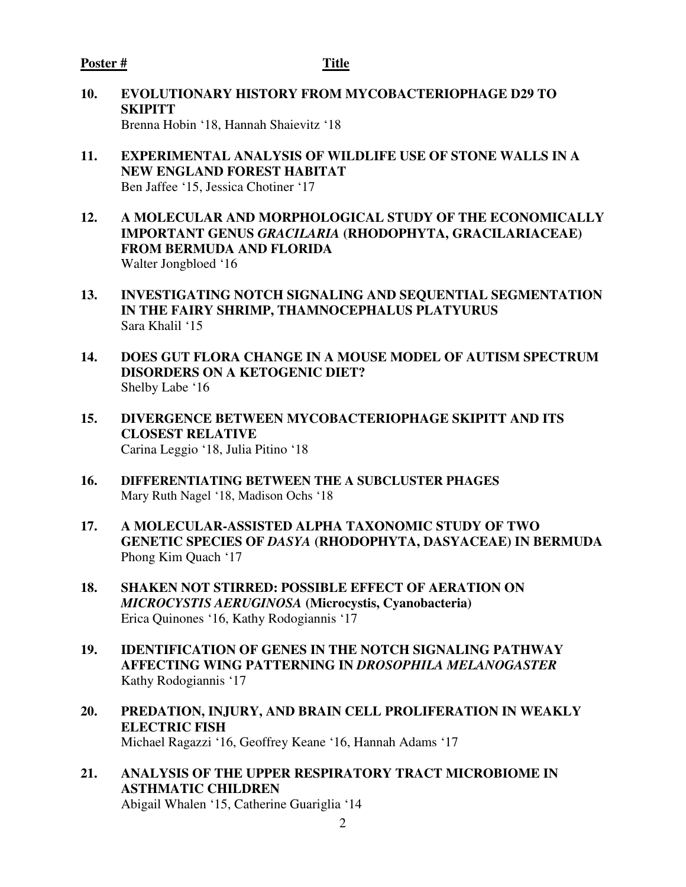**Poster #** **Title**

**10. EVOLUTIONARY HISTORY FROM MYCOBACTERIOPHAGE D29 TO SKIPITT**
Brenna Hobin '18, Hannah Shaievitz '18

**11. EXPERIMENTAL ANALYSIS OF WILDLIFE USE OF STONE WALLS IN A NEW ENGLAND FOREST HABITAT**
Ben Jaffee '15, Jessica Chotiner '17

**12. A MOLECULAR AND MORPHOLOGICAL STUDY OF THE ECONOMICALLY IMPORTANT GENUS *GRACILARIA* (RHODOPHYTA, GRACILARIACEAE) FROM BERMUDA AND FLORIDA**
Walter Jongbloed '16

**13. INVESTIGATING NOTCH SIGNALING AND SEQUENTIAL SEGMENTATION IN THE FAIRY SHRIMP, THAMNOCEPHALUS PLATYURUS**
Sara Khalil '15

**14. DOES GUT FLORA CHANGE IN A MOUSE MODEL OF AUTISM SPECTRUM DISORDERS ON A KETOGENIC DIET?**
Shelby Labe '16

**15. DIVERGENCE BETWEEN MYCOBACTERIOPHAGE SKIPITT AND ITS CLOSEST RELATIVE**
Carina Leggio '18, Julia Pitino '18

**16. DIFFERENTIATING BETWEEN THE A SUBCLUSTER PHAGES**
Mary Ruth Nagel '18, Madison Ochs '18

**17. A MOLECULAR-ASSISTED ALPHA TAXONOMIC STUDY OF TWO GENETIC SPECIES OF *DASYA* (RHODOPHYTA, DASYACEAE) IN BERMUDA**
Phong Kim Quach '17

**18. SHAKEN NOT STIRRED: POSSIBLE EFFECT OF AERATION ON *MICROCYSTIS AERUGINOSA* (Microcystis, Cyanobacteria)**
Erica Quinones '16, Kathy Rodogiannis '17

**19. IDENTIFICATION OF GENES IN THE NOTCH SIGNALING PATHWAY AFFECTING WING PATTERNING IN *DROSOPHILA MELANOGASTER***
Kathy Rodogiannis '17

**20. PREDATION, INJURY, AND BRAIN CELL PROLIFERATION IN WEAKLY ELECTRIC FISH**
Michael Ragazzi '16, Geoffrey Keane '16, Hannah Adams '17

**21. ANALYSIS OF THE UPPER RESPIRATORY TRACT MICROBIOME IN ASTHMATIC CHILDREN**
Abigail Whalen '15, Catherine Guariglia '14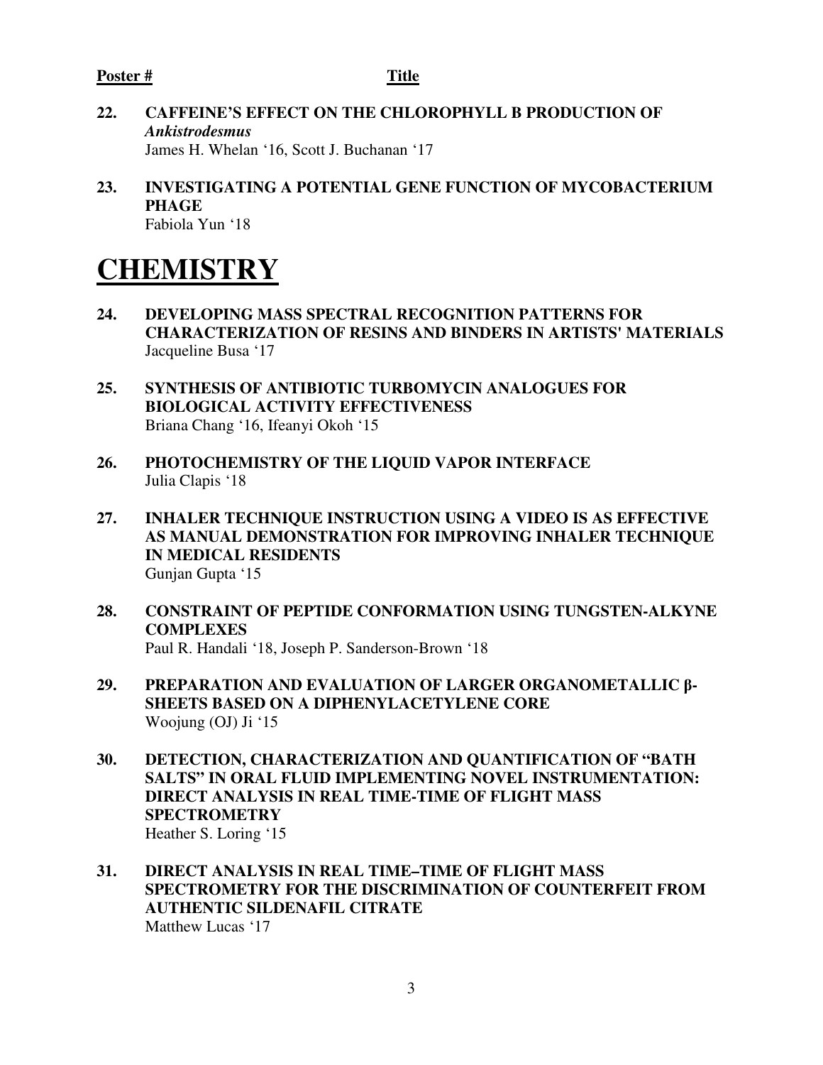**Poster #** **Title**

**22. CAFFEINE'S EFFECT ON THE CHLOROPHYLL B PRODUCTION OF *Ankistrodesmus***
James H. Whelan '16, Scott J. Buchanan '17

**23. INVESTIGATING A POTENTIAL GENE FUNCTION OF MYCOBACTERIUM PHAGE**
Fabiola Yun '18

# CHEMISTRY

**24. DEVELOPING MASS SPECTRAL RECOGNITION PATTERNS FOR CHARACTERIZATION OF RESINS AND BINDERS IN ARTISTS' MATERIALS**
Jacqueline Busa '17

**25. SYNTHESIS OF ANTIBIOTIC TURBOMYCIN ANALOGUES FOR BIOLOGICAL ACTIVITY EFFECTIVENESS**
Briana Chang '16, Ifeanyi Okoh '15

**26. PHOTOCHEMISTRY OF THE LIQUID VAPOR INTERFACE**
Julia Clapis '18

**27. INHALER TECHNIQUE INSTRUCTION USING A VIDEO IS AS EFFECTIVE AS MANUAL DEMONSTRATION FOR IMPROVING INHALER TECHNIQUE IN MEDICAL RESIDENTS**
Gunjan Gupta '15

**28. CONSTRAINT OF PEPTIDE CONFORMATION USING TUNGSTEN-ALKYNE COMPLEXES**
Paul R. Handali '18, Joseph P. Sanderson-Brown '18

**29. PREPARATION AND EVALUATION OF LARGER ORGANOMETALLIC β-SHEETS BASED ON A DIPHENYLACETYLENE CORE**
Woojung (OJ) Ji '15

**30. DETECTION, CHARACTERIZATION AND QUANTIFICATION OF "BATH SALTS" IN ORAL FLUID IMPLEMENTING NOVEL INSTRUMENTATION: DIRECT ANALYSIS IN REAL TIME-TIME OF FLIGHT MASS SPECTROMETRY**
Heather S. Loring '15

**31. DIRECT ANALYSIS IN REAL TIME–TIME OF FLIGHT MASS SPECTROMETRY FOR THE DISCRIMINATION OF COUNTERFEIT FROM AUTHENTIC SILDENAFIL CITRATE**
Matthew Lucas '17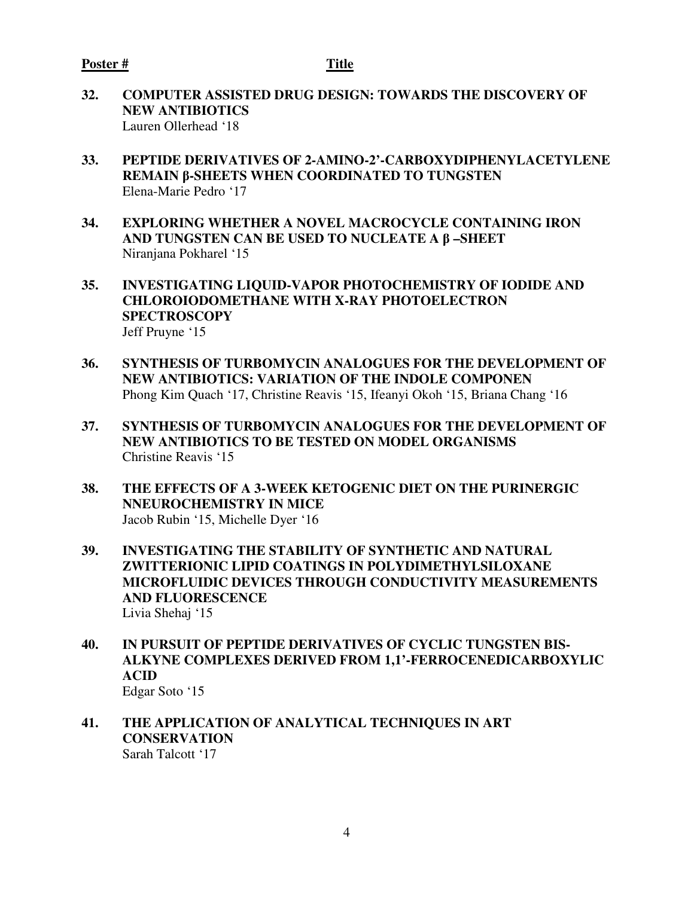**Poster #** **Title**

**32. COMPUTER ASSISTED DRUG DESIGN: TOWARDS THE DISCOVERY OF NEW ANTIBIOTICS**
Lauren Ollerhead '18

**33. PEPTIDE DERIVATIVES OF 2-AMINO-2'-CARBOXYDIPHENYLACETYLENE REMAIN β-SHEETS WHEN COORDINATED TO TUNGSTEN**
Elena-Marie Pedro '17

**34. EXPLORING WHETHER A NOVEL MACROCYCLE CONTAINING IRON AND TUNGSTEN CAN BE USED TO NUCLEATE A β –SHEET**
Niranjana Pokharel '15

**35. INVESTIGATING LIQUID-VAPOR PHOTOCHEMISTRY OF IODIDE AND CHLOROIODOMETHANE WITH X-RAY PHOTOELECTRON SPECTROSCOPY**
Jeff Pruyne '15

**36. SYNTHESIS OF TURBOMYCIN ANALOGUES FOR THE DEVELOPMENT OF NEW ANTIBIOTICS: VARIATION OF THE INDOLE COMPONEN**
Phong Kim Quach '17, Christine Reavis '15, Ifeanyi Okoh '15, Briana Chang '16

**37. SYNTHESIS OF TURBOMYCIN ANALOGUES FOR THE DEVELOPMENT OF NEW ANTIBIOTICS TO BE TESTED ON MODEL ORGANISMS**
Christine Reavis '15

**38. THE EFFECTS OF A 3-WEEK KETOGENIC DIET ON THE PURINERGIC NNEUROCHEMISTRY IN MICE**
Jacob Rubin '15, Michelle Dyer '16

**39. INVESTIGATING THE STABILITY OF SYNTHETIC AND NATURAL ZWITTERIONIC LIPID COATINGS IN POLYDIMETHYLSILOXANE MICROFLUIDIC DEVICES THROUGH CONDUCTIVITY MEASUREMENTS AND FLUORESCENCE**
Livia Shehaj '15

**40. IN PURSUIT OF PEPTIDE DERIVATIVES OF CYCLIC TUNGSTEN BIS-ALKYNE COMPLEXES DERIVED FROM 1,1'-FERROCENEDICARBOXYLIC ACID**
Edgar Soto '15

**41. THE APPLICATION OF ANALYTICAL TECHNIQUES IN ART CONSERVATION**
Sarah Talcott '17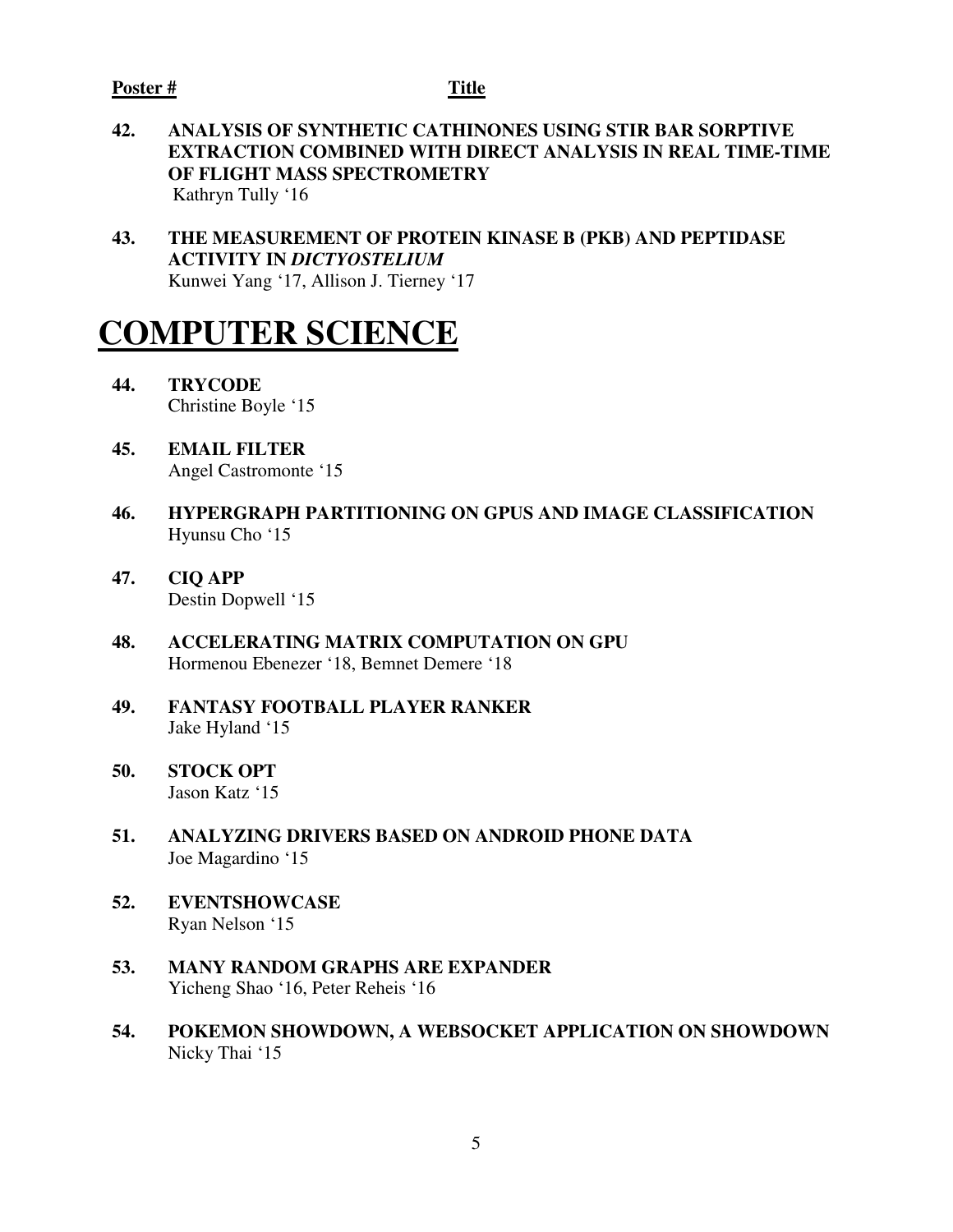**Poster #** **Title**

**42. ANALYSIS OF SYNTHETIC CATHINONES USING STIR BAR SORPTIVE EXTRACTION COMBINED WITH DIRECT ANALYSIS IN REAL TIME-TIME OF FLIGHT MASS SPECTROMETRY**
Kathryn Tully '16

**43. THE MEASUREMENT OF PROTEIN KINASE B (PKB) AND PEPTIDASE ACTIVITY IN *DICTYOSTELIUM***
Kunwei Yang '17, Allison J. Tierney '17

# COMPUTER SCIENCE

**44. TRYCODE**
Christine Boyle '15

**45. EMAIL FILTER**
Angel Castromonte '15

**46. HYPERGRAPH PARTITIONING ON GPUS AND IMAGE CLASSIFICATION**
Hyunsu Cho '15

**47. CIQ APP**
Destin Dopwell '15

**48. ACCELERATING MATRIX COMPUTATION ON GPU**
Hormenou Ebenezer '18, Bemnet Demere '18

**49. FANTASY FOOTBALL PLAYER RANKER**
Jake Hyland '15

**50. STOCK OPT**
Jason Katz '15

**51. ANALYZING DRIVERS BASED ON ANDROID PHONE DATA**
Joe Magardino '15

**52. EVENTSHOWCASE**
Ryan Nelson '15

**53. MANY RANDOM GRAPHS ARE EXPANDER**
Yicheng Shao '16, Peter Reheis '16

**54. POKEMON SHOWDOWN, A WEBSOCKET APPLICATION ON SHOWDOWN**
Nicky Thai '15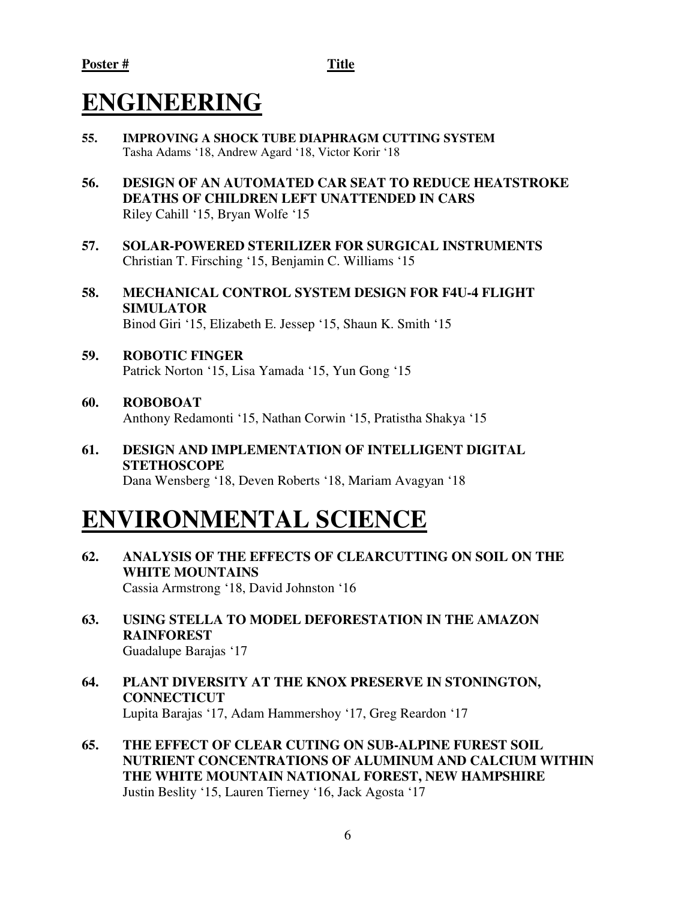**Poster #** **Title**

# ENGINEERING

**55. IMPROVING A SHOCK TUBE DIAPHRAGM CUTTING SYSTEM**
Tasha Adams '18, Andrew Agard '18, Victor Korir '18

**56. DESIGN OF AN AUTOMATED CAR SEAT TO REDUCE HEATSTROKE DEATHS OF CHILDREN LEFT UNATTENDED IN CARS**
Riley Cahill '15, Bryan Wolfe '15

**57. SOLAR-POWERED STERILIZER FOR SURGICAL INSTRUMENTS**
Christian T. Firsching '15, Benjamin C. Williams '15

**58. MECHANICAL CONTROL SYSTEM DESIGN FOR F4U-4 FLIGHT SIMULATOR**
Binod Giri '15, Elizabeth E. Jessep '15, Shaun K. Smith '15

**59. ROBOTIC FINGER**
Patrick Norton '15, Lisa Yamada '15, Yun Gong '15

**60. ROBOBOAT**
Anthony Redamonti '15, Nathan Corwin '15, Pratistha Shakya '15

**61. DESIGN AND IMPLEMENTATION OF INTELLIGENT DIGITAL STETHOSCOPE**
Dana Wensberg '18, Deven Roberts '18, Mariam Avagyan '18

# ENVIRONMENTAL SCIENCE

**62. ANALYSIS OF THE EFFECTS OF CLEARCUTTING ON SOIL ON THE WHITE MOUNTAINS**
Cassia Armstrong '18, David Johnston '16

**63. USING STELLA TO MODEL DEFORESTATION IN THE AMAZON RAINFOREST**
Guadalupe Barajas '17

**64. PLANT DIVERSITY AT THE KNOX PRESERVE IN STONINGTON, CONNECTICUT**
Lupita Barajas '17, Adam Hammershoy '17, Greg Reardon '17

**65. THE EFFECT OF CLEAR CUTING ON SUB-ALPINE FUREST SOIL NUTRIENT CONCENTRATIONS OF ALUMINUM AND CALCIUM WITHIN THE WHITE MOUNTAIN NATIONAL FOREST, NEW HAMPSHIRE**
Justin Beslity '15, Lauren Tierney '16, Jack Agosta '17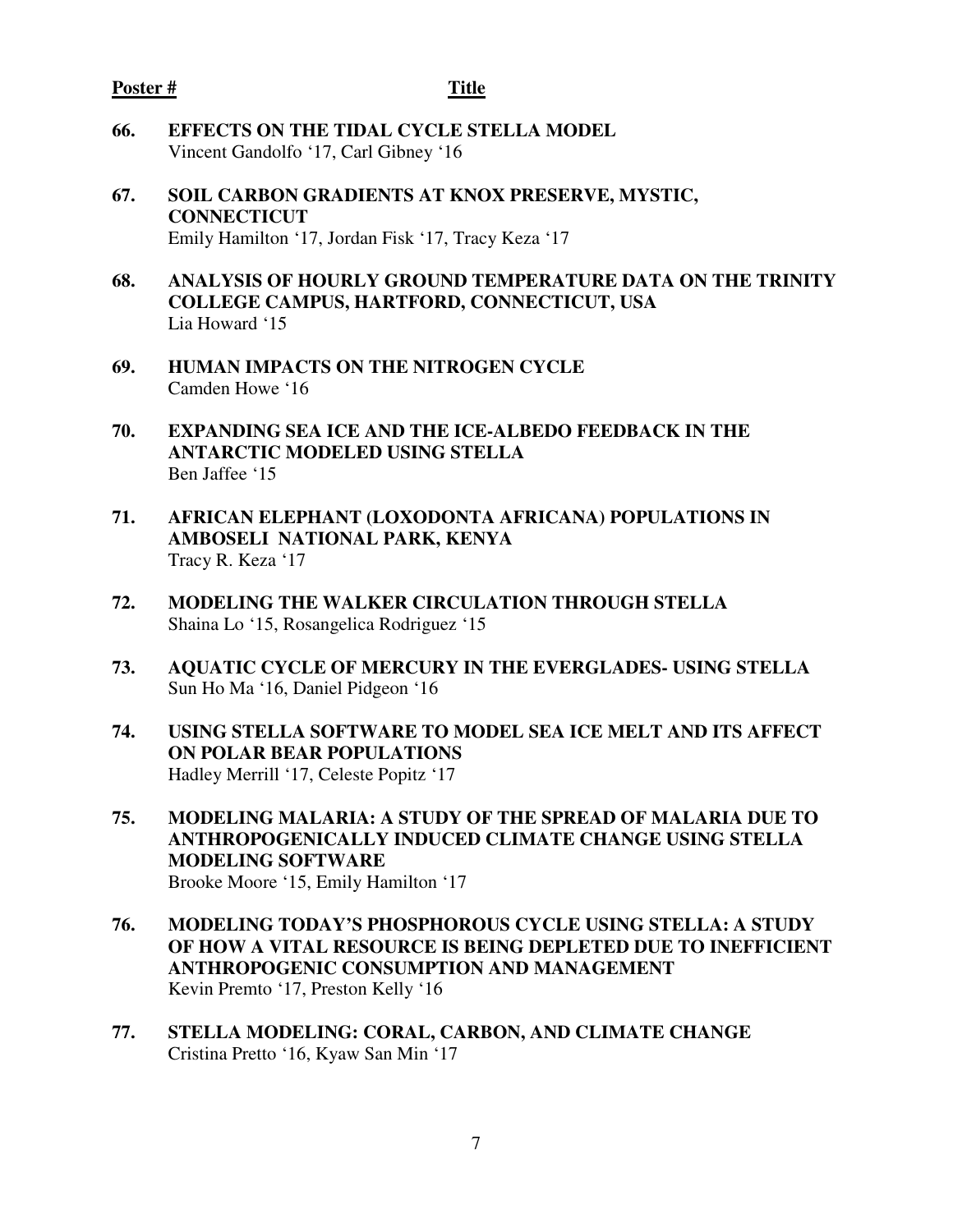**Poster #** **Title**

**66. EFFECTS ON THE TIDAL CYCLE STELLA MODEL**
Vincent Gandolfo '17, Carl Gibney '16

**67. SOIL CARBON GRADIENTS AT KNOX PRESERVE, MYSTIC, CONNECTICUT**
Emily Hamilton '17, Jordan Fisk '17, Tracy Keza '17

**68. ANALYSIS OF HOURLY GROUND TEMPERATURE DATA ON THE TRINITY COLLEGE CAMPUS, HARTFORD, CONNECTICUT, USA**
Lia Howard '15

**69. HUMAN IMPACTS ON THE NITROGEN CYCLE**
Camden Howe '16

**70. EXPANDING SEA ICE AND THE ICE-ALBEDO FEEDBACK IN THE ANTARCTIC MODELED USING STELLA**
Ben Jaffee '15

**71. AFRICAN ELEPHANT (LOXODONTA AFRICANA) POPULATIONS IN AMBOSELI NATIONAL PARK, KENYA**
Tracy R. Keza '17

**72. MODELING THE WALKER CIRCULATION THROUGH STELLA**
Shaina Lo '15, Rosangelica Rodriguez '15

**73. AQUATIC CYCLE OF MERCURY IN THE EVERGLADES- USING STELLA**
Sun Ho Ma '16, Daniel Pidgeon '16

**74. USING STELLA SOFTWARE TO MODEL SEA ICE MELT AND ITS AFFECT ON POLAR BEAR POPULATIONS**
Hadley Merrill '17, Celeste Popitz '17

**75. MODELING MALARIA: A STUDY OF THE SPREAD OF MALARIA DUE TO ANTHROPOGENICALLY INDUCED CLIMATE CHANGE USING STELLA MODELING SOFTWARE**
Brooke Moore '15, Emily Hamilton '17

**76. MODELING TODAY'S PHOSPHOROUS CYCLE USING STELLA: A STUDY OF HOW A VITAL RESOURCE IS BEING DEPLETED DUE TO INEFFICIENT ANTHROPOGENIC CONSUMPTION AND MANAGEMENT**
Kevin Premto '17, Preston Kelly '16

**77. STELLA MODELING: CORAL, CARBON, AND CLIMATE CHANGE**
Cristina Pretto '16, Kyaw San Min '17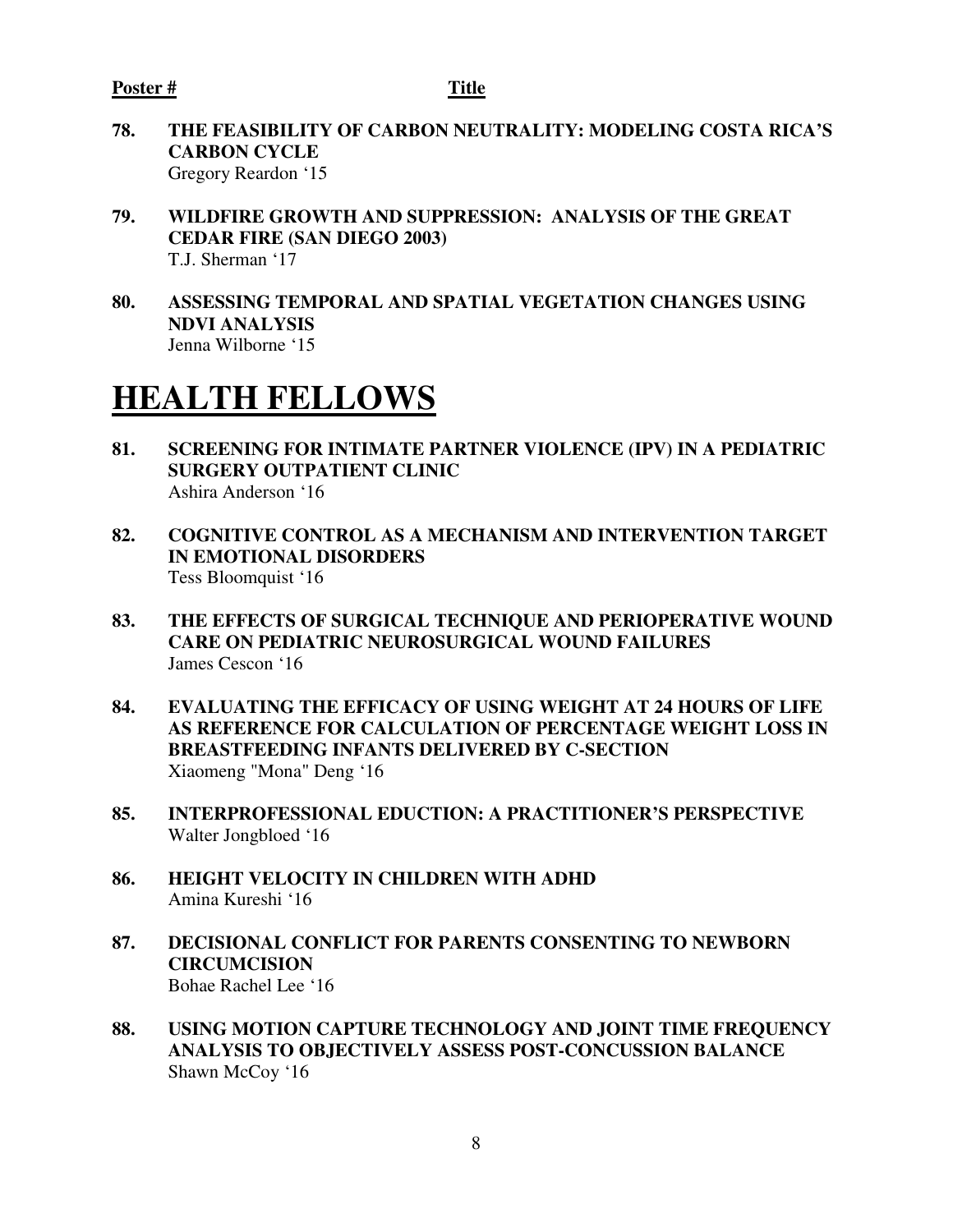**Poster #** **Title**

**78. THE FEASIBILITY OF CARBON NEUTRALITY: MODELING COSTA RICA'S CARBON CYCLE**
Gregory Reardon '15

**79. WILDFIRE GROWTH AND SUPPRESSION: ANALYSIS OF THE GREAT CEDAR FIRE (SAN DIEGO 2003)**
T.J. Sherman '17

**80. ASSESSING TEMPORAL AND SPATIAL VEGETATION CHANGES USING NDVI ANALYSIS**
Jenna Wilborne '15

# HEALTH FELLOWS

**81. SCREENING FOR INTIMATE PARTNER VIOLENCE (IPV) IN A PEDIATRIC SURGERY OUTPATIENT CLINIC**
Ashira Anderson '16

**82. COGNITIVE CONTROL AS A MECHANISM AND INTERVENTION TARGET IN EMOTIONAL DISORDERS**
Tess Bloomquist '16

**83. THE EFFECTS OF SURGICAL TECHNIQUE AND PERIOPERATIVE WOUND CARE ON PEDIATRIC NEUROSURGICAL WOUND FAILURES**
James Cescon '16

**84. EVALUATING THE EFFICACY OF USING WEIGHT AT 24 HOURS OF LIFE AS REFERENCE FOR CALCULATION OF PERCENTAGE WEIGHT LOSS IN BREASTFEEDING INFANTS DELIVERED BY C-SECTION**
Xiaomeng "Mona" Deng '16

**85. INTERPROFESSIONAL EDUCTION: A PRACTITIONER'S PERSPECTIVE**
Walter Jongbloed '16

**86. HEIGHT VELOCITY IN CHILDREN WITH ADHD**
Amina Kureshi '16

**87. DECISIONAL CONFLICT FOR PARENTS CONSENTING TO NEWBORN CIRCUMCISION**
Bohae Rachel Lee '16

**88. USING MOTION CAPTURE TECHNOLOGY AND JOINT TIME FREQUENCY ANALYSIS TO OBJECTIVELY ASSESS POST-CONCUSSION BALANCE**
Shawn McCoy '16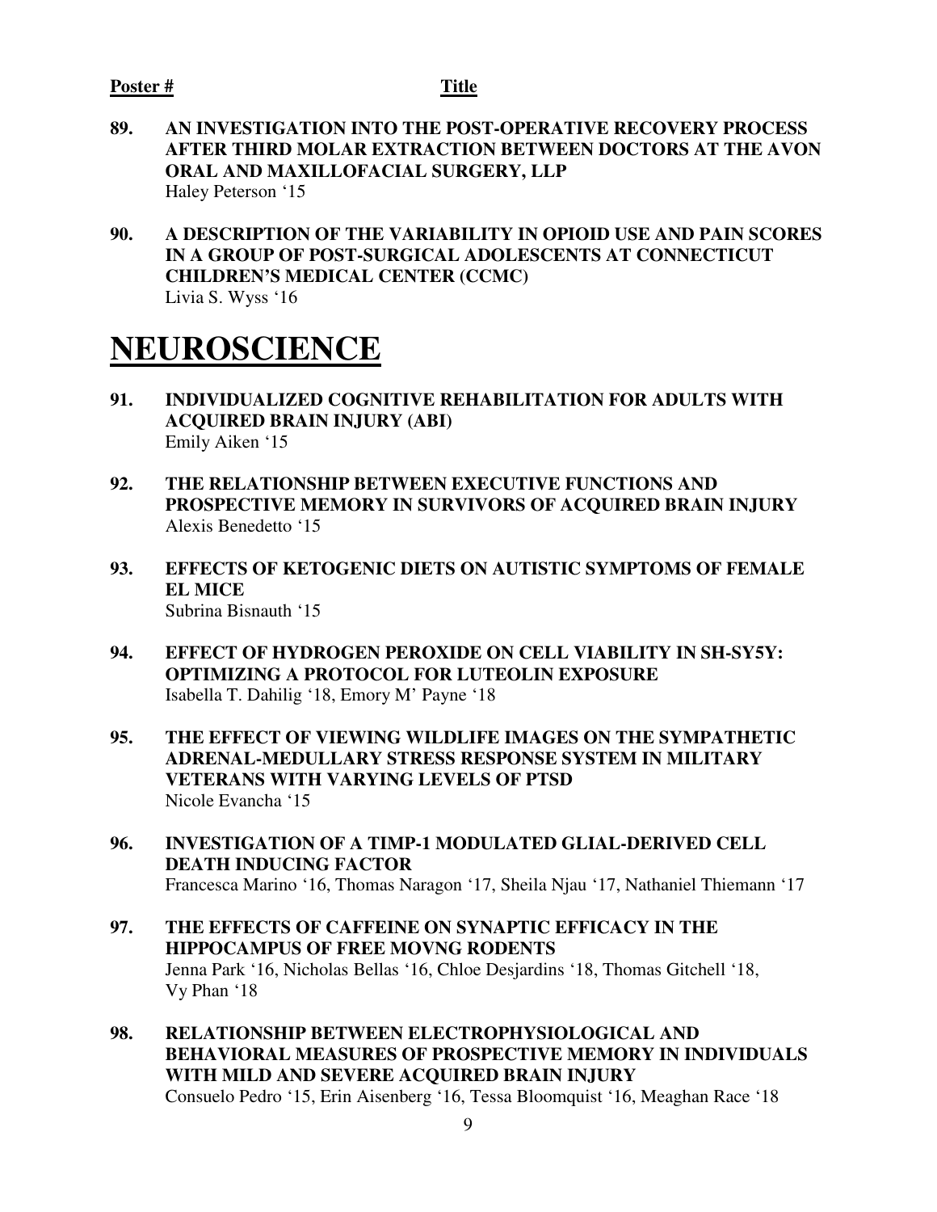**Poster #** **Title**

**89. AN INVESTIGATION INTO THE POST-OPERATIVE RECOVERY PROCESS AFTER THIRD MOLAR EXTRACTION BETWEEN DOCTORS AT THE AVON ORAL AND MAXILLOFACIAL SURGERY, LLP**
Haley Peterson '15

**90. A DESCRIPTION OF THE VARIABILITY IN OPIOID USE AND PAIN SCORES IN A GROUP OF POST-SURGICAL ADOLESCENTS AT CONNECTICUT CHILDREN'S MEDICAL CENTER (CCMC)**
Livia S. Wyss '16

# NEUROSCIENCE

**91. INDIVIDUALIZED COGNITIVE REHABILITATION FOR ADULTS WITH ACQUIRED BRAIN INJURY (ABI)**
Emily Aiken '15

**92. THE RELATIONSHIP BETWEEN EXECUTIVE FUNCTIONS AND PROSPECTIVE MEMORY IN SURVIVORS OF ACQUIRED BRAIN INJURY**
Alexis Benedetto '15

**93. EFFECTS OF KETOGENIC DIETS ON AUTISTIC SYMPTOMS OF FEMALE EL MICE**
Subrina Bisnauth '15

**94. EFFECT OF HYDROGEN PEROXIDE ON CELL VIABILITY IN SH-SY5Y: OPTIMIZING A PROTOCOL FOR LUTEOLIN EXPOSURE**
Isabella T. Dahilig '18, Emory M' Payne '18

**95. THE EFFECT OF VIEWING WILDLIFE IMAGES ON THE SYMPATHETIC ADRENAL-MEDULLARY STRESS RESPONSE SYSTEM IN MILITARY VETERANS WITH VARYING LEVELS OF PTSD**
Nicole Evancha '15

**96. INVESTIGATION OF A TIMP-1 MODULATED GLIAL-DERIVED CELL DEATH INDUCING FACTOR**
Francesca Marino '16, Thomas Naragon '17, Sheila Njau '17, Nathaniel Thiemann '17

**97. THE EFFECTS OF CAFFEINE ON SYNAPTIC EFFICACY IN THE HIPPOCAMPUS OF FREE MOVNG RODENTS**
Jenna Park '16, Nicholas Bellas '16, Chloe Desjardins '18, Thomas Gitchell '18, Vy Phan '18

**98. RELATIONSHIP BETWEEN ELECTROPHYSIOLOGICAL AND BEHAVIORAL MEASURES OF PROSPECTIVE MEMORY IN INDIVIDUALS WITH MILD AND SEVERE ACQUIRED BRAIN INJURY**
Consuelo Pedro '15, Erin Aisenberg '16, Tessa Bloomquist '16, Meaghan Race '18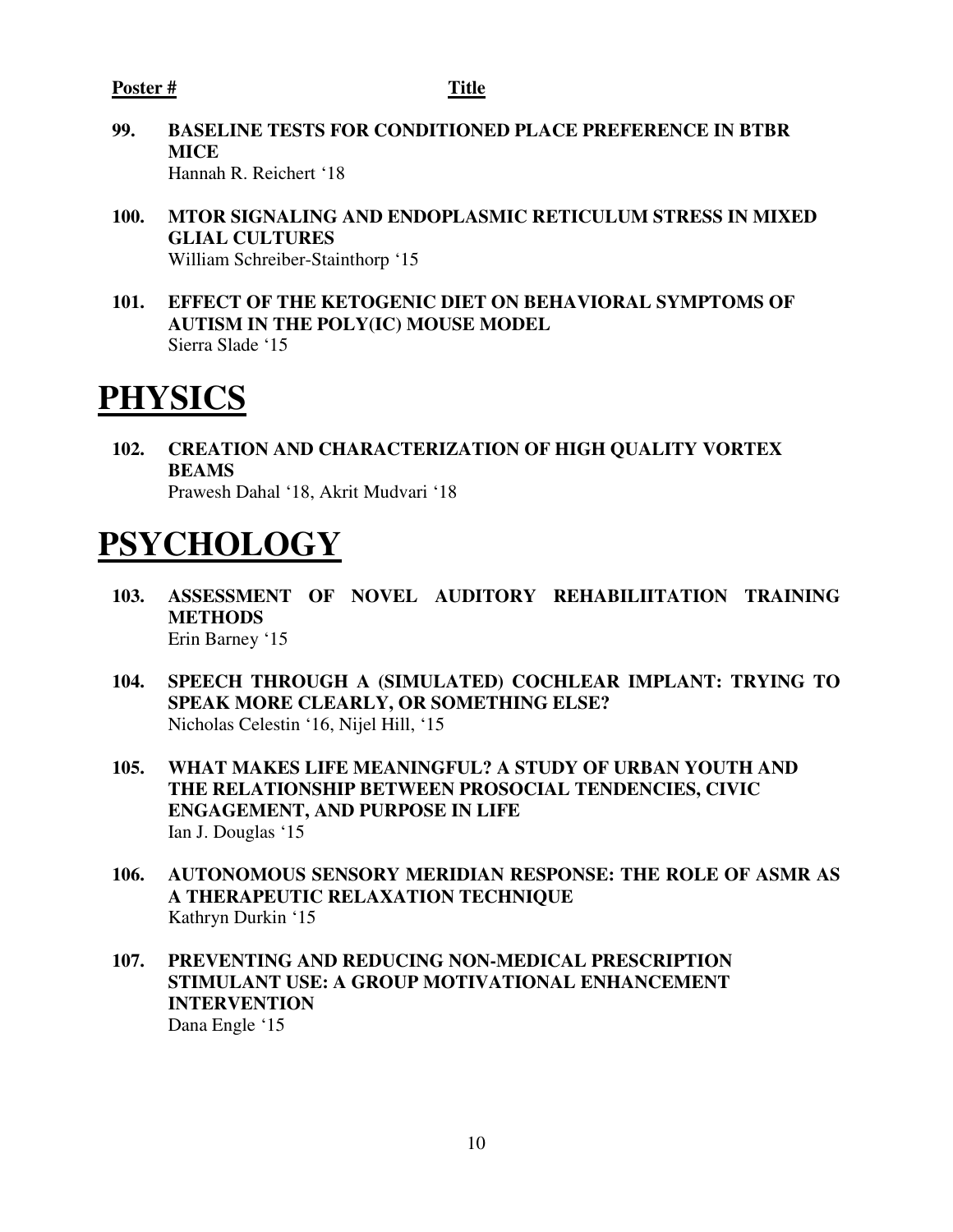**Poster #** **Title**

**99. BASELINE TESTS FOR CONDITIONED PLACE PREFERENCE IN BTBR MICE**
Hannah R. Reichert '18

**100. MTOR SIGNALING AND ENDOPLASMIC RETICULUM STRESS IN MIXED GLIAL CULTURES**
William Schreiber-Stainthorp '15

**101. EFFECT OF THE KETOGENIC DIET ON BEHAVIORAL SYMPTOMS OF AUTISM IN THE POLY(IC) MOUSE MODEL**
Sierra Slade '15

# PHYSICS

**102. CREATION AND CHARACTERIZATION OF HIGH QUALITY VORTEX BEAMS**
Prawesh Dahal '18, Akrit Mudvari '18

# PSYCHOLOGY

**103. ASSESSMENT OF NOVEL AUDITORY REHABILIITATION TRAINING METHODS**
Erin Barney '15

**104. SPEECH THROUGH A (SIMULATED) COCHLEAR IMPLANT: TRYING TO SPEAK MORE CLEARLY, OR SOMETHING ELSE?**
Nicholas Celestin '16, Nijel Hill, '15

**105. WHAT MAKES LIFE MEANINGFUL? A STUDY OF URBAN YOUTH AND THE RELATIONSHIP BETWEEN PROSOCIAL TENDENCIES, CIVIC ENGAGEMENT, AND PURPOSE IN LIFE**
Ian J. Douglas '15

**106. AUTONOMOUS SENSORY MERIDIAN RESPONSE: THE ROLE OF ASMR AS A THERAPEUTIC RELAXATION TECHNIQUE**
Kathryn Durkin '15

**107. PREVENTING AND REDUCING NON-MEDICAL PRESCRIPTION STIMULANT USE: A GROUP MOTIVATIONAL ENHANCEMENT INTERVENTION**
Dana Engle '15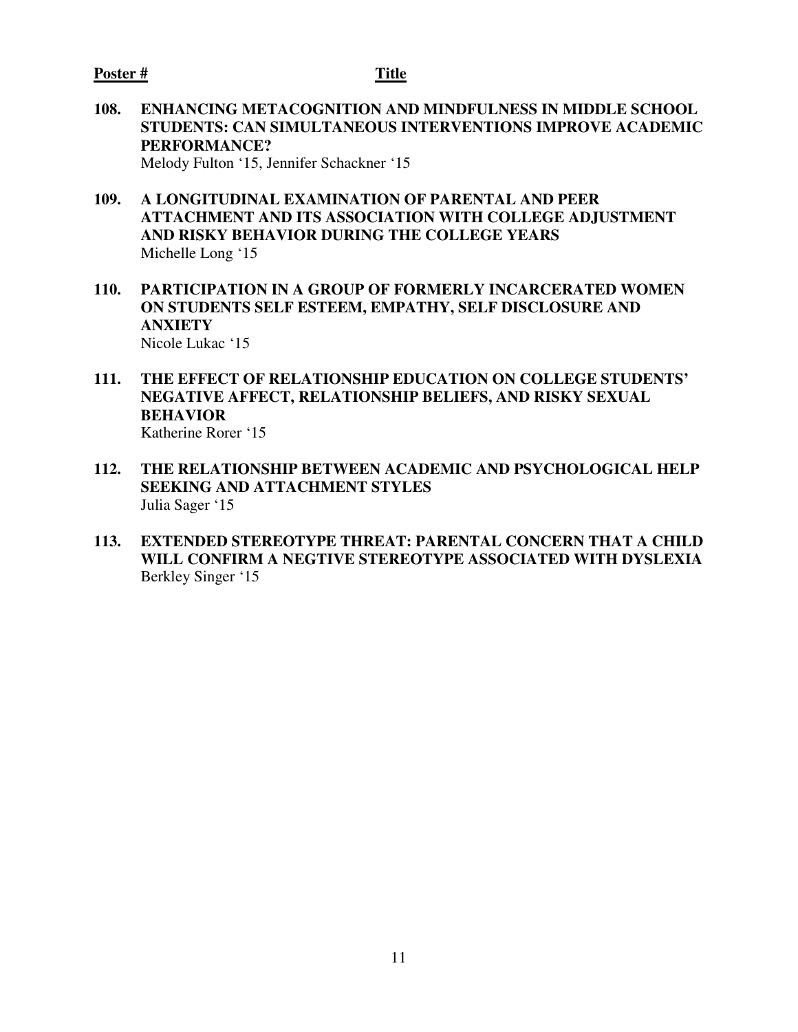**Poster #** **Title**

**108. ENHANCING METACOGNITION AND MINDFULNESS IN MIDDLE SCHOOL STUDENTS: CAN SIMULTANEOUS INTERVENTIONS IMPROVE ACADEMIC PERFORMANCE?**
Melody Fulton '15, Jennifer Schackner '15

**109. A LONGITUDINAL EXAMINATION OF PARENTAL AND PEER ATTACHMENT AND ITS ASSOCIATION WITH COLLEGE ADJUSTMENT AND RISKY BEHAVIOR DURING THE COLLEGE YEARS**
Michelle Long '15

**110. PARTICIPATION IN A GROUP OF FORMERLY INCARCERATED WOMEN ON STUDENTS SELF ESTEEM, EMPATHY, SELF DISCLOSURE AND ANXIETY**
Nicole Lukac '15

**111. THE EFFECT OF RELATIONSHIP EDUCATION ON COLLEGE STUDENTS' NEGATIVE AFFECT, RELATIONSHIP BELIEFS, AND RISKY SEXUAL BEHAVIOR**
Katherine Rorer '15

**112. THE RELATIONSHIP BETWEEN ACADEMIC AND PSYCHOLOGICAL HELP SEEKING AND ATTACHMENT STYLES**
Julia Sager '15

**113. EXTENDED STEREOTYPE THREAT: PARENTAL CONCERN THAT A CHILD WILL CONFIRM A NEGTIVE STEREOTYPE ASSOCIATED WITH DYSLEXIA**
Berkley Singer '15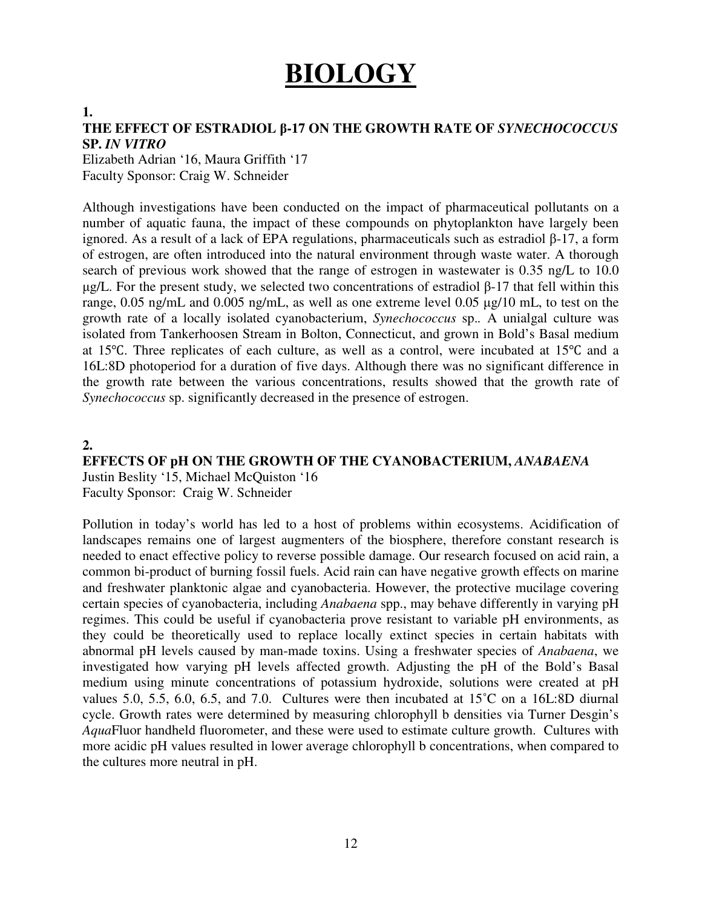# BIOLOGY

**1.**

**THE EFFECT OF ESTRADIOL β-17 ON THE GROWTH RATE OF *SYNECHOCOCCUS* SP. *IN VITRO***

Elizabeth Adrian '16, Maura Griffith '17
Faculty Sponsor: Craig W. Schneider

Although investigations have been conducted on the impact of pharmaceutical pollutants on a number of aquatic fauna, the impact of these compounds on phytoplankton have largely been ignored. As a result of a lack of EPA regulations, pharmaceuticals such as estradiol β-17, a form of estrogen, are often introduced into the natural environment through waste water. A thorough search of previous work showed that the range of estrogen in wastewater is 0.35 ng/L to 10.0 μg/L. For the present study, we selected two concentrations of estradiol β-17 that fell within this range, 0.05 ng/mL and 0.005 ng/mL, as well as one extreme level 0.05 μg/10 mL, to test on the growth rate of a locally isolated cyanobacterium, *Synechococcus* sp.. A unialgal culture was isolated from Tankerhoosen Stream in Bolton, Connecticut, and grown in Bold's Basal medium at 15℃. Three replicates of each culture, as well as a control, were incubated at 15℃ and a 16L:8D photoperiod for a duration of five days. Although there was no significant difference in the growth rate between the various concentrations, results showed that the growth rate of *Synechococcus* sp. significantly decreased in the presence of estrogen.

**2.**

**EFFECTS OF pH ON THE GROWTH OF THE CYANOBACTERIUM, *ANABAENA***

Justin Beslity '15, Michael McQuiston '16
Faculty Sponsor: Craig W. Schneider

Pollution in today's world has led to a host of problems within ecosystems. Acidification of landscapes remains one of largest augmenters of the biosphere, therefore constant research is needed to enact effective policy to reverse possible damage. Our research focused on acid rain, a common bi-product of burning fossil fuels. Acid rain can have negative growth effects on marine and freshwater planktonic algae and cyanobacteria. However, the protective mucilage covering certain species of cyanobacteria, including *Anabaena* spp., may behave differently in varying pH regimes. This could be useful if cyanobacteria prove resistant to variable pH environments, as they could be theoretically used to replace locally extinct species in certain habitats with abnormal pH levels caused by man-made toxins. Using a freshwater species of *Anabaena*, we investigated how varying pH levels affected growth. Adjusting the pH of the Bold's Basal medium using minute concentrations of potassium hydroxide, solutions were created at pH values 5.0, 5.5, 6.0, 6.5, and 7.0. Cultures were then incubated at 15˚C on a 16L:8D diurnal cycle. Growth rates were determined by measuring chlorophyll b densities via Turner Desgin's *Aqua*Fluor handheld fluorometer, and these were used to estimate culture growth. Cultures with more acidic pH values resulted in lower average chlorophyll b concentrations, when compared to the cultures more neutral in pH.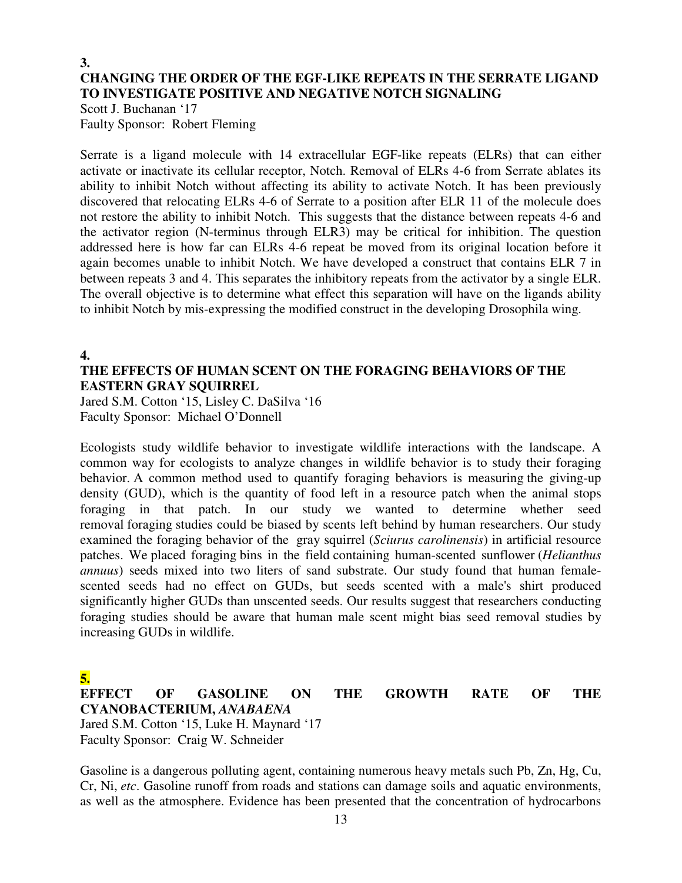**3.**

**CHANGING THE ORDER OF THE EGF-LIKE REPEATS IN THE SERRATE LIGAND TO INVESTIGATE POSITIVE AND NEGATIVE NOTCH SIGNALING**

Scott J. Buchanan '17
Faulty Sponsor: Robert Fleming

Serrate is a ligand molecule with 14 extracellular EGF-like repeats (ELRs) that can either activate or inactivate its cellular receptor, Notch. Removal of ELRs 4-6 from Serrate ablates its ability to inhibit Notch without affecting its ability to activate Notch. It has been previously discovered that relocating ELRs 4-6 of Serrate to a position after ELR 11 of the molecule does not restore the ability to inhibit Notch. This suggests that the distance between repeats 4-6 and the activator region (N-terminus through ELR3) may be critical for inhibition. The question addressed here is how far can ELRs 4-6 repeat be moved from its original location before it again becomes unable to inhibit Notch. We have developed a construct that contains ELR 7 in between repeats 3 and 4. This separates the inhibitory repeats from the activator by a single ELR. The overall objective is to determine what effect this separation will have on the ligands ability to inhibit Notch by mis-expressing the modified construct in the developing Drosophila wing.

**4.**

**THE EFFECTS OF HUMAN SCENT ON THE FORAGING BEHAVIORS OF THE EASTERN GRAY SQUIRREL**

Jared S.M. Cotton '15, Lisley C. DaSilva '16
Faculty Sponsor: Michael O'Donnell

Ecologists study wildlife behavior to investigate wildlife interactions with the landscape. A common way for ecologists to analyze changes in wildlife behavior is to study their foraging behavior. A common method used to quantify foraging behaviors is measuring the giving-up density (GUD), which is the quantity of food left in a resource patch when the animal stops foraging in that patch. In our study we wanted to determine whether seed removal foraging studies could be biased by scents left behind by human researchers. Our study examined the foraging behavior of the gray squirrel (*Sciurus carolinensis*) in artificial resource patches. We placed foraging bins in the field containing human-scented sunflower (*Helianthus annuus*) seeds mixed into two liters of sand substrate. Our study found that human female-scented seeds had no effect on GUDs, but seeds scented with a male's shirt produced significantly higher GUDs than unscented seeds. Our results suggest that researchers conducting foraging studies should be aware that human male scent might bias seed removal studies by increasing GUDs in wildlife.

**5.**

**EFFECT OF GASOLINE ON THE GROWTH RATE OF THE CYANOBACTERIUM, *ANABAENA***

Jared S.M. Cotton '15, Luke H. Maynard '17
Faculty Sponsor: Craig W. Schneider

Gasoline is a dangerous polluting agent, containing numerous heavy metals such Pb, Zn, Hg, Cu, Cr, Ni, *etc*. Gasoline runoff from roads and stations can damage soils and aquatic environments, as well as the atmosphere. Evidence has been presented that the concentration of hydrocarbons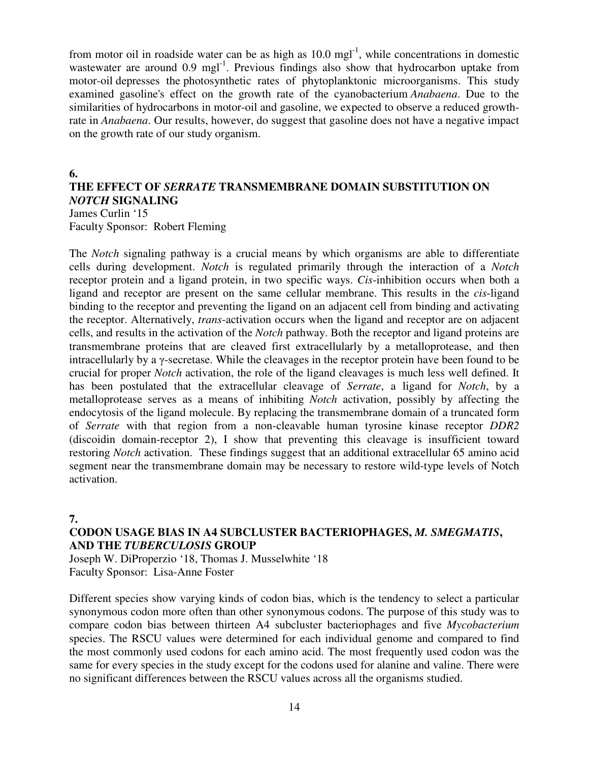from motor oil in roadside water can be as high as 10.0 $mgl^{-1}$, while concentrations in domestic wastewater are around 0.9 $mgl^{-1}$. Previous findings also show that hydrocarbon uptake from motor-oil depresses the photosynthetic rates of phytoplanktonic microorganisms. This study examined gasoline's effect on the growth rate of the cyanobacterium *Anabaena*. Due to the similarities of hydrocarbons in motor-oil and gasoline, we expected to observe a reduced growth-rate in *Anabaena*. Our results, however, do suggest that gasoline does not have a negative impact on the growth rate of our study organism.

**6.**

**THE EFFECT OF *SERRATE* TRANSMEMBRANE DOMAIN SUBSTITUTION ON *NOTCH* SIGNALING**

James Curlin '15
Faculty Sponsor: Robert Fleming

The *Notch* signaling pathway is a crucial means by which organisms are able to differentiate cells during development. *Notch* is regulated primarily through the interaction of a *Notch* receptor protein and a ligand protein, in two specific ways. *Cis*-inhibition occurs when both a ligand and receptor are present on the same cellular membrane. This results in the *cis*-ligand binding to the receptor and preventing the ligand on an adjacent cell from binding and activating the receptor. Alternatively, *trans*-activation occurs when the ligand and receptor are on adjacent cells, and results in the activation of the *Notch* pathway. Both the receptor and ligand proteins are transmembrane proteins that are cleaved first extracellularly by a metalloprotease, and then intracellularly by a γ-secretase. While the cleavages in the receptor protein have been found to be crucial for proper *Notch* activation, the role of the ligand cleavages is much less well defined. It has been postulated that the extracellular cleavage of *Serrate*, a ligand for *Notch*, by a metalloprotease serves as a means of inhibiting *Notch* activation, possibly by affecting the endocytosis of the ligand molecule. By replacing the transmembrane domain of a truncated form of *Serrate* with that region from a non-cleavable human tyrosine kinase receptor *DDR2* (discoidin domain-receptor 2), I show that preventing this cleavage is insufficient toward restoring *Notch* activation. These findings suggest that an additional extracellular 65 amino acid segment near the transmembrane domain may be necessary to restore wild-type levels of Notch activation.

**7.**

**CODON USAGE BIAS IN A4 SUBCLUSTER BACTERIOPHAGES, *M. SMEGMATIS*, AND THE *TUBERCULOSIS* GROUP**

Joseph W. DiProperzio '18, Thomas J. Musselwhite '18
Faculty Sponsor: Lisa-Anne Foster

Different species show varying kinds of codon bias, which is the tendency to select a particular synonymous codon more often than other synonymous codons. The purpose of this study was to compare codon bias between thirteen A4 subcluster bacteriophages and five *Mycobacterium* species. The RSCU values were determined for each individual genome and compared to find the most commonly used codons for each amino acid. The most frequently used codon was the same for every species in the study except for the codons used for alanine and valine. There were no significant differences between the RSCU values across all the organisms studied.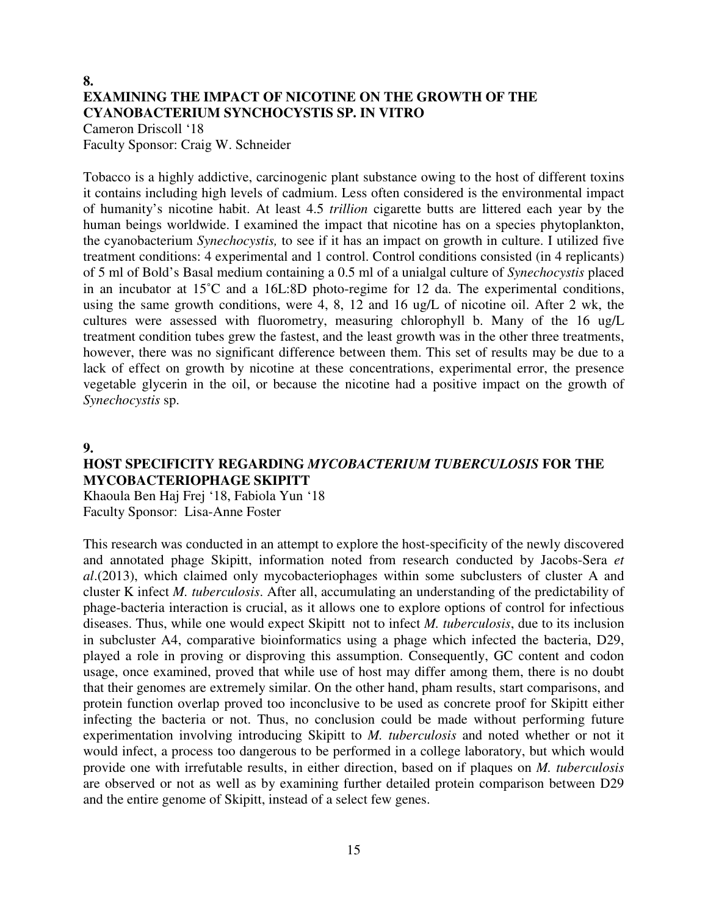**8.**

**EXAMINING THE IMPACT OF NICOTINE ON THE GROWTH OF THE CYANOBACTERIUM SYNCHOCYSTIS SP. IN VITRO**

Cameron Driscoll '18
Faculty Sponsor: Craig W. Schneider

Tobacco is a highly addictive, carcinogenic plant substance owing to the host of different toxins it contains including high levels of cadmium. Less often considered is the environmental impact of humanity's nicotine habit. At least 4.5 *trillion* cigarette butts are littered each year by the human beings worldwide. I examined the impact that nicotine has on a species phytoplankton, the cyanobacterium *Synechocystis,* to see if it has an impact on growth in culture. I utilized five treatment conditions: 4 experimental and 1 control. Control conditions consisted (in 4 replicants) of 5 ml of Bold's Basal medium containing a 0.5 ml of a unialgal culture of *Synechocystis* placed in an incubator at 15˚C and a 16L:8D photo-regime for 12 da. The experimental conditions, using the same growth conditions, were 4, 8, 12 and 16 ug/L of nicotine oil. After 2 wk, the cultures were assessed with fluorometry, measuring chlorophyll b. Many of the 16 ug/L treatment condition tubes grew the fastest, and the least growth was in the other three treatments, however, there was no significant difference between them. This set of results may be due to a lack of effect on growth by nicotine at these concentrations, experimental error, the presence vegetable glycerin in the oil, or because the nicotine had a positive impact on the growth of *Synechocystis* sp.

**9.**

**HOST SPECIFICITY REGARDING *MYCOBACTERIUM TUBERCULOSIS* FOR THE MYCOBACTERIOPHAGE SKIPITT**

Khaoula Ben Haj Frej '18, Fabiola Yun '18
Faculty Sponsor: Lisa-Anne Foster

This research was conducted in an attempt to explore the host-specificity of the newly discovered and annotated phage Skipitt, information noted from research conducted by Jacobs-Sera *et al*.(2013), which claimed only mycobacteriophages within some subclusters of cluster A and cluster K infect *M. tuberculosis*. After all, accumulating an understanding of the predictability of phage-bacteria interaction is crucial, as it allows one to explore options of control for infectious diseases. Thus, while one would expect Skipitt not to infect *M. tuberculosis*, due to its inclusion in subcluster A4, comparative bioinformatics using a phage which infected the bacteria, D29, played a role in proving or disproving this assumption. Consequently, GC content and codon usage, once examined, proved that while use of host may differ among them, there is no doubt that their genomes are extremely similar. On the other hand, pham results, start comparisons, and protein function overlap proved too inconclusive to be used as concrete proof for Skipitt either infecting the bacteria or not. Thus, no conclusion could be made without performing future experimentation involving introducing Skipitt to *M. tuberculosis* and noted whether or not it would infect, a process too dangerous to be performed in a college laboratory, but which would provide one with irrefutable results, in either direction, based on if plaques on *M. tuberculosis* are observed or not as well as by examining further detailed protein comparison between D29 and the entire genome of Skipitt, instead of a select few genes.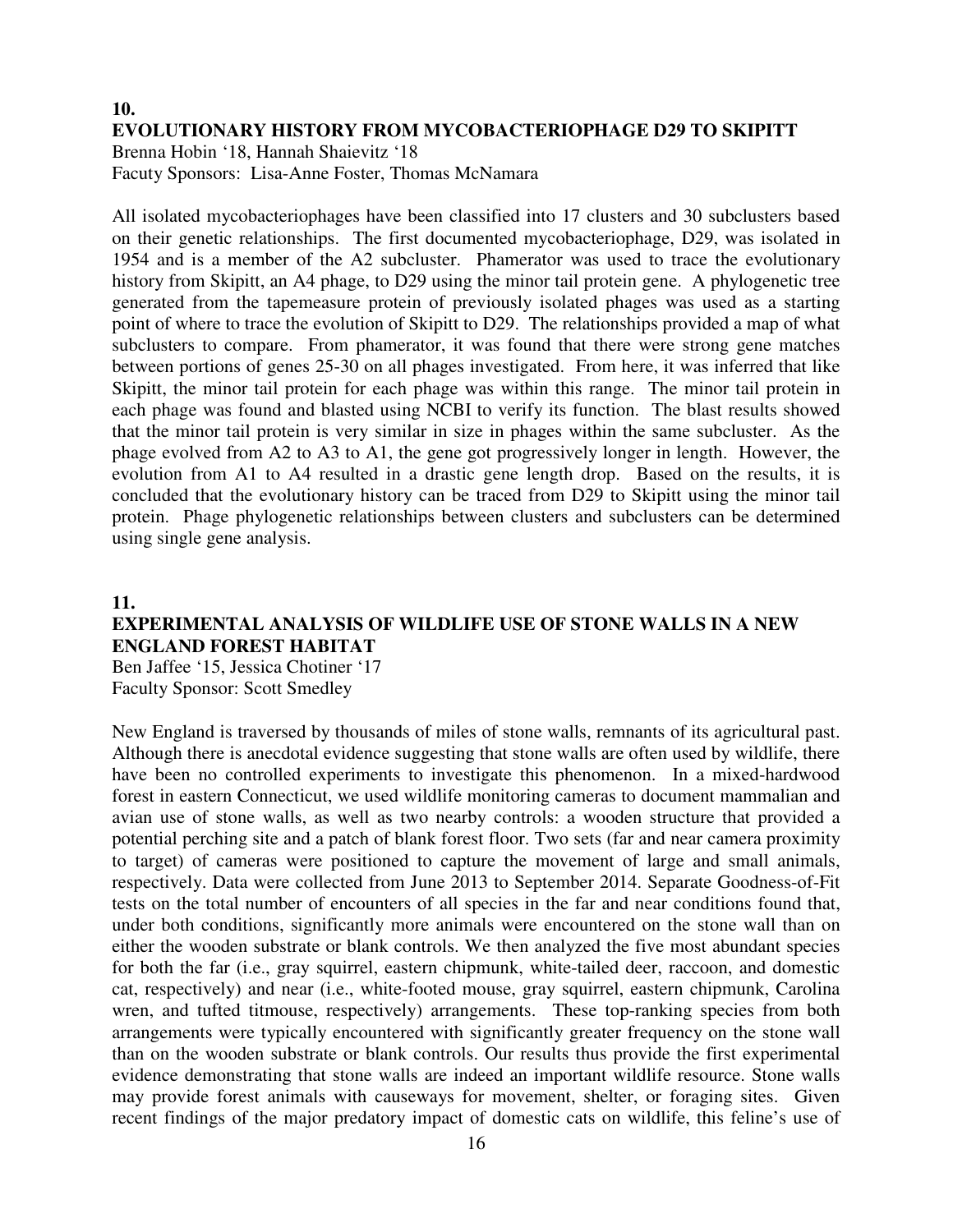**10.**

## EVOLUTIONARY HISTORY FROM MYCOBACTERIOPHAGE D29 TO SKIPITT

Brenna Hobin '18, Hannah Shaievitz '18
Facuty Sponsors: Lisa-Anne Foster, Thomas McNamara

All isolated mycobacteriophages have been classified into 17 clusters and 30 subclusters based on their genetic relationships. The first documented mycobacteriophage, D29, was isolated in 1954 and is a member of the A2 subcluster. Phamerator was used to trace the evolutionary history from Skipitt, an A4 phage, to D29 using the minor tail protein gene. A phylogenetic tree generated from the tapemeasure protein of previously isolated phages was used as a starting point of where to trace the evolution of Skipitt to D29. The relationships provided a map of what subclusters to compare. From phamerator, it was found that there were strong gene matches between portions of genes 25-30 on all phages investigated. From here, it was inferred that like Skipitt, the minor tail protein for each phage was within this range. The minor tail protein in each phage was found and blasted using NCBI to verify its function. The blast results showed that the minor tail protein is very similar in size in phages within the same subcluster. As the phage evolved from A2 to A3 to A1, the gene got progressively longer in length. However, the evolution from A1 to A4 resulted in a drastic gene length drop. Based on the results, it is concluded that the evolutionary history can be traced from D29 to Skipitt using the minor tail protein. Phage phylogenetic relationships between clusters and subclusters can be determined using single gene analysis.

**11.**

## EXPERIMENTAL ANALYSIS OF WILDLIFE USE OF STONE WALLS IN A NEW ENGLAND FOREST HABITAT

Ben Jaffee '15, Jessica Chotiner '17
Faculty Sponsor: Scott Smedley

New England is traversed by thousands of miles of stone walls, remnants of its agricultural past. Although there is anecdotal evidence suggesting that stone walls are often used by wildlife, there have been no controlled experiments to investigate this phenomenon. In a mixed-hardwood forest in eastern Connecticut, we used wildlife monitoring cameras to document mammalian and avian use of stone walls, as well as two nearby controls: a wooden structure that provided a potential perching site and a patch of blank forest floor. Two sets (far and near camera proximity to target) of cameras were positioned to capture the movement of large and small animals, respectively. Data were collected from June 2013 to September 2014. Separate Goodness-of-Fit tests on the total number of encounters of all species in the far and near conditions found that, under both conditions, significantly more animals were encountered on the stone wall than on either the wooden substrate or blank controls. We then analyzed the five most abundant species for both the far (i.e., gray squirrel, eastern chipmunk, white-tailed deer, raccoon, and domestic cat, respectively) and near (i.e., white-footed mouse, gray squirrel, eastern chipmunk, Carolina wren, and tufted titmouse, respectively) arrangements. These top-ranking species from both arrangements were typically encountered with significantly greater frequency on the stone wall than on the wooden substrate or blank controls. Our results thus provide the first experimental evidence demonstrating that stone walls are indeed an important wildlife resource. Stone walls may provide forest animals with causeways for movement, shelter, or foraging sites. Given recent findings of the major predatory impact of domestic cats on wildlife, this feline's use of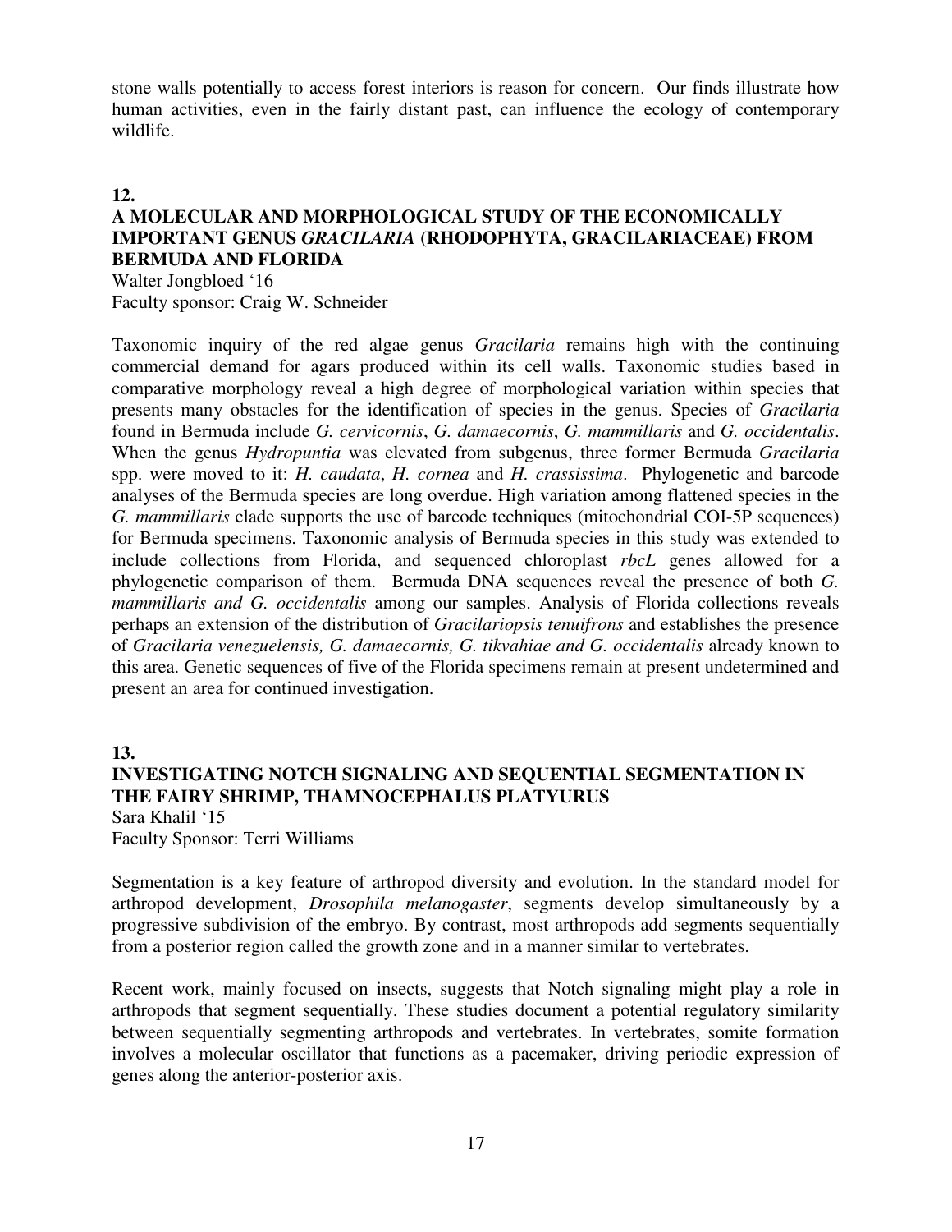stone walls potentially to access forest interiors is reason for concern. Our finds illustrate how human activities, even in the fairly distant past, can influence the ecology of contemporary wildlife.

**12.**

**A MOLECULAR AND MORPHOLOGICAL STUDY OF THE ECONOMICALLY IMPORTANT GENUS *GRACILARIA* (RHODOPHYTA, GRACILARIACEAE) FROM BERMUDA AND FLORIDA**

Walter Jongbloed '16
Faculty sponsor: Craig W. Schneider

Taxonomic inquiry of the red algae genus *Gracilaria* remains high with the continuing commercial demand for agars produced within its cell walls. Taxonomic studies based in comparative morphology reveal a high degree of morphological variation within species that presents many obstacles for the identification of species in the genus. Species of *Gracilaria* found in Bermuda include *G. cervicornis*, *G. damaecornis*, *G. mammillaris* and *G. occidentalis*. When the genus *Hydropuntia* was elevated from subgenus, three former Bermuda *Gracilaria* spp. were moved to it: *H. caudata*, *H. cornea* and *H. crassissima*. Phylogenetic and barcode analyses of the Bermuda species are long overdue. High variation among flattened species in the *G. mammillaris* clade supports the use of barcode techniques (mitochondrial COI-5P sequences) for Bermuda specimens. Taxonomic analysis of Bermuda species in this study was extended to include collections from Florida, and sequenced chloroplast *rbcL* genes allowed for a phylogenetic comparison of them. Bermuda DNA sequences reveal the presence of both *G. mammillaris and G. occidentalis* among our samples. Analysis of Florida collections reveals perhaps an extension of the distribution of *Gracilariopsis tenuifrons* and establishes the presence of *Gracilaria venezuelensis, G. damaecornis, G. tikvahiae and G. occidentalis* already known to this area. Genetic sequences of five of the Florida specimens remain at present undetermined and present an area for continued investigation.

**13.**

**INVESTIGATING NOTCH SIGNALING AND SEQUENTIAL SEGMENTATION IN THE FAIRY SHRIMP, THAMNOCEPHALUS PLATYURUS**

Sara Khalil '15
Faculty Sponsor: Terri Williams

Segmentation is a key feature of arthropod diversity and evolution. In the standard model for arthropod development, *Drosophila melanogaster*, segments develop simultaneously by a progressive subdivision of the embryo. By contrast, most arthropods add segments sequentially from a posterior region called the growth zone and in a manner similar to vertebrates.

Recent work, mainly focused on insects, suggests that Notch signaling might play a role in arthropods that segment sequentially. These studies document a potential regulatory similarity between sequentially segmenting arthropods and vertebrates. In vertebrates, somite formation involves a molecular oscillator that functions as a pacemaker, driving periodic expression of genes along the anterior-posterior axis.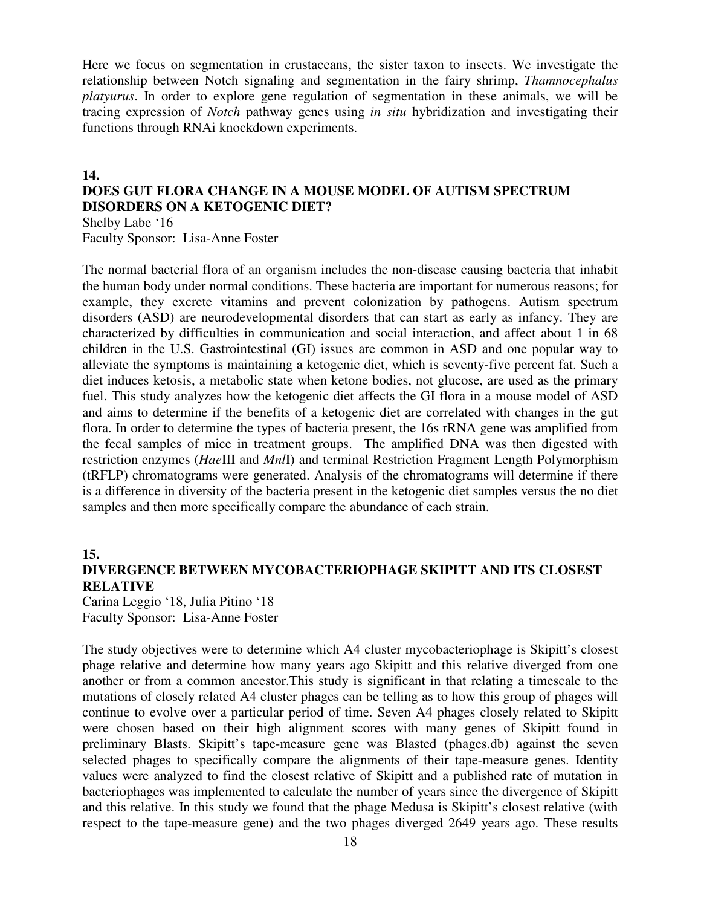Here we focus on segmentation in crustaceans, the sister taxon to insects. We investigate the relationship between Notch signaling and segmentation in the fairy shrimp, *Thamnocephalus platyurus*. In order to explore gene regulation of segmentation in these animals, we will be tracing expression of *Notch* pathway genes using *in situ* hybridization and investigating their functions through RNAi knockdown experiments.

**14.**

**DOES GUT FLORA CHANGE IN A MOUSE MODEL OF AUTISM SPECTRUM DISORDERS ON A KETOGENIC DIET?**

Shelby Labe '16
Faculty Sponsor: Lisa-Anne Foster

The normal bacterial flora of an organism includes the non-disease causing bacteria that inhabit the human body under normal conditions. These bacteria are important for numerous reasons; for example, they excrete vitamins and prevent colonization by pathogens. Autism spectrum disorders (ASD) are neurodevelopmental disorders that can start as early as infancy. They are characterized by difficulties in communication and social interaction, and affect about 1 in 68 children in the U.S. Gastrointestinal (GI) issues are common in ASD and one popular way to alleviate the symptoms is maintaining a ketogenic diet, which is seventy-five percent fat. Such a diet induces ketosis, a metabolic state when ketone bodies, not glucose, are used as the primary fuel. This study analyzes how the ketogenic diet affects the GI flora in a mouse model of ASD and aims to determine if the benefits of a ketogenic diet are correlated with changes in the gut flora. In order to determine the types of bacteria present, the 16s rRNA gene was amplified from the fecal samples of mice in treatment groups. The amplified DNA was then digested with restriction enzymes (*Hae*III and *Mnl*I) and terminal Restriction Fragment Length Polymorphism (tRFLP) chromatograms were generated. Analysis of the chromatograms will determine if there is a difference in diversity of the bacteria present in the ketogenic diet samples versus the no diet samples and then more specifically compare the abundance of each strain.

**15.**

**DIVERGENCE BETWEEN MYCOBACTERIOPHAGE SKIPITT AND ITS CLOSEST RELATIVE**

Carina Leggio '18, Julia Pitino '18
Faculty Sponsor: Lisa-Anne Foster

The study objectives were to determine which A4 cluster mycobacteriophage is Skipitt's closest phage relative and determine how many years ago Skipitt and this relative diverged from one another or from a common ancestor.This study is significant in that relating a timescale to the mutations of closely related A4 cluster phages can be telling as to how this group of phages will continue to evolve over a particular period of time. Seven A4 phages closely related to Skipitt were chosen based on their high alignment scores with many genes of Skipitt found in preliminary Blasts. Skipitt's tape-measure gene was Blasted (phages.db) against the seven selected phages to specifically compare the alignments of their tape-measure genes. Identity values were analyzed to find the closest relative of Skipitt and a published rate of mutation in bacteriophages was implemented to calculate the number of years since the divergence of Skipitt and this relative. In this study we found that the phage Medusa is Skipitt's closest relative (with respect to the tape-measure gene) and the two phages diverged 2649 years ago. These results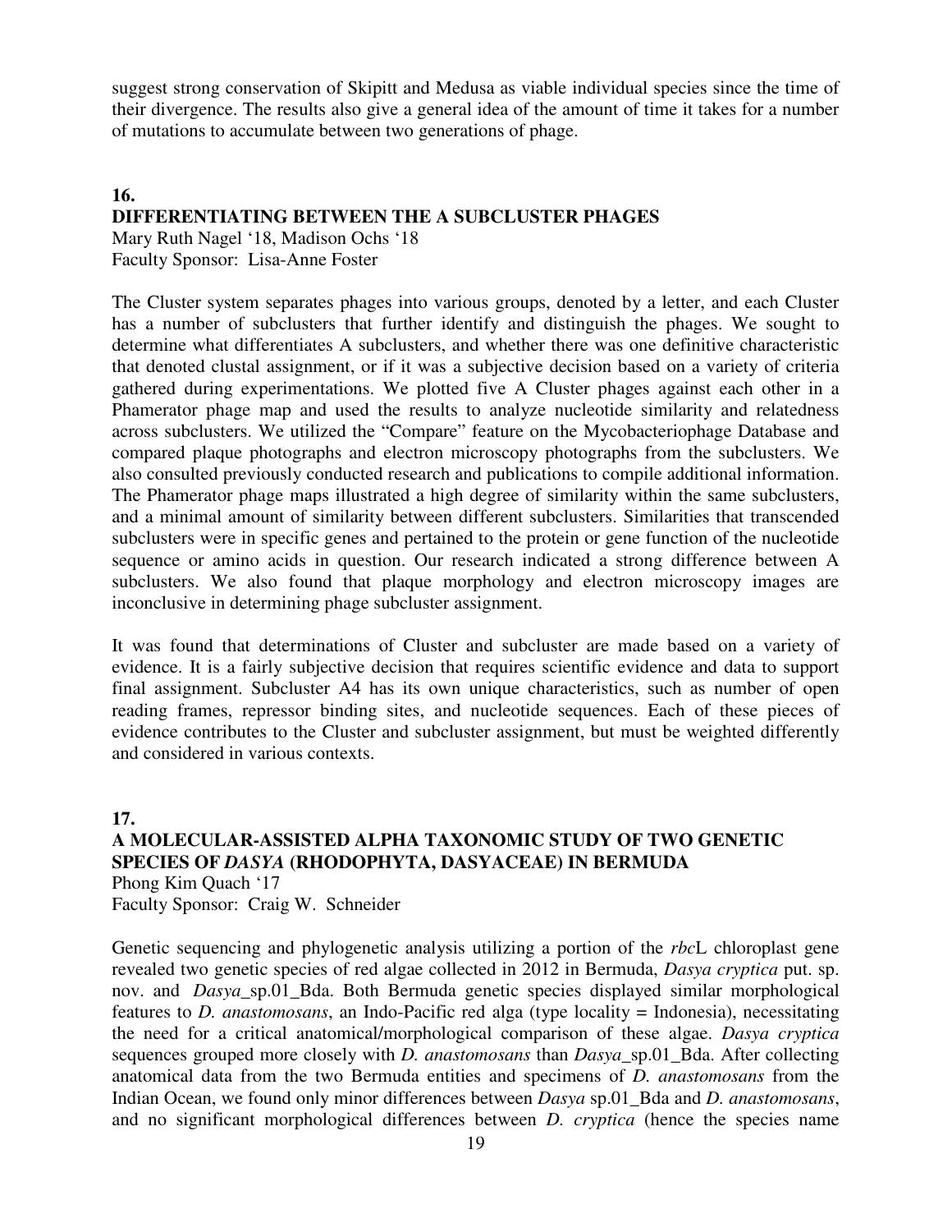suggest strong conservation of Skipitt and Medusa as viable individual species since the time of their divergence. The results also give a general idea of the amount of time it takes for a number of mutations to accumulate between two generations of phage.

**16.**

**DIFFERENTIATING BETWEEN THE A SUBCLUSTER PHAGES**

Mary Ruth Nagel '18, Madison Ochs '18

Faculty Sponsor: Lisa-Anne Foster

The Cluster system separates phages into various groups, denoted by a letter, and each Cluster has a number of subclusters that further identify and distinguish the phages. We sought to determine what differentiates A subclusters, and whether there was one definitive characteristic that denoted clustal assignment, or if it was a subjective decision based on a variety of criteria gathered during experimentations. We plotted five A Cluster phages against each other in a Phamerator phage map and used the results to analyze nucleotide similarity and relatedness across subclusters. We utilized the "Compare" feature on the Mycobacteriophage Database and compared plaque photographs and electron microscopy photographs from the subclusters. We also consulted previously conducted research and publications to compile additional information. The Phamerator phage maps illustrated a high degree of similarity within the same subclusters, and a minimal amount of similarity between different subclusters. Similarities that transcended subclusters were in specific genes and pertained to the protein or gene function of the nucleotide sequence or amino acids in question. Our research indicated a strong difference between A subclusters. We also found that plaque morphology and electron microscopy images are inconclusive in determining phage subcluster assignment.

It was found that determinations of Cluster and subcluster are made based on a variety of evidence. It is a fairly subjective decision that requires scientific evidence and data to support final assignment. Subcluster A4 has its own unique characteristics, such as number of open reading frames, repressor binding sites, and nucleotide sequences. Each of these pieces of evidence contributes to the Cluster and subcluster assignment, but must be weighted differently and considered in various contexts.

**17.**

**A MOLECULAR-ASSISTED ALPHA TAXONOMIC STUDY OF TWO GENETIC SPECIES OF *DASYA* (RHODOPHYTA, DASYACEAE) IN BERMUDA**

Phong Kim Quach '17

Faculty Sponsor: Craig W. Schneider

Genetic sequencing and phylogenetic analysis utilizing a portion of the *rbc*L chloroplast gene revealed two genetic species of red algae collected in 2012 in Bermuda, *Dasya cryptica* put. sp. nov. and *Dasya*_sp.01_Bda. Both Bermuda genetic species displayed similar morphological features to *D. anastomosans*, an Indo-Pacific red alga (type locality = Indonesia), necessitating the need for a critical anatomical/morphological comparison of these algae. *Dasya cryptica* sequences grouped more closely with *D. anastomosans* than *Dasya*_sp.01_Bda. After collecting anatomical data from the two Bermuda entities and specimens of *D. anastomosans* from the Indian Ocean, we found only minor differences between *Dasya* sp.01_Bda and *D. anastomosans*, and no significant morphological differences between *D. cryptica* (hence the species name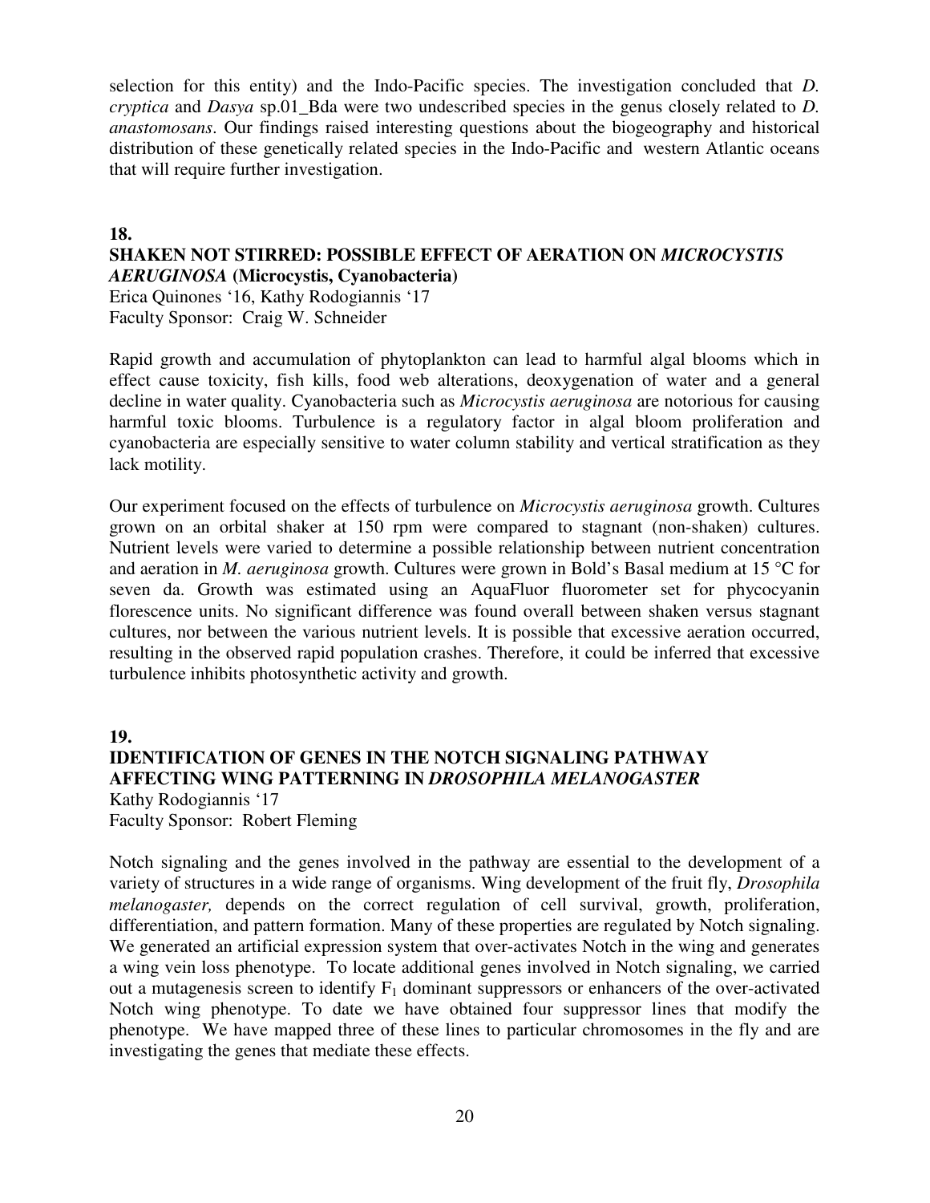selection for this entity) and the Indo-Pacific species. The investigation concluded that *D. cryptica* and *Dasya* sp.01_Bda were two undescribed species in the genus closely related to *D. anastomosans*. Our findings raised interesting questions about the biogeography and historical distribution of these genetically related species in the Indo-Pacific and western Atlantic oceans that will require further investigation.

**18.**

**SHAKEN NOT STIRRED: POSSIBLE EFFECT OF AERATION ON *MICROCYSTIS AERUGINOSA* (Microcystis, Cyanobacteria)**

Erica Quinones '16, Kathy Rodogiannis '17
Faculty Sponsor: Craig W. Schneider

Rapid growth and accumulation of phytoplankton can lead to harmful algal blooms which in effect cause toxicity, fish kills, food web alterations, deoxygenation of water and a general decline in water quality. Cyanobacteria such as *Microcystis aeruginosa* are notorious for causing harmful toxic blooms. Turbulence is a regulatory factor in algal bloom proliferation and cyanobacteria are especially sensitive to water column stability and vertical stratification as they lack motility.

Our experiment focused on the effects of turbulence on *Microcystis aeruginosa* growth. Cultures grown on an orbital shaker at 150 rpm were compared to stagnant (non-shaken) cultures. Nutrient levels were varied to determine a possible relationship between nutrient concentration and aeration in *M. aeruginosa* growth. Cultures were grown in Bold's Basal medium at 15 °C for seven da. Growth was estimated using an AquaFluor fluorometer set for phycocyanin florescence units. No significant difference was found overall between shaken versus stagnant cultures, nor between the various nutrient levels. It is possible that excessive aeration occurred, resulting in the observed rapid population crashes. Therefore, it could be inferred that excessive turbulence inhibits photosynthetic activity and growth.

**19.**

**IDENTIFICATION OF GENES IN THE NOTCH SIGNALING PATHWAY AFFECTING WING PATTERNING IN *DROSOPHILA MELANOGASTER***

Kathy Rodogiannis '17
Faculty Sponsor: Robert Fleming

Notch signaling and the genes involved in the pathway are essential to the development of a variety of structures in a wide range of organisms. Wing development of the fruit fly, *Drosophila melanogaster,* depends on the correct regulation of cell survival, growth, proliferation, differentiation, and pattern formation. Many of these properties are regulated by Notch signaling. We generated an artificial expression system that over-activates Notch in the wing and generates a wing vein loss phenotype. To locate additional genes involved in Notch signaling, we carried out a mutagenesis screen to identify $F_1$ dominant suppressors or enhancers of the over-activated Notch wing phenotype. To date we have obtained four suppressor lines that modify the phenotype. We have mapped three of these lines to particular chromosomes in the fly and are investigating the genes that mediate these effects.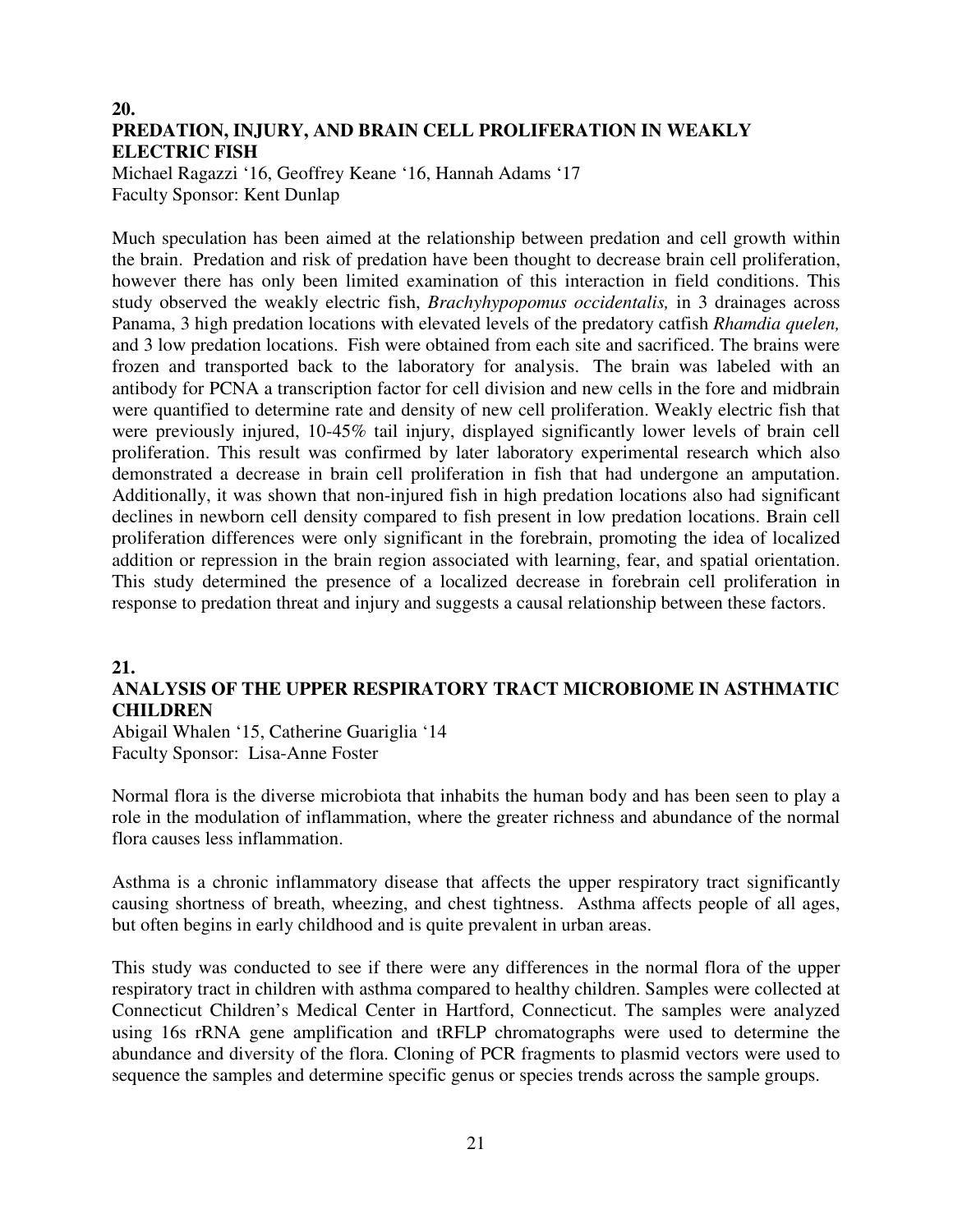## 20.
## PREDATION, INJURY, AND BRAIN CELL PROLIFERATION IN WEAKLY ELECTRIC FISH

Michael Ragazzi '16, Geoffrey Keane '16, Hannah Adams '17
Faculty Sponsor: Kent Dunlap

Much speculation has been aimed at the relationship between predation and cell growth within the brain. Predation and risk of predation have been thought to decrease brain cell proliferation, however there has only been limited examination of this interaction in field conditions. This study observed the weakly electric fish, *Brachyhypopomus occidentalis,* in 3 drainages across Panama, 3 high predation locations with elevated levels of the predatory catfish *Rhamdia quelen,* and 3 low predation locations. Fish were obtained from each site and sacrificed. The brains were frozen and transported back to the laboratory for analysis. The brain was labeled with an antibody for PCNA a transcription factor for cell division and new cells in the fore and midbrain were quantified to determine rate and density of new cell proliferation. Weakly electric fish that were previously injured, 10-45% tail injury, displayed significantly lower levels of brain cell proliferation. This result was confirmed by later laboratory experimental research which also demonstrated a decrease in brain cell proliferation in fish that had undergone an amputation. Additionally, it was shown that non-injured fish in high predation locations also had significant declines in newborn cell density compared to fish present in low predation locations. Brain cell proliferation differences were only significant in the forebrain, promoting the idea of localized addition or repression in the brain region associated with learning, fear, and spatial orientation. This study determined the presence of a localized decrease in forebrain cell proliferation in response to predation threat and injury and suggests a causal relationship between these factors.

## 21.
## ANALYSIS OF THE UPPER RESPIRATORY TRACT MICROBIOME IN ASTHMATIC CHILDREN

Abigail Whalen '15, Catherine Guariglia '14
Faculty Sponsor: Lisa-Anne Foster

Normal flora is the diverse microbiota that inhabits the human body and has been seen to play a role in the modulation of inflammation, where the greater richness and abundance of the normal flora causes less inflammation.

Asthma is a chronic inflammatory disease that affects the upper respiratory tract significantly causing shortness of breath, wheezing, and chest tightness. Asthma affects people of all ages, but often begins in early childhood and is quite prevalent in urban areas.

This study was conducted to see if there were any differences in the normal flora of the upper respiratory tract in children with asthma compared to healthy children. Samples were collected at Connecticut Children's Medical Center in Hartford, Connecticut. The samples were analyzed using 16s rRNA gene amplification and tRFLP chromatographs were used to determine the abundance and diversity of the flora. Cloning of PCR fragments to plasmid vectors were used to sequence the samples and determine specific genus or species trends across the sample groups.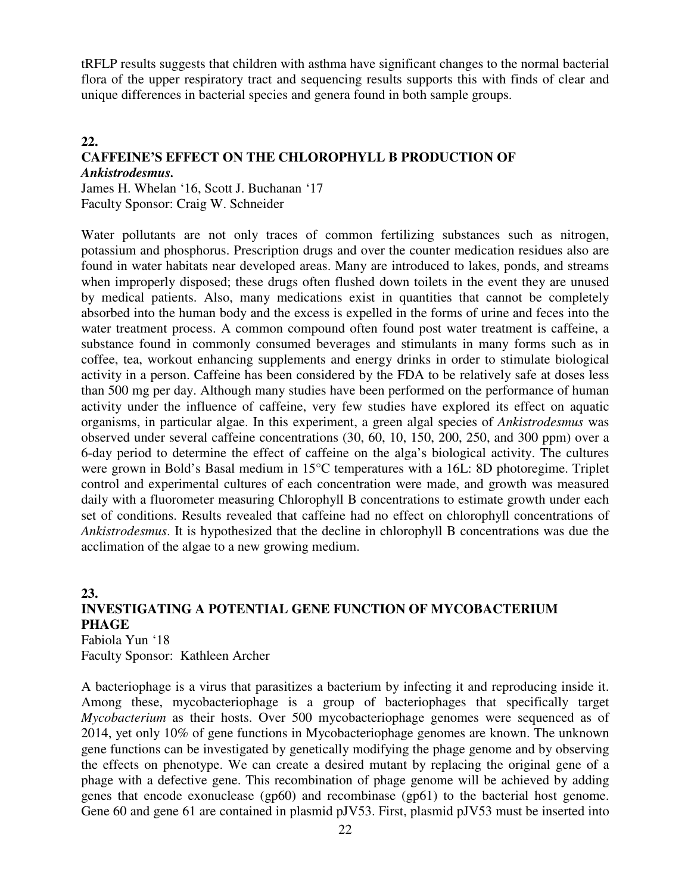tRFLP results suggests that children with asthma have significant changes to the normal bacterial flora of the upper respiratory tract and sequencing results supports this with finds of clear and unique differences in bacterial species and genera found in both sample groups.

## 22.

## CAFFEINE'S EFFECT ON THE CHLOROPHYLL B PRODUCTION OF *Ankistrodesmus*.

James H. Whelan '16, Scott J. Buchanan '17
Faculty Sponsor: Craig W. Schneider

Water pollutants are not only traces of common fertilizing substances such as nitrogen, potassium and phosphorus. Prescription drugs and over the counter medication residues also are found in water habitats near developed areas. Many are introduced to lakes, ponds, and streams when improperly disposed; these drugs often flushed down toilets in the event they are unused by medical patients. Also, many medications exist in quantities that cannot be completely absorbed into the human body and the excess is expelled in the forms of urine and feces into the water treatment process. A common compound often found post water treatment is caffeine, a substance found in commonly consumed beverages and stimulants in many forms such as in coffee, tea, workout enhancing supplements and energy drinks in order to stimulate biological activity in a person. Caffeine has been considered by the FDA to be relatively safe at doses less than 500 mg per day. Although many studies have been performed on the performance of human activity under the influence of caffeine, very few studies have explored its effect on aquatic organisms, in particular algae. In this experiment, a green algal species of *Ankistrodesmus* was observed under several caffeine concentrations (30, 60, 10, 150, 200, 250, and 300 ppm) over a 6-day period to determine the effect of caffeine on the alga's biological activity. The cultures were grown in Bold's Basal medium in 15°C temperatures with a 16L: 8D photoregime. Triplet control and experimental cultures of each concentration were made, and growth was measured daily with a fluorometer measuring Chlorophyll B concentrations to estimate growth under each set of conditions. Results revealed that caffeine had no effect on chlorophyll concentrations of *Ankistrodesmus*. It is hypothesized that the decline in chlorophyll B concentrations was due the acclimation of the algae to a new growing medium.

## 23.

## INVESTIGATING A POTENTIAL GENE FUNCTION OF MYCOBACTERIUM PHAGE

Fabiola Yun '18
Faculty Sponsor: Kathleen Archer

A bacteriophage is a virus that parasitizes a bacterium by infecting it and reproducing inside it. Among these, mycobacteriophage is a group of bacteriophages that specifically target *Mycobacterium* as their hosts. Over 500 mycobacteriophage genomes were sequenced as of 2014, yet only 10% of gene functions in Mycobacteriophage genomes are known. The unknown gene functions can be investigated by genetically modifying the phage genome and by observing the effects on phenotype. We can create a desired mutant by replacing the original gene of a phage with a defective gene. This recombination of phage genome will be achieved by adding genes that encode exonuclease (gp60) and recombinase (gp61) to the bacterial host genome. Gene 60 and gene 61 are contained in plasmid pJV53. First, plasmid pJV53 must be inserted into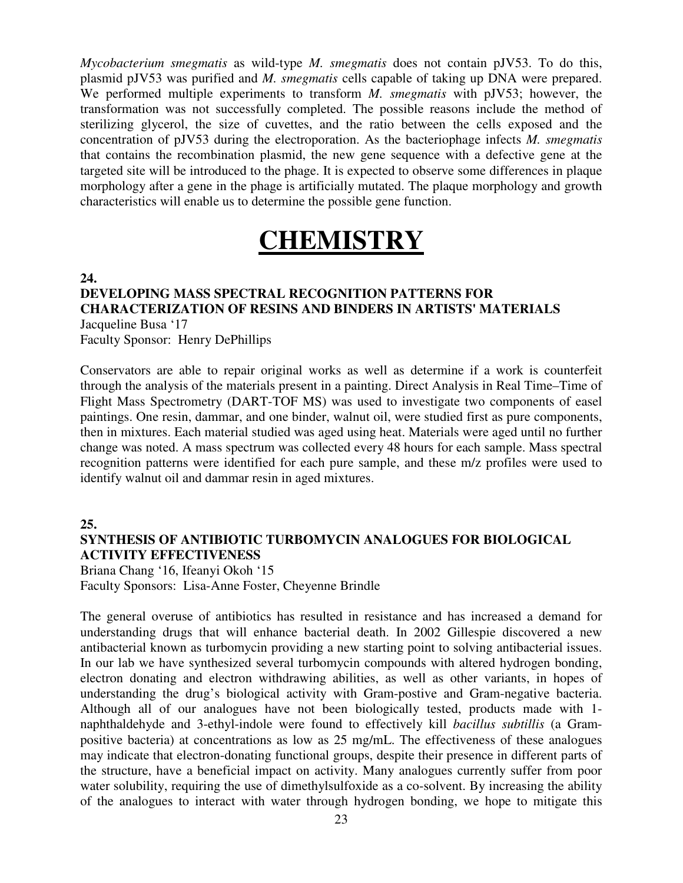*Mycobacterium smegmatis* as wild-type *M. smegmatis* does not contain pJV53. To do this, plasmid pJV53 was purified and *M. smegmatis* cells capable of taking up DNA were prepared. We performed multiple experiments to transform *M. smegmatis* with pJV53; however, the transformation was not successfully completed. The possible reasons include the method of sterilizing glycerol, the size of cuvettes, and the ratio between the cells exposed and the concentration of pJV53 during the electroporation. As the bacteriophage infects *M. smegmatis* that contains the recombination plasmid, the new gene sequence with a defective gene at the targeted site will be introduced to the phage. It is expected to observe some differences in plaque morphology after a gene in the phage is artificially mutated. The plaque morphology and growth characteristics will enable us to determine the possible gene function.

# CHEMISTRY

**24.**

### DEVELOPING MASS SPECTRAL RECOGNITION PATTERNS FOR CHARACTERIZATION OF RESINS AND BINDERS IN ARTISTS' MATERIALS

Jacqueline Busa '17
Faculty Sponsor: Henry DePhillips

Conservators are able to repair original works as well as determine if a work is counterfeit through the analysis of the materials present in a painting. Direct Analysis in Real Time–Time of Flight Mass Spectrometry (DART-TOF MS) was used to investigate two components of easel paintings. One resin, dammar, and one binder, walnut oil, were studied first as pure components, then in mixtures. Each material studied was aged using heat. Materials were aged until no further change was noted. A mass spectrum was collected every 48 hours for each sample. Mass spectral recognition patterns were identified for each pure sample, and these m/z profiles were used to identify walnut oil and dammar resin in aged mixtures.

**25.**

### SYNTHESIS OF ANTIBIOTIC TURBOMYCIN ANALOGUES FOR BIOLOGICAL ACTIVITY EFFECTIVENESS

Briana Chang '16, Ifeanyi Okoh '15
Faculty Sponsors: Lisa-Anne Foster, Cheyenne Brindle

The general overuse of antibiotics has resulted in resistance and has increased a demand for understanding drugs that will enhance bacterial death. In 2002 Gillespie discovered a new antibacterial known as turbomycin providing a new starting point to solving antibacterial issues. In our lab we have synthesized several turbomycin compounds with altered hydrogen bonding, electron donating and electron withdrawing abilities, as well as other variants, in hopes of understanding the drug's biological activity with Gram-postive and Gram-negative bacteria. Although all of our analogues have not been biologically tested, products made with 1-naphthaldehyde and 3-ethyl-indole were found to effectively kill *bacillus subtillis* (a Gram-positive bacteria) at concentrations as low as 25 mg/mL. The effectiveness of these analogues may indicate that electron-donating functional groups, despite their presence in different parts of the structure, have a beneficial impact on activity. Many analogues currently suffer from poor water solubility, requiring the use of dimethylsulfoxide as a co-solvent. By increasing the ability of the analogues to interact with water through hydrogen bonding, we hope to mitigate this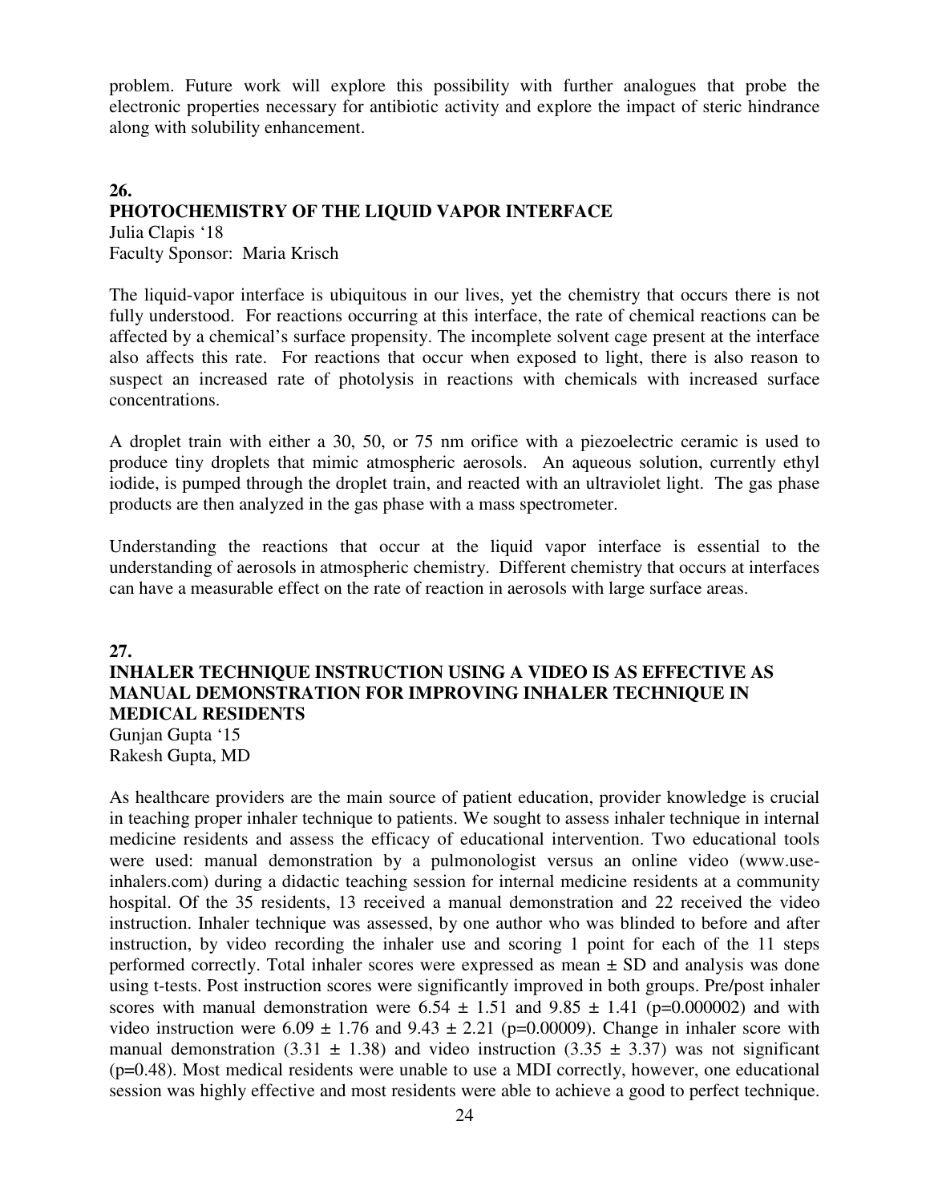problem. Future work will explore this possibility with further analogues that probe the electronic properties necessary for antibiotic activity and explore the impact of steric hindrance along with solubility enhancement.

## 26.

## PHOTOCHEMISTRY OF THE LIQUID VAPOR INTERFACE

Julia Clapis '18

Faculty Sponsor: Maria Krisch

The liquid-vapor interface is ubiquitous in our lives, yet the chemistry that occurs there is not fully understood. For reactions occurring at this interface, the rate of chemical reactions can be affected by a chemical's surface propensity. The incomplete solvent cage present at the interface also affects this rate. For reactions that occur when exposed to light, there is also reason to suspect an increased rate of photolysis in reactions with chemicals with increased surface concentrations.

A droplet train with either a 30, 50, or 75 nm orifice with a piezoelectric ceramic is used to produce tiny droplets that mimic atmospheric aerosols. An aqueous solution, currently ethyl iodide, is pumped through the droplet train, and reacted with an ultraviolet light. The gas phase products are then analyzed in the gas phase with a mass spectrometer.

Understanding the reactions that occur at the liquid vapor interface is essential to the understanding of aerosols in atmospheric chemistry. Different chemistry that occurs at interfaces can have a measurable effect on the rate of reaction in aerosols with large surface areas.

## 27.

## INHALER TECHNIQUE INSTRUCTION USING A VIDEO IS AS EFFECTIVE AS MANUAL DEMONSTRATION FOR IMPROVING INHALER TECHNIQUE IN MEDICAL RESIDENTS

Gunjan Gupta '15

Rakesh Gupta, MD

As healthcare providers are the main source of patient education, provider knowledge is crucial in teaching proper inhaler technique to patients. We sought to assess inhaler technique in internal medicine residents and assess the efficacy of educational intervention. Two educational tools were used: manual demonstration by a pulmonologist versus an online video (www.use-inhalers.com) during a didactic teaching session for internal medicine residents at a community hospital. Of the 35 residents, 13 received a manual demonstration and 22 received the video instruction. Inhaler technique was assessed, by one author who was blinded to before and after instruction, by video recording the inhaler use and scoring 1 point for each of the 11 steps performed correctly. Total inhaler scores were expressed as mean ± SD and analysis was done using t-tests. Post instruction scores were significantly improved in both groups. Pre/post inhaler scores with manual demonstration were $6.54 \pm 1.51$ and $9.85 \pm 1.41$ ($p=0.000002$) and with video instruction were $6.09 \pm 1.76$ and $9.43 \pm 2.21$ ($p=0.00009$). Change in inhaler score with manual demonstration ($3.31 \pm 1.38$) and video instruction ($3.35 \pm 3.37$) was not significant ($p=0.48$). Most medical residents were unable to use a MDI correctly, however, one educational session was highly effective and most residents were able to achieve a good to perfect technique.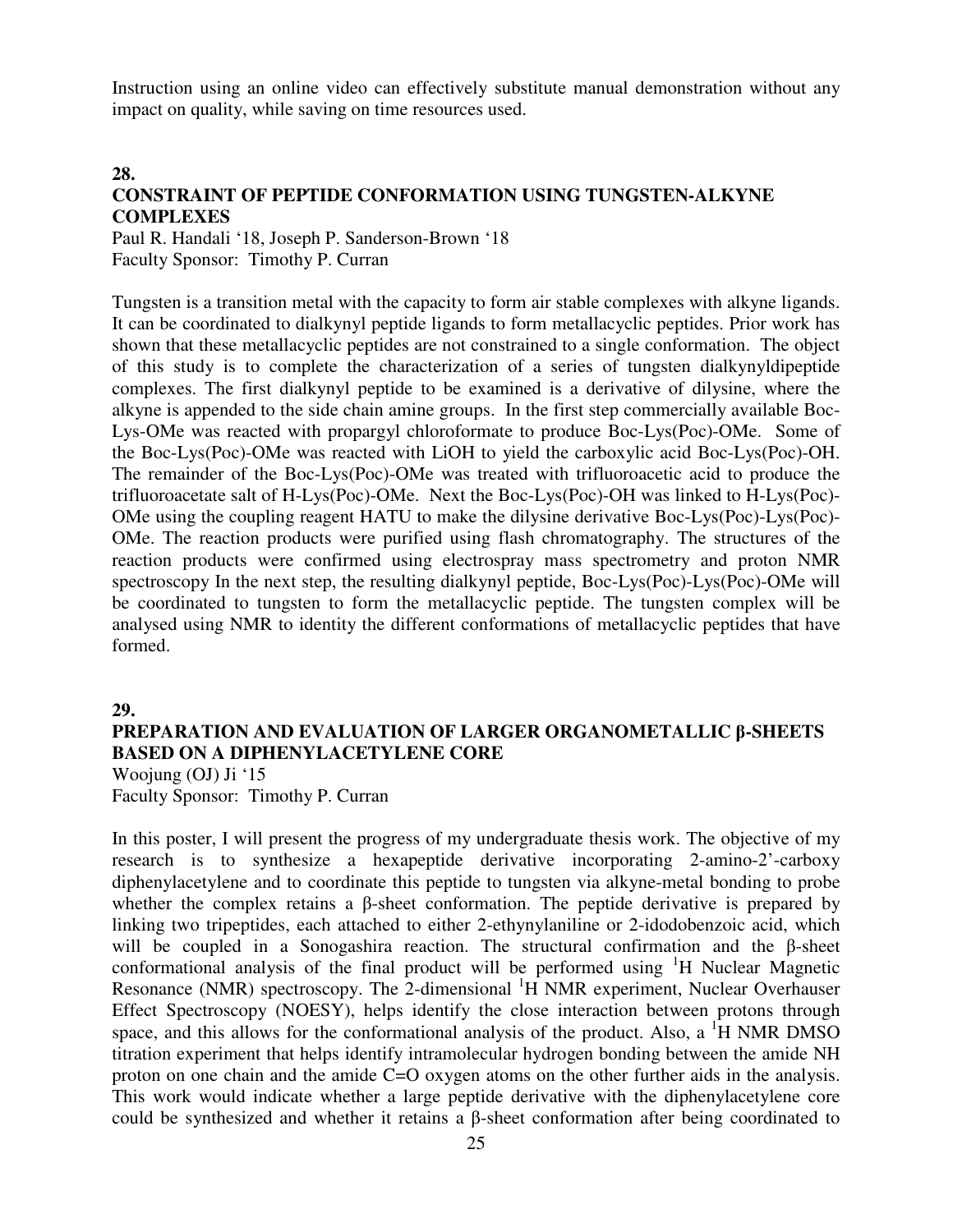Instruction using an online video can effectively substitute manual demonstration without any impact on quality, while saving on time resources used.

**28.**

**CONSTRAINT OF PEPTIDE CONFORMATION USING TUNGSTEN-ALKYNE COMPLEXES**

Paul R. Handali '18, Joseph P. Sanderson-Brown '18
Faculty Sponsor: Timothy P. Curran

Tungsten is a transition metal with the capacity to form air stable complexes with alkyne ligands. It can be coordinated to dialkynyl peptide ligands to form metallacyclic peptides. Prior work has shown that these metallacyclic peptides are not constrained to a single conformation. The object of this study is to complete the characterization of a series of tungsten dialkynyldipeptide complexes. The first dialkynyl peptide to be examined is a derivative of dilysine, where the alkyne is appended to the side chain amine groups. In the first step commercially available Boc-Lys-OMe was reacted with propargyl chloroformate to produce Boc-Lys(Poc)-OMe. Some of the Boc-Lys(Poc)-OMe was reacted with LiOH to yield the carboxylic acid Boc-Lys(Poc)-OH. The remainder of the Boc-Lys(Poc)-OMe was treated with trifluoroacetic acid to produce the trifluoroacetate salt of H-Lys(Poc)-OMe. Next the Boc-Lys(Poc)-OH was linked to H-Lys(Poc)-OMe using the coupling reagent HATU to make the dilysine derivative Boc-Lys(Poc)-Lys(Poc)-OMe. The reaction products were purified using flash chromatography. The structures of the reaction products were confirmed using electrospray mass spectrometry and proton NMR spectroscopy In the next step, the resulting dialkynyl peptide, Boc-Lys(Poc)-Lys(Poc)-OMe will be coordinated to tungsten to form the metallacyclic peptide. The tungsten complex will be analysed using NMR to identity the different conformations of metallacyclic peptides that have formed.

**29.**

**PREPARATION AND EVALUATION OF LARGER ORGANOMETALLIC β-SHEETS BASED ON A DIPHENYLACETYLENE CORE**

Woojung (OJ) Ji '15
Faculty Sponsor: Timothy P. Curran

In this poster, I will present the progress of my undergraduate thesis work. The objective of my research is to synthesize a hexapeptide derivative incorporating 2-amino-2'-carboxy diphenylacetylene and to coordinate this peptide to tungsten via alkyne-metal bonding to probe whether the complex retains a β-sheet conformation. The peptide derivative is prepared by linking two tripeptides, each attached to either 2-ethynylaniline or 2-idodobenzoic acid, which will be coupled in a Sonogashira reaction. The structural confirmation and the β-sheet conformational analysis of the final product will be performed using $^1$H Nuclear Magnetic Resonance (NMR) spectroscopy. The 2-dimensional $^1$H NMR experiment, Nuclear Overhauser Effect Spectroscopy (NOESY), helps identify the close interaction between protons through space, and this allows for the conformational analysis of the product. Also, a $^1$H NMR DMSO titration experiment that helps identify intramolecular hydrogen bonding between the amide NH proton on one chain and the amide C=O oxygen atoms on the other further aids in the analysis. This work would indicate whether a large peptide derivative with the diphenylacetylene core could be synthesized and whether it retains a β-sheet conformation after being coordinated to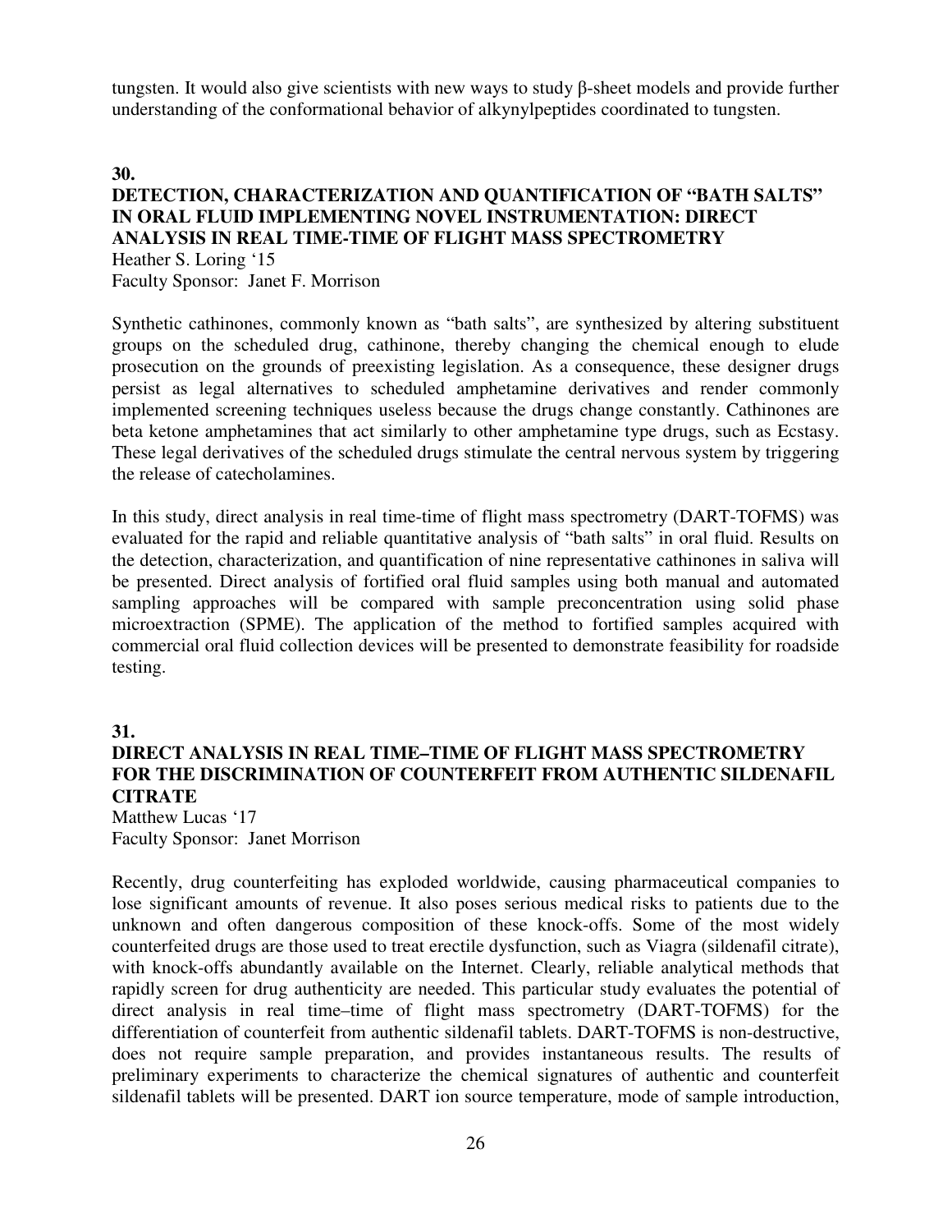tungsten. It would also give scientists with new ways to study β-sheet models and provide further understanding of the conformational behavior of alkynylpeptides coordinated to tungsten.

## 30.

### DETECTION, CHARACTERIZATION AND QUANTIFICATION OF "BATH SALTS" IN ORAL FLUID IMPLEMENTING NOVEL INSTRUMENTATION: DIRECT ANALYSIS IN REAL TIME-TIME OF FLIGHT MASS SPECTROMETRY

Heather S. Loring '15
Faculty Sponsor: Janet F. Morrison

Synthetic cathinones, commonly known as "bath salts", are synthesized by altering substituent groups on the scheduled drug, cathinone, thereby changing the chemical enough to elude prosecution on the grounds of preexisting legislation. As a consequence, these designer drugs persist as legal alternatives to scheduled amphetamine derivatives and render commonly implemented screening techniques useless because the drugs change constantly. Cathinones are beta ketone amphetamines that act similarly to other amphetamine type drugs, such as Ecstasy. These legal derivatives of the scheduled drugs stimulate the central nervous system by triggering the release of catecholamines.

In this study, direct analysis in real time-time of flight mass spectrometry (DART-TOFMS) was evaluated for the rapid and reliable quantitative analysis of "bath salts" in oral fluid. Results on the detection, characterization, and quantification of nine representative cathinones in saliva will be presented. Direct analysis of fortified oral fluid samples using both manual and automated sampling approaches will be compared with sample preconcentration using solid phase microextraction (SPME). The application of the method to fortified samples acquired with commercial oral fluid collection devices will be presented to demonstrate feasibility for roadside testing.

## 31.

### DIRECT ANALYSIS IN REAL TIME–TIME OF FLIGHT MASS SPECTROMETRY FOR THE DISCRIMINATION OF COUNTERFEIT FROM AUTHENTIC SILDENAFIL CITRATE

Matthew Lucas '17
Faculty Sponsor: Janet Morrison

Recently, drug counterfeiting has exploded worldwide, causing pharmaceutical companies to lose significant amounts of revenue. It also poses serious medical risks to patients due to the unknown and often dangerous composition of these knock-offs. Some of the most widely counterfeited drugs are those used to treat erectile dysfunction, such as Viagra (sildenafil citrate), with knock-offs abundantly available on the Internet. Clearly, reliable analytical methods that rapidly screen for drug authenticity are needed. This particular study evaluates the potential of direct analysis in real time–time of flight mass spectrometry (DART-TOFMS) for the differentiation of counterfeit from authentic sildenafil tablets. DART-TOFMS is non-destructive, does not require sample preparation, and provides instantaneous results. The results of preliminary experiments to characterize the chemical signatures of authentic and counterfeit sildenafil tablets will be presented. DART ion source temperature, mode of sample introduction,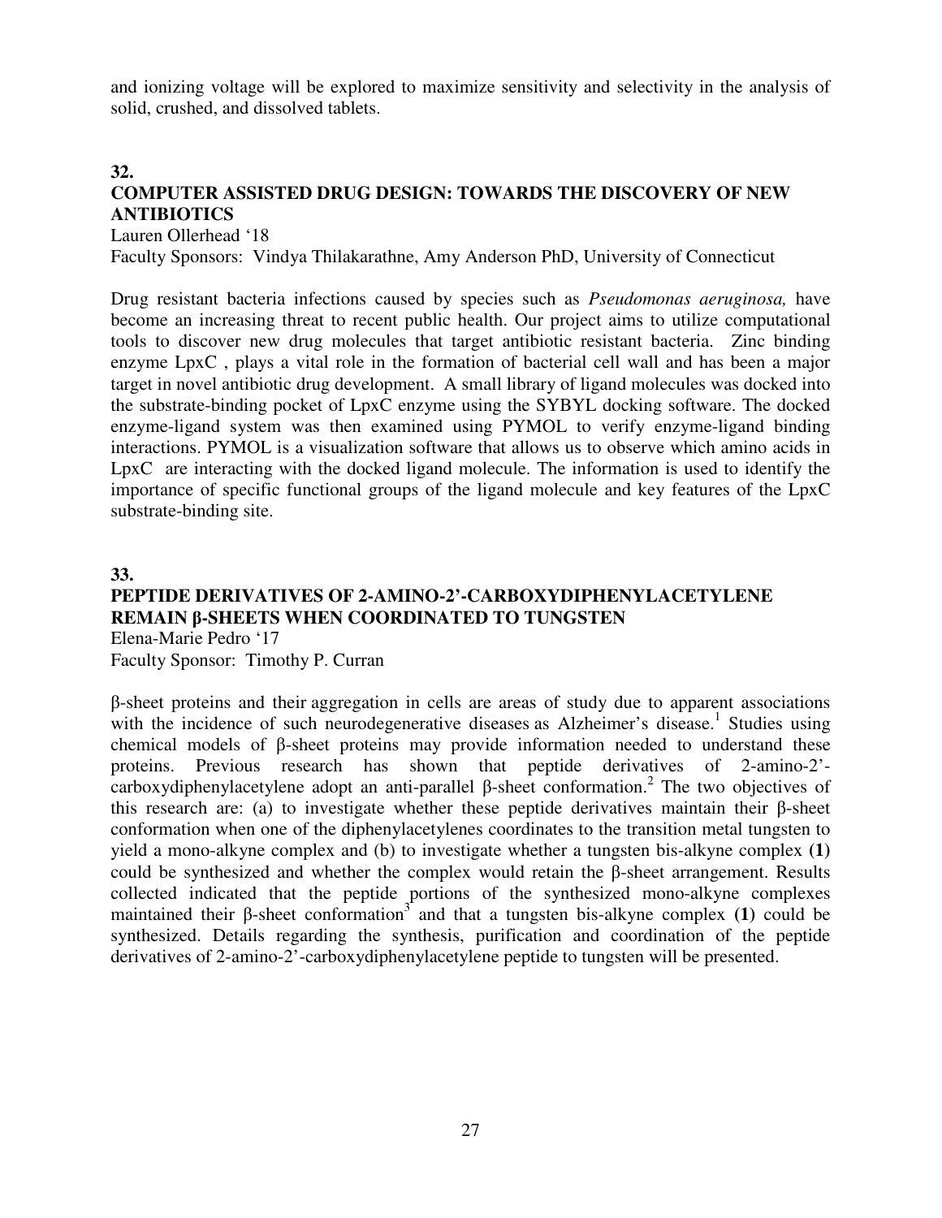and ionizing voltage will be explored to maximize sensitivity and selectivity in the analysis of solid, crushed, and dissolved tablets.

**32.**

## COMPUTER ASSISTED DRUG DESIGN: TOWARDS THE DISCOVERY OF NEW ANTIBIOTICS

Lauren Ollerhead '18

Faculty Sponsors: Vindya Thilakarathne, Amy Anderson PhD, University of Connecticut

Drug resistant bacteria infections caused by species such as *Pseudomonas aeruginosa,* have become an increasing threat to recent public health. Our project aims to utilize computational tools to discover new drug molecules that target antibiotic resistant bacteria. Zinc binding enzyme LpxC , plays a vital role in the formation of bacterial cell wall and has been a major target in novel antibiotic drug development. A small library of ligand molecules was docked into the substrate-binding pocket of LpxC enzyme using the SYBYL docking software. The docked enzyme-ligand system was then examined using PYMOL to verify enzyme-ligand binding interactions. PYMOL is a visualization software that allows us to observe which amino acids in LpxC are interacting with the docked ligand molecule. The information is used to identify the importance of specific functional groups of the ligand molecule and key features of the LpxC substrate-binding site.

**33.**

## PEPTIDE DERIVATIVES OF 2-AMINO-2'-CARBOXYDIPHENYLACETYLENE REMAIN β-SHEETS WHEN COORDINATED TO TUNGSTEN

Elena-Marie Pedro '17

Faculty Sponsor: Timothy P. Curran

β-sheet proteins and their aggregation in cells are areas of study due to apparent associations with the incidence of such neurodegenerative diseases as Alzheimer's disease.[1] Studies using chemical models of β-sheet proteins may provide information needed to understand these proteins. Previous research has shown that peptide derivatives of 2-amino-2'-carboxydiphenylacetylene adopt an anti-parallel β-sheet conformation.[2] The two objectives of this research are: (a) to investigate whether these peptide derivatives maintain their β-sheet conformation when one of the diphenylacetylenes coordinates to the transition metal tungsten to yield a mono-alkyne complex and (b) to investigate whether a tungsten bis-alkyne complex **(1)** could be synthesized and whether the complex would retain the β-sheet arrangement. Results collected indicated that the peptide portions of the synthesized mono-alkyne complexes maintained their β-sheet conformation[3] and that a tungsten bis-alkyne complex **(1)** could be synthesized. Details regarding the synthesis, purification and coordination of the peptide derivatives of 2-amino-2'-carboxydiphenylacetylene peptide to tungsten will be presented.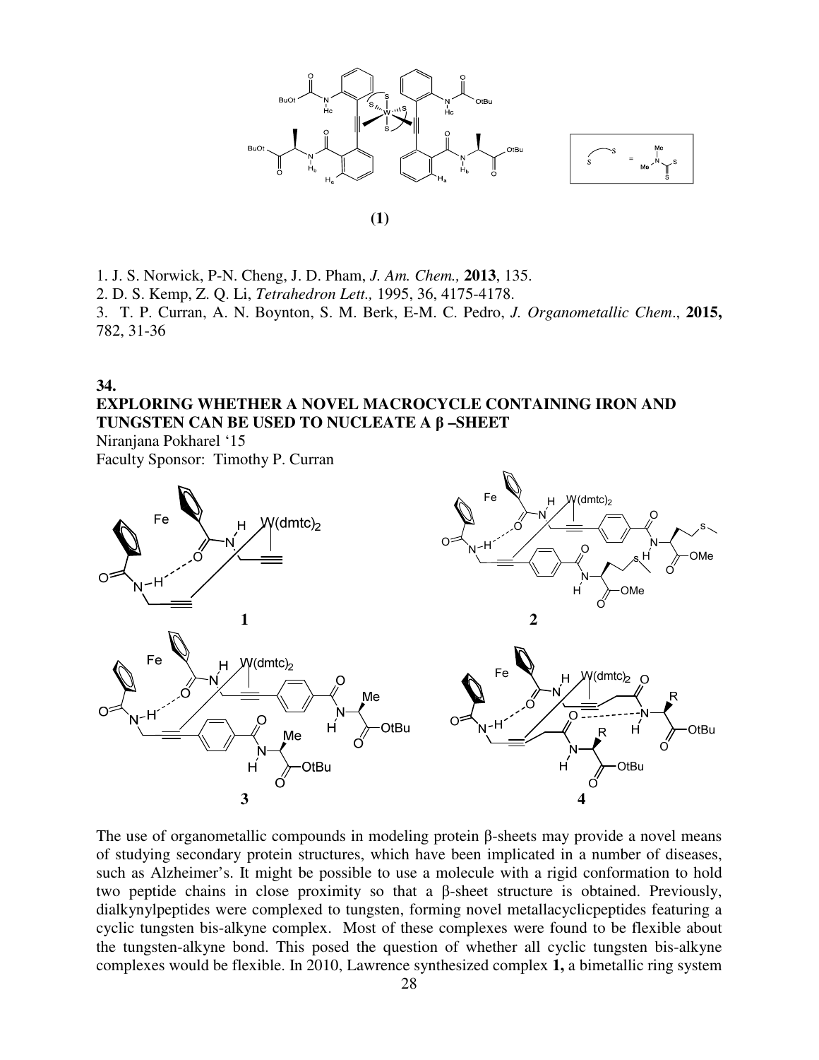**(1)**

1. J. S. Norwick, P-N. Cheng, J. D. Pham, *J. Am. Chem.,* **2013**, 135.
2. D. S. Kemp, Z. Q. Li, *Tetrahedron Lett.,* 1995, 36, 4175-4178.
3. T. P. Curran, A. N. Boynton, S. M. Berk, E-M. C. Pedro, *J. Organometallic Chem*., **2015,** 782, 31-36

**34.**

### EXPLORING WHETHER A NOVEL MACROCYCLE CONTAINING IRON AND TUNGSTEN CAN BE USED TO NUCLEATE A β –SHEET

Niranjana Pokharel '15
Faculty Sponsor: Timothy P. Curran

**1** **2**

**3** **4**

The use of organometallic compounds in modeling protein β-sheets may provide a novel means of studying secondary protein structures, which have been implicated in a number of diseases, such as Alzheimer's. It might be possible to use a molecule with a rigid conformation to hold two peptide chains in close proximity so that a β-sheet structure is obtained. Previously, dialkynylpeptides were complexed to tungsten, forming novel metallacyclicpeptides featuring a cyclic tungsten bis-alkyne complex. Most of these complexes were found to be flexible about the tungsten-alkyne bond. This posed the question of whether all cyclic tungsten bis-alkyne complexes would be flexible. In 2010, Lawrence synthesized complex **1,** a bimetallic ring system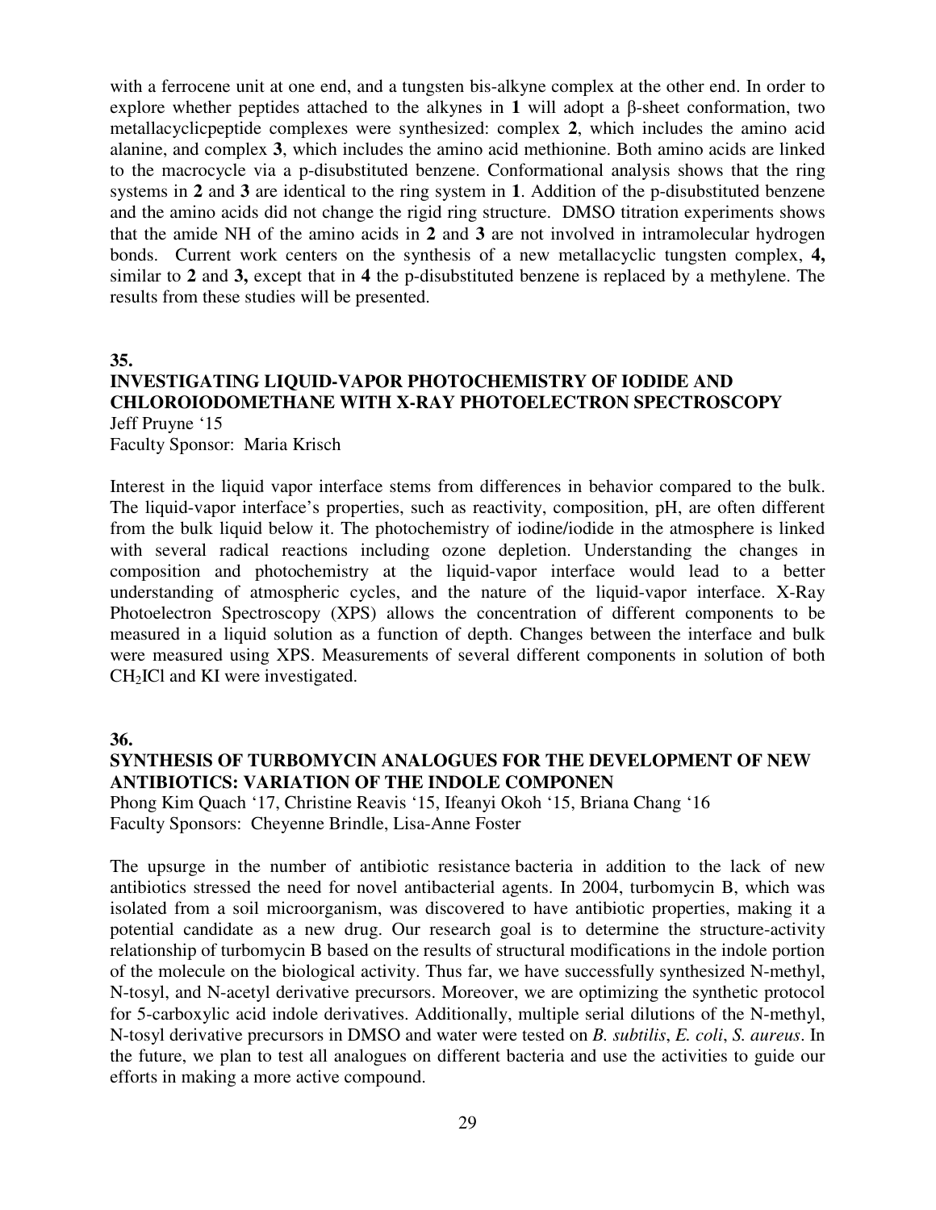with a ferrocene unit at one end, and a tungsten bis-alkyne complex at the other end. In order to explore whether peptides attached to the alkynes in **1** will adopt a β-sheet conformation, two metallacyclicpeptide complexes were synthesized: complex **2**, which includes the amino acid alanine, and complex **3**, which includes the amino acid methionine. Both amino acids are linked to the macrocycle via a p-disubstituted benzene. Conformational analysis shows that the ring systems in **2** and **3** are identical to the ring system in **1**. Addition of the p-disubstituted benzene and the amino acids did not change the rigid ring structure. DMSO titration experiments shows that the amide NH of the amino acids in **2** and **3** are not involved in intramolecular hydrogen bonds. Current work centers on the synthesis of a new metallacyclic tungsten complex, **4,** similar to **2** and **3,** except that in **4** the p-disubstituted benzene is replaced by a methylene. The results from these studies will be presented.

**35.**

### INVESTIGATING LIQUID-VAPOR PHOTOCHEMISTRY OF IODIDE AND CHLOROIODOMETHANE WITH X-RAY PHOTOELECTRON SPECTROSCOPY

Jeff Pruyne '15
Faculty Sponsor: Maria Krisch

Interest in the liquid vapor interface stems from differences in behavior compared to the bulk. The liquid-vapor interface's properties, such as reactivity, composition, pH, are often different from the bulk liquid below it. The photochemistry of iodine/iodide in the atmosphere is linked with several radical reactions including ozone depletion. Understanding the changes in composition and photochemistry at the liquid-vapor interface would lead to a better understanding of atmospheric cycles, and the nature of the liquid-vapor interface. X-Ray Photoelectron Spectroscopy (XPS) allows the concentration of different components to be measured in a liquid solution as a function of depth. Changes between the interface and bulk were measured using XPS. Measurements of several different components in solution of both $CH_2ICl$ and KI were investigated.

**36.**

### SYNTHESIS OF TURBOMYCIN ANALOGUES FOR THE DEVELOPMENT OF NEW ANTIBIOTICS: VARIATION OF THE INDOLE COMPONEN

Phong Kim Quach '17, Christine Reavis '15, Ifeanyi Okoh '15, Briana Chang '16
Faculty Sponsors: Cheyenne Brindle, Lisa-Anne Foster

The upsurge in the number of antibiotic resistance bacteria in addition to the lack of new antibiotics stressed the need for novel antibacterial agents. In 2004, turbomycin B, which was isolated from a soil microorganism, was discovered to have antibiotic properties, making it a potential candidate as a new drug. Our research goal is to determine the structure-activity relationship of turbomycin B based on the results of structural modifications in the indole portion of the molecule on the biological activity. Thus far, we have successfully synthesized N-methyl, N-tosyl, and N-acetyl derivative precursors. Moreover, we are optimizing the synthetic protocol for 5-carboxylic acid indole derivatives. Additionally, multiple serial dilutions of the N-methyl, N-tosyl derivative precursors in DMSO and water were tested on *B. subtilis*, *E. coli*, *S. aureus*. In the future, we plan to test all analogues on different bacteria and use the activities to guide our efforts in making a more active compound.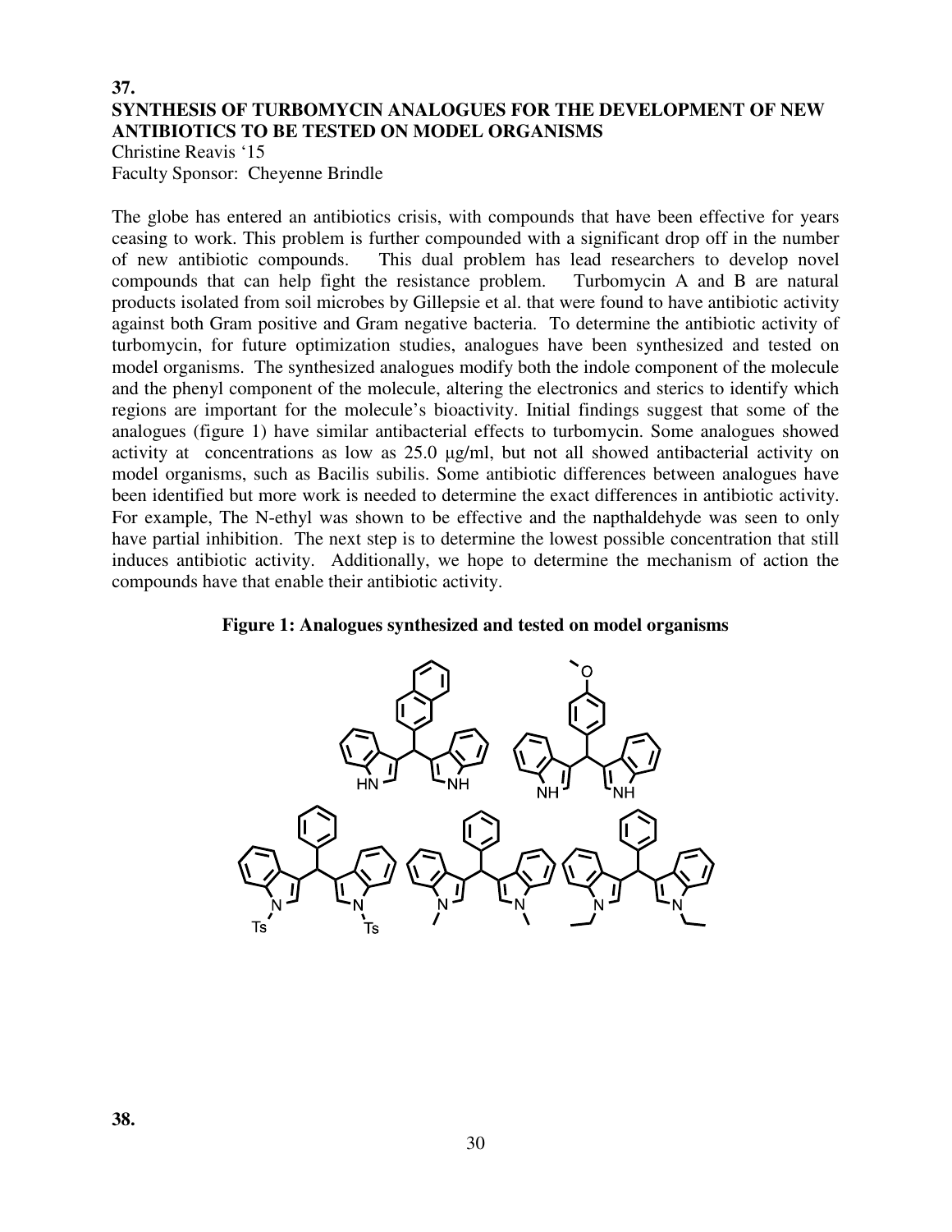**37.**

## SYNTHESIS OF TURBOMYCIN ANALOGUES FOR THE DEVELOPMENT OF NEW ANTIBIOTICS TO BE TESTED ON MODEL ORGANISMS

Christine Reavis '15
Faculty Sponsor: Cheyenne Brindle

The globe has entered an antibiotics crisis, with compounds that have been effective for years ceasing to work. This problem is further compounded with a significant drop off in the number of new antibiotic compounds. This dual problem has lead researchers to develop novel compounds that can help fight the resistance problem. Turbomycin A and B are natural products isolated from soil microbes by Gillepsie et al. that were found to have antibiotic activity against both Gram positive and Gram negative bacteria. To determine the antibiotic activity of turbomycin, for future optimization studies, analogues have been synthesized and tested on model organisms. The synthesized analogues modify both the indole component of the molecule and the phenyl component of the molecule, altering the electronics and sterics to identify which regions are important for the molecule's bioactivity. Initial findings suggest that some of the analogues (figure 1) have similar antibacterial effects to turbomycin. Some analogues showed activity at concentrations as low as 25.0 μg/ml, but not all showed antibacterial activity on model organisms, such as Bacilis subilis. Some antibiotic differences between analogues have been identified but more work is needed to determine the exact differences in antibiotic activity. For example, The N-ethyl was shown to be effective and the napthaldehyde was seen to only have partial inhibition. The next step is to determine the lowest possible concentration that still induces antibiotic activity. Additionally, we hope to determine the mechanism of action the compounds have that enable their antibiotic activity.

**Figure 1: Analogues synthesized and tested on model organisms**

HN NH NH NH O N Ts N Ts N N N N

**38.**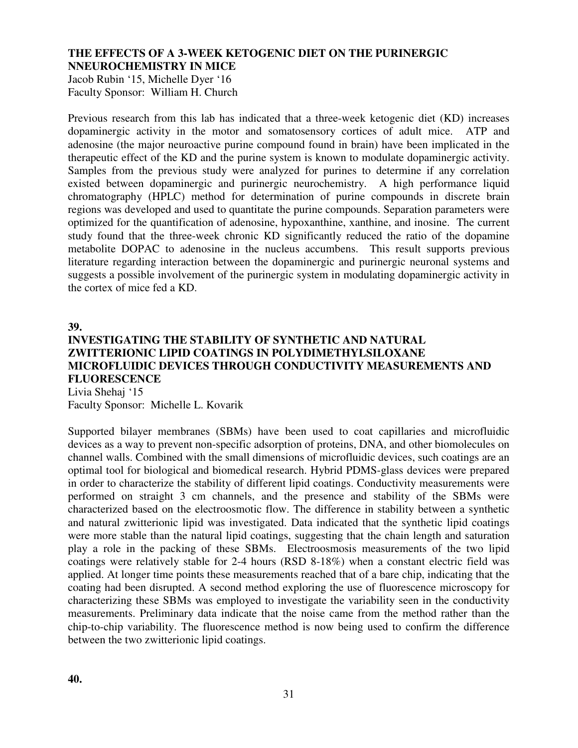**THE EFFECTS OF A 3-WEEK KETOGENIC DIET ON THE PURINERGIC NNEUROCHEMISTRY IN MICE**

Jacob Rubin '15, Michelle Dyer '16
Faculty Sponsor: William H. Church

Previous research from this lab has indicated that a three-week ketogenic diet (KD) increases dopaminergic activity in the motor and somatosensory cortices of adult mice. ATP and adenosine (the major neuroactive purine compound found in brain) have been implicated in the therapeutic effect of the KD and the purine system is known to modulate dopaminergic activity. Samples from the previous study were analyzed for purines to determine if any correlation existed between dopaminergic and purinergic neurochemistry. A high performance liquid chromatography (HPLC) method for determination of purine compounds in discrete brain regions was developed and used to quantitate the purine compounds. Separation parameters were optimized for the quantification of adenosine, hypoxanthine, xanthine, and inosine. The current study found that the three-week chronic KD significantly reduced the ratio of the dopamine metabolite DOPAC to adenosine in the nucleus accumbens. This result supports previous literature regarding interaction between the dopaminergic and purinergic neuronal systems and suggests a possible involvement of the purinergic system in modulating dopaminergic activity in the cortex of mice fed a KD.

**39.**

**INVESTIGATING THE STABILITY OF SYNTHETIC AND NATURAL ZWITTERIONIC LIPID COATINGS IN POLYDIMETHYLSILOXANE MICROFLUIDIC DEVICES THROUGH CONDUCTIVITY MEASUREMENTS AND FLUORESCENCE**

Livia Shehaj '15
Faculty Sponsor: Michelle L. Kovarik

Supported bilayer membranes (SBMs) have been used to coat capillaries and microfluidic devices as a way to prevent non-specific adsorption of proteins, DNA, and other biomolecules on channel walls. Combined with the small dimensions of microfluidic devices, such coatings are an optimal tool for biological and biomedical research. Hybrid PDMS-glass devices were prepared in order to characterize the stability of different lipid coatings. Conductivity measurements were performed on straight 3 cm channels, and the presence and stability of the SBMs were characterized based on the electroosmotic flow. The difference in stability between a synthetic and natural zwitterionic lipid was investigated. Data indicated that the synthetic lipid coatings were more stable than the natural lipid coatings, suggesting that the chain length and saturation play a role in the packing of these SBMs. Electroosmosis measurements of the two lipid coatings were relatively stable for 2-4 hours (RSD 8-18%) when a constant electric field was applied. At longer time points these measurements reached that of a bare chip, indicating that the coating had been disrupted. A second method exploring the use of fluorescence microscopy for characterizing these SBMs was employed to investigate the variability seen in the conductivity measurements. Preliminary data indicate that the noise came from the method rather than the chip-to-chip variability. The fluorescence method is now being used to confirm the difference between the two zwitterionic lipid coatings.

**40.**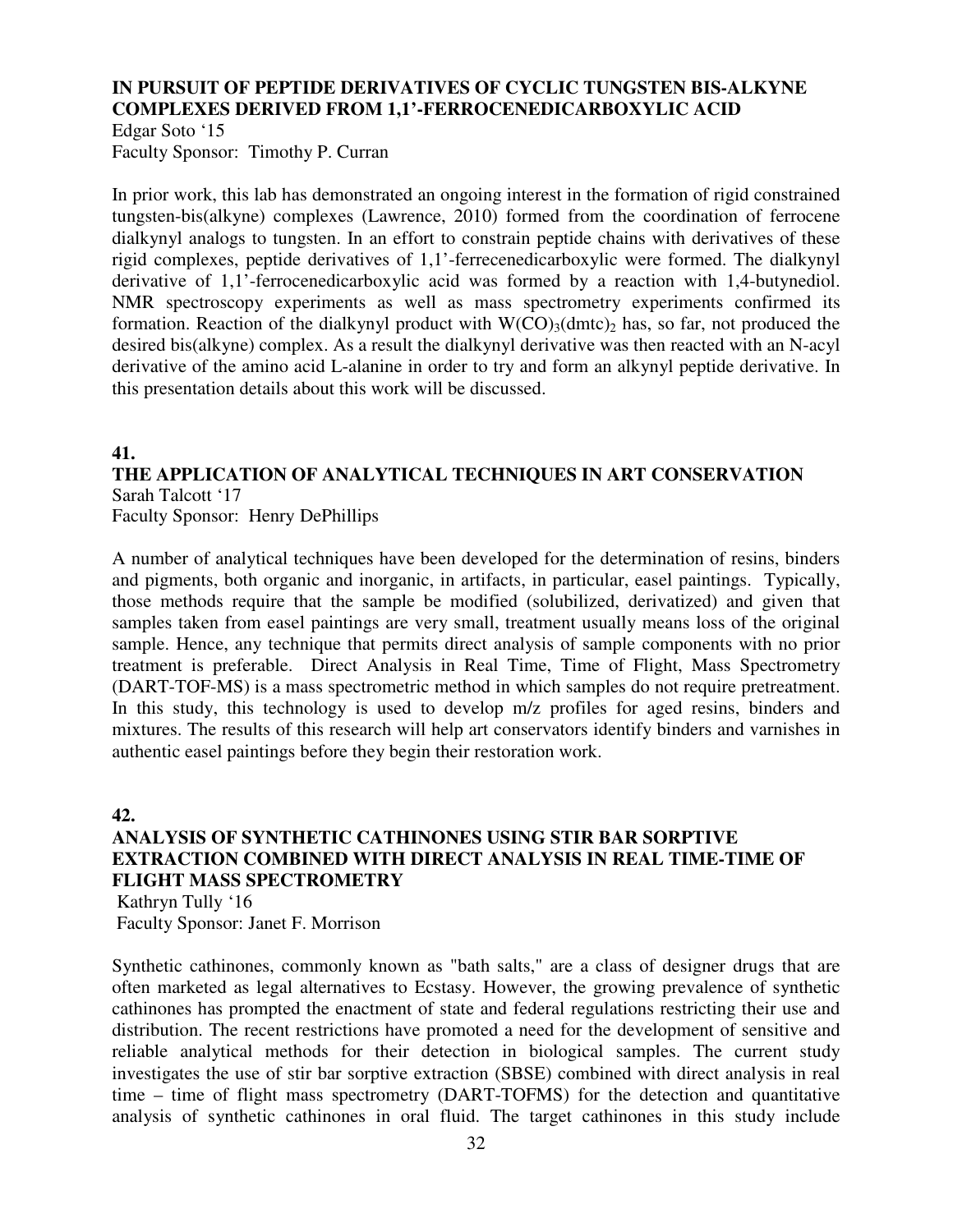### IN PURSUIT OF PEPTIDE DERIVATIVES OF CYCLIC TUNGSTEN BIS-ALKYNE COMPLEXES DERIVED FROM 1,1'-FERROCENEDICARBOXYLIC ACID

Edgar Soto '15
Faculty Sponsor: Timothy P. Curran

In prior work, this lab has demonstrated an ongoing interest in the formation of rigid constrained tungsten-bis(alkyne) complexes (Lawrence, 2010) formed from the coordination of ferrocene dialkynyl analogs to tungsten. In an effort to constrain peptide chains with derivatives of these rigid complexes, peptide derivatives of 1,1'-ferrecenedicarboxylic were formed. The dialkynyl derivative of 1,1'-ferrocenedicarboxylic acid was formed by a reaction with 1,4-butynediol. NMR spectroscopy experiments as well as mass spectrometry experiments confirmed its formation. Reaction of the dialkynyl product with $W(CO)_3(dmtc)_2$ has, so far, not produced the desired bis(alkyne) complex. As a result the dialkynyl derivative was then reacted with an N-acyl derivative of the amino acid L-alanine in order to try and form an alkynyl peptide derivative. In this presentation details about this work will be discussed.

**41.**

### THE APPLICATION OF ANALYTICAL TECHNIQUES IN ART CONSERVATION

Sarah Talcott '17
Faculty Sponsor: Henry DePhillips

A number of analytical techniques have been developed for the determination of resins, binders and pigments, both organic and inorganic, in artifacts, in particular, easel paintings. Typically, those methods require that the sample be modified (solubilized, derivatized) and given that samples taken from easel paintings are very small, treatment usually means loss of the original sample. Hence, any technique that permits direct analysis of sample components with no prior treatment is preferable. Direct Analysis in Real Time, Time of Flight, Mass Spectrometry (DART-TOF-MS) is a mass spectrometric method in which samples do not require pretreatment. In this study, this technology is used to develop m/z profiles for aged resins, binders and mixtures. The results of this research will help art conservators identify binders and varnishes in authentic easel paintings before they begin their restoration work.

**42.**

### ANALYSIS OF SYNTHETIC CATHINONES USING STIR BAR SORPTIVE EXTRACTION COMBINED WITH DIRECT ANALYSIS IN REAL TIME-TIME OF FLIGHT MASS SPECTROMETRY

Kathryn Tully '16
Faculty Sponsor: Janet F. Morrison

Synthetic cathinones, commonly known as "bath salts," are a class of designer drugs that are often marketed as legal alternatives to Ecstasy. However, the growing prevalence of synthetic cathinones has prompted the enactment of state and federal regulations restricting their use and distribution. The recent restrictions have promoted a need for the development of sensitive and reliable analytical methods for their detection in biological samples. The current study investigates the use of stir bar sorptive extraction (SBSE) combined with direct analysis in real time – time of flight mass spectrometry (DART-TOFMS) for the detection and quantitative analysis of synthetic cathinones in oral fluid. The target cathinones in this study include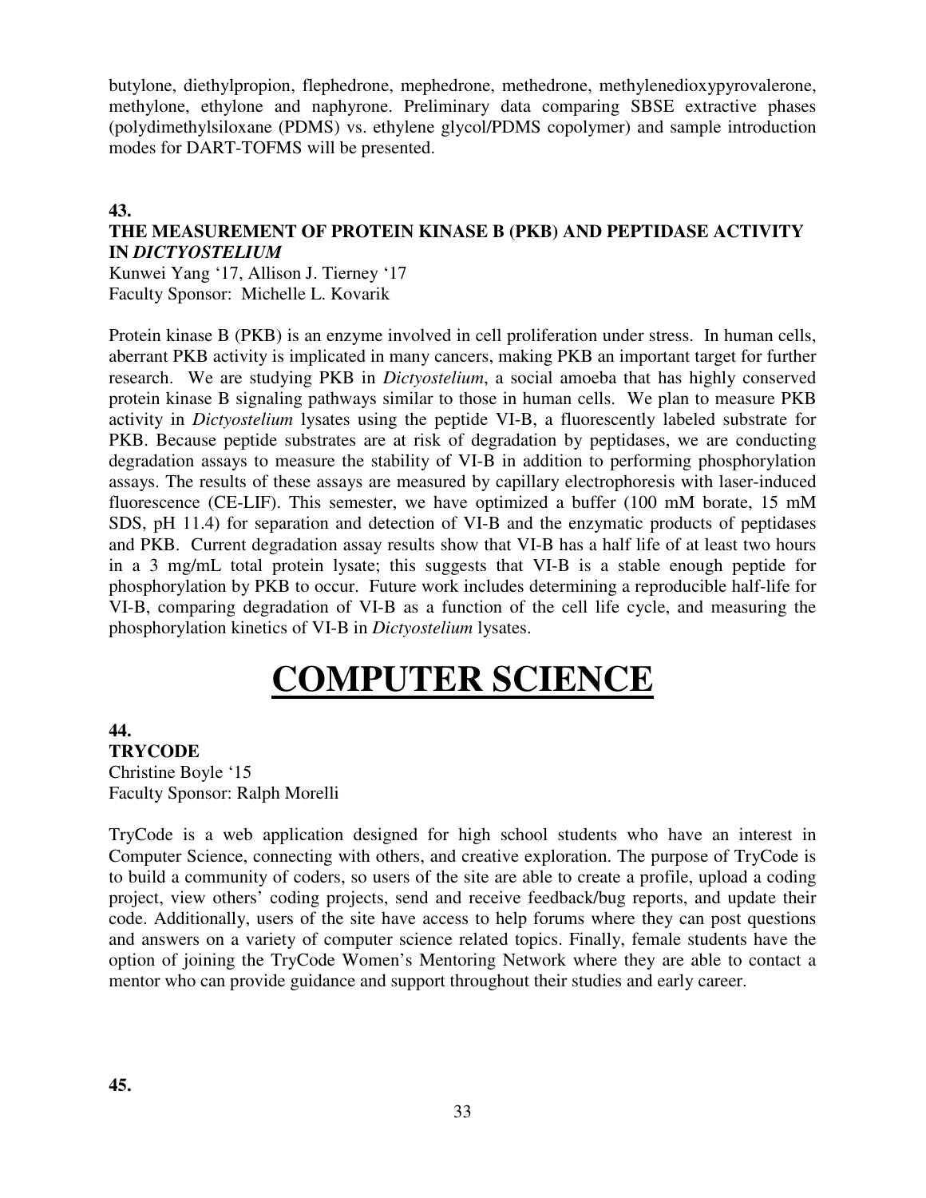butylone, diethylpropion, flephedrone, mephedrone, methedrone, methylenedioxypyrovalerone, methylone, ethylone and naphyrone. Preliminary data comparing SBSE extractive phases (polydimethylsiloxane (PDMS) vs. ethylene glycol/PDMS copolymer) and sample introduction modes for DART-TOFMS will be presented.

**43.**

**THE MEASUREMENT OF PROTEIN KINASE B (PKB) AND PEPTIDASE ACTIVITY IN *DICTYOSTELIUM***

Kunwei Yang '17, Allison J. Tierney '17
Faculty Sponsor: Michelle L. Kovarik

Protein kinase B (PKB) is an enzyme involved in cell proliferation under stress. In human cells, aberrant PKB activity is implicated in many cancers, making PKB an important target for further research. We are studying PKB in *Dictyostelium*, a social amoeba that has highly conserved protein kinase B signaling pathways similar to those in human cells. We plan to measure PKB activity in *Dictyostelium* lysates using the peptide VI-B, a fluorescently labeled substrate for PKB. Because peptide substrates are at risk of degradation by peptidases, we are conducting degradation assays to measure the stability of VI-B in addition to performing phosphorylation assays. The results of these assays are measured by capillary electrophoresis with laser-induced fluorescence (CE-LIF). This semester, we have optimized a buffer (100 mM borate, 15 mM SDS, pH 11.4) for separation and detection of VI-B and the enzymatic products of peptidases and PKB. Current degradation assay results show that VI-B has a half life of at least two hours in a 3 mg/mL total protein lysate; this suggests that VI-B is a stable enough peptide for phosphorylation by PKB to occur. Future work includes determining a reproducible half-life for VI-B, comparing degradation of VI-B as a function of the cell life cycle, and measuring the phosphorylation kinetics of VI-B in *Dictyostelium* lysates.

# COMPUTER SCIENCE

**44.**

**TRYCODE**

Christine Boyle '15
Faculty Sponsor: Ralph Morelli

TryCode is a web application designed for high school students who have an interest in Computer Science, connecting with others, and creative exploration. The purpose of TryCode is to build a community of coders, so users of the site are able to create a profile, upload a coding project, view others' coding projects, send and receive feedback/bug reports, and update their code. Additionally, users of the site have access to help forums where they can post questions and answers on a variety of computer science related topics. Finally, female students have the option of joining the TryCode Women's Mentoring Network where they are able to contact a mentor who can provide guidance and support throughout their studies and early career.

**45.**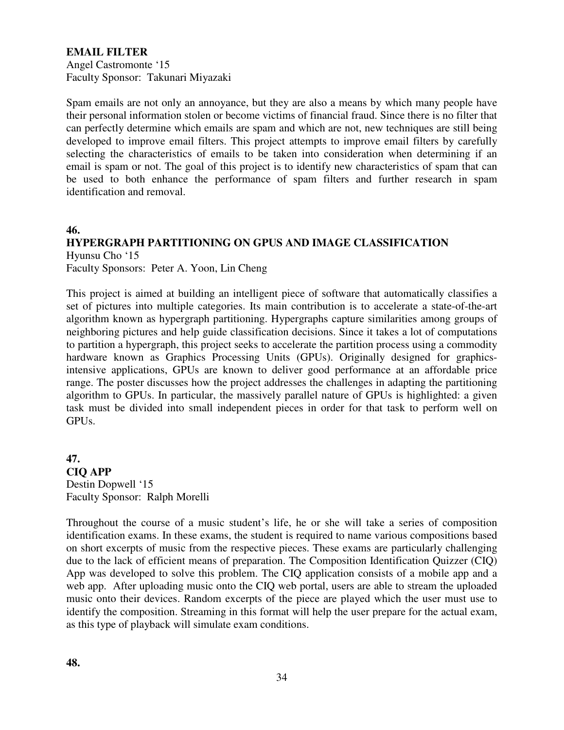**EMAIL FILTER**
Angel Castromonte '15
Faculty Sponsor: Takunari Miyazaki

Spam emails are not only an annoyance, but they are also a means by which many people have their personal information stolen or become victims of financial fraud. Since there is no filter that can perfectly determine which emails are spam and which are not, new techniques are still being developed to improve email filters. This project attempts to improve email filters by carefully selecting the characteristics of emails to be taken into consideration when determining if an email is spam or not. The goal of this project is to identify new characteristics of spam that can be used to both enhance the performance of spam filters and further research in spam identification and removal.

**46.**
**HYPERGRAPH PARTITIONING ON GPUS AND IMAGE CLASSIFICATION**
Hyunsu Cho '15
Faculty Sponsors: Peter A. Yoon, Lin Cheng

This project is aimed at building an intelligent piece of software that automatically classifies a set of pictures into multiple categories. Its main contribution is to accelerate a state-of-the-art algorithm known as hypergraph partitioning. Hypergraphs capture similarities among groups of neighboring pictures and help guide classification decisions. Since it takes a lot of computations to partition a hypergraph, this project seeks to accelerate the partition process using a commodity hardware known as Graphics Processing Units (GPUs). Originally designed for graphics-intensive applications, GPUs are known to deliver good performance at an affordable price range. The poster discusses how the project addresses the challenges in adapting the partitioning algorithm to GPUs. In particular, the massively parallel nature of GPUs is highlighted: a given task must be divided into small independent pieces in order for that task to perform well on GPUs.

**47.**
**CIQ APP**
Destin Dopwell '15
Faculty Sponsor: Ralph Morelli

Throughout the course of a music student's life, he or she will take a series of composition identification exams. In these exams, the student is required to name various compositions based on short excerpts of music from the respective pieces. These exams are particularly challenging due to the lack of efficient means of preparation. The Composition Identification Quizzer (CIQ) App was developed to solve this problem. The CIQ application consists of a mobile app and a web app. After uploading music onto the CIQ web portal, users are able to stream the uploaded music onto their devices. Random excerpts of the piece are played which the user must use to identify the composition. Streaming in this format will help the user prepare for the actual exam, as this type of playback will simulate exam conditions.

**48.**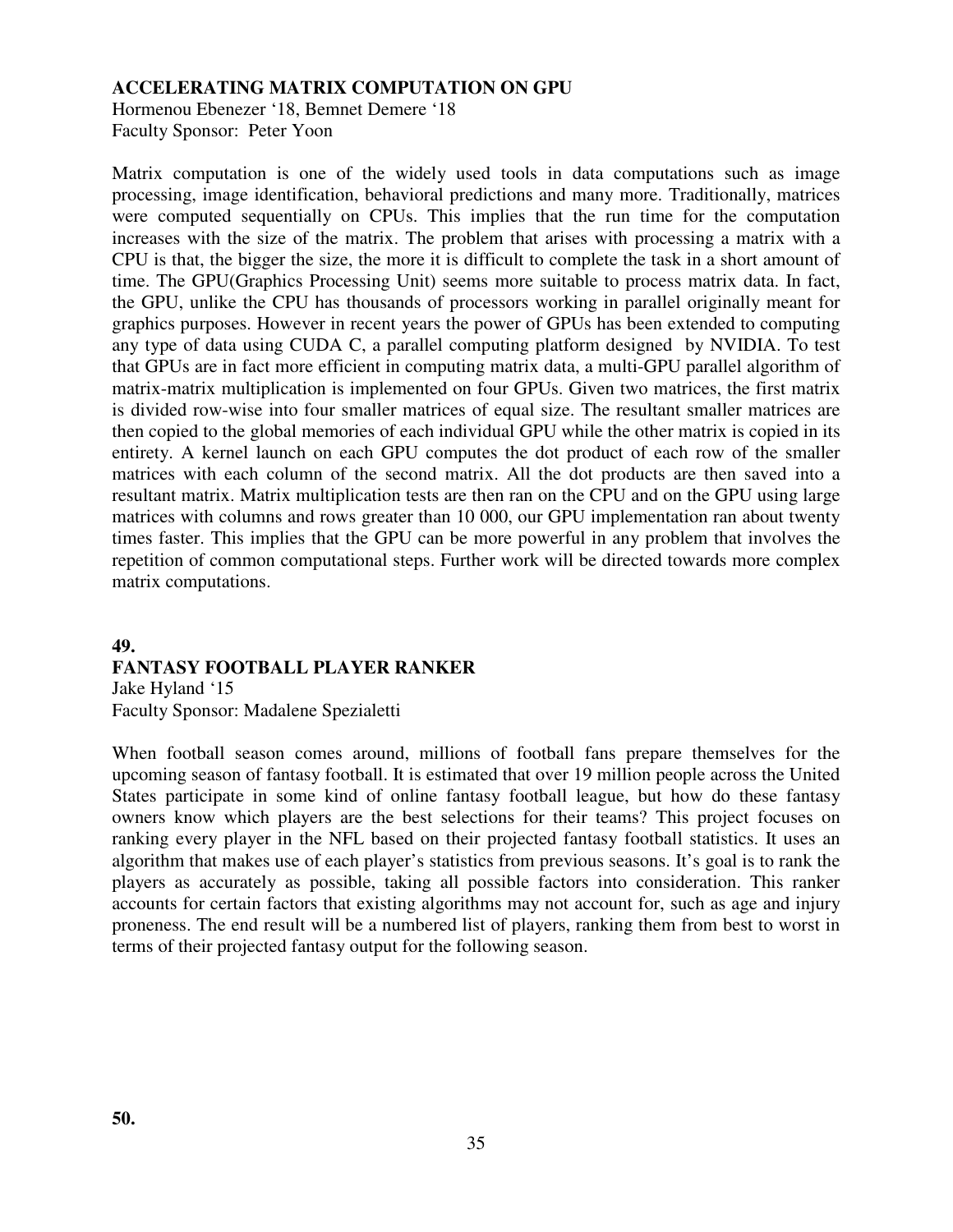### ACCELERATING MATRIX COMPUTATION ON GPU

Hormenou Ebenezer '18, Bemnet Demere '18
Faculty Sponsor: Peter Yoon

Matrix computation is one of the widely used tools in data computations such as image processing, image identification, behavioral predictions and many more. Traditionally, matrices were computed sequentially on CPUs. This implies that the run time for the computation increases with the size of the matrix. The problem that arises with processing a matrix with a CPU is that, the bigger the size, the more it is difficult to complete the task in a short amount of time. The GPU(Graphics Processing Unit) seems more suitable to process matrix data. In fact, the GPU, unlike the CPU has thousands of processors working in parallel originally meant for graphics purposes. However in recent years the power of GPUs has been extended to computing any type of data using CUDA C, a parallel computing platform designed by NVIDIA. To test that GPUs are in fact more efficient in computing matrix data, a multi-GPU parallel algorithm of matrix-matrix multiplication is implemented on four GPUs. Given two matrices, the first matrix is divided row-wise into four smaller matrices of equal size. The resultant smaller matrices are then copied to the global memories of each individual GPU while the other matrix is copied in its entirety. A kernel launch on each GPU computes the dot product of each row of the smaller matrices with each column of the second matrix. All the dot products are then saved into a resultant matrix. Matrix multiplication tests are then ran on the CPU and on the GPU using large matrices with columns and rows greater than 10 000, our GPU implementation ran about twenty times faster. This implies that the GPU can be more powerful in any problem that involves the repetition of common computational steps. Further work will be directed towards more complex matrix computations.

**49.**

### FANTASY FOOTBALL PLAYER RANKER

Jake Hyland '15
Faculty Sponsor: Madalene Spezialetti

When football season comes around, millions of football fans prepare themselves for the upcoming season of fantasy football. It is estimated that over 19 million people across the United States participate in some kind of online fantasy football league, but how do these fantasy owners know which players are the best selections for their teams? This project focuses on ranking every player in the NFL based on their projected fantasy football statistics. It uses an algorithm that makes use of each player's statistics from previous seasons. It's goal is to rank the players as accurately as possible, taking all possible factors into consideration. This ranker accounts for certain factors that existing algorithms may not account for, such as age and injury proneness. The end result will be a numbered list of players, ranking them from best to worst in terms of their projected fantasy output for the following season.

**50.**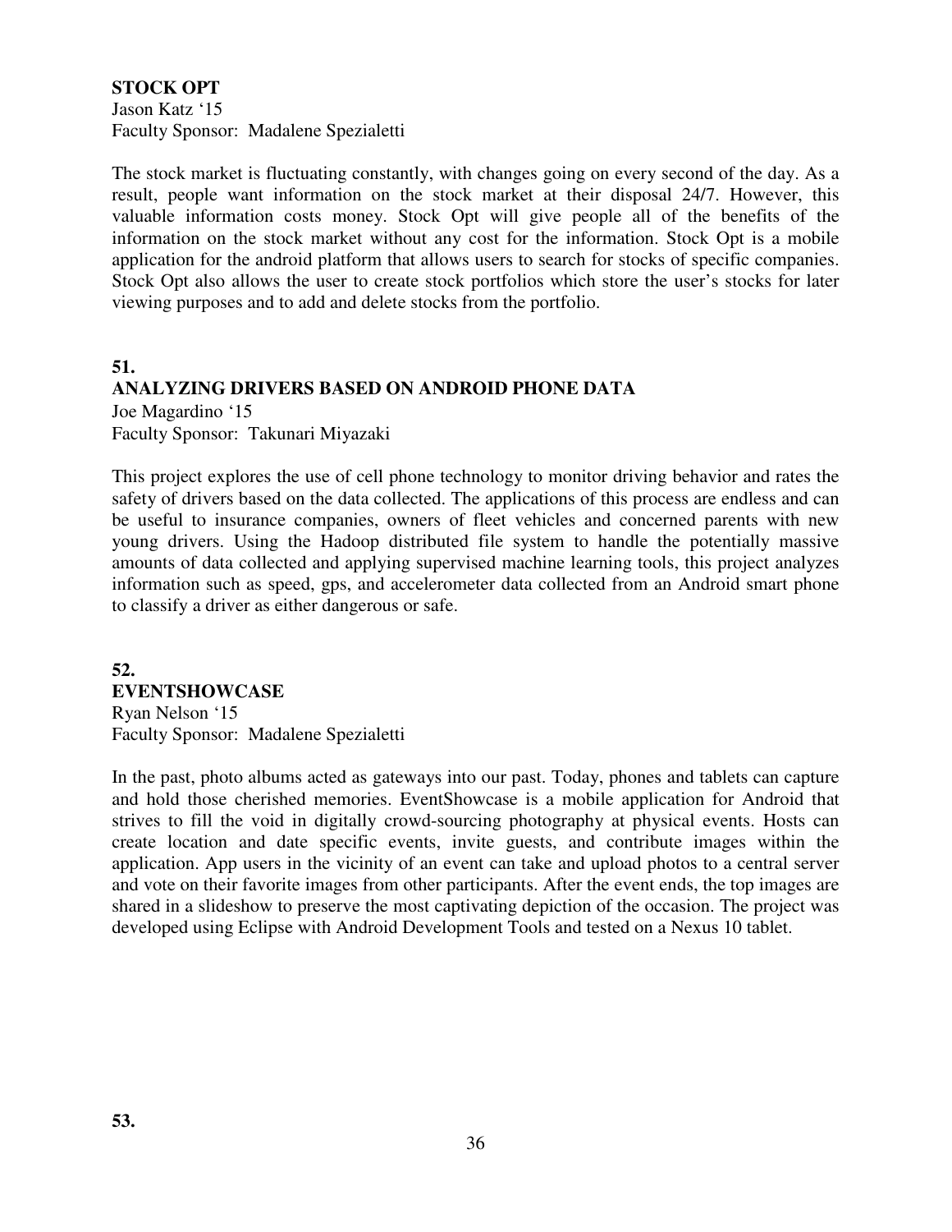**STOCK OPT**
Jason Katz '15
Faculty Sponsor: Madalene Spezialetti

The stock market is fluctuating constantly, with changes going on every second of the day. As a result, people want information on the stock market at their disposal 24/7. However, this valuable information costs money. Stock Opt will give people all of the benefits of the information on the stock market without any cost for the information. Stock Opt is a mobile application for the android platform that allows users to search for stocks of specific companies. Stock Opt also allows the user to create stock portfolios which store the user's stocks for later viewing purposes and to add and delete stocks from the portfolio.

**51.**
**ANALYZING DRIVERS BASED ON ANDROID PHONE DATA**
Joe Magardino '15
Faculty Sponsor: Takunari Miyazaki

This project explores the use of cell phone technology to monitor driving behavior and rates the safety of drivers based on the data collected. The applications of this process are endless and can be useful to insurance companies, owners of fleet vehicles and concerned parents with new young drivers. Using the Hadoop distributed file system to handle the potentially massive amounts of data collected and applying supervised machine learning tools, this project analyzes information such as speed, gps, and accelerometer data collected from an Android smart phone to classify a driver as either dangerous or safe.

**52.**
**EVENTSHOWCASE**
Ryan Nelson '15
Faculty Sponsor: Madalene Spezialetti

In the past, photo albums acted as gateways into our past. Today, phones and tablets can capture and hold those cherished memories. EventShowcase is a mobile application for Android that strives to fill the void in digitally crowd-sourcing photography at physical events. Hosts can create location and date specific events, invite guests, and contribute images within the application. App users in the vicinity of an event can take and upload photos to a central server and vote on their favorite images from other participants. After the event ends, the top images are shared in a slideshow to preserve the most captivating depiction of the occasion. The project was developed using Eclipse with Android Development Tools and tested on a Nexus 10 tablet.

**53.**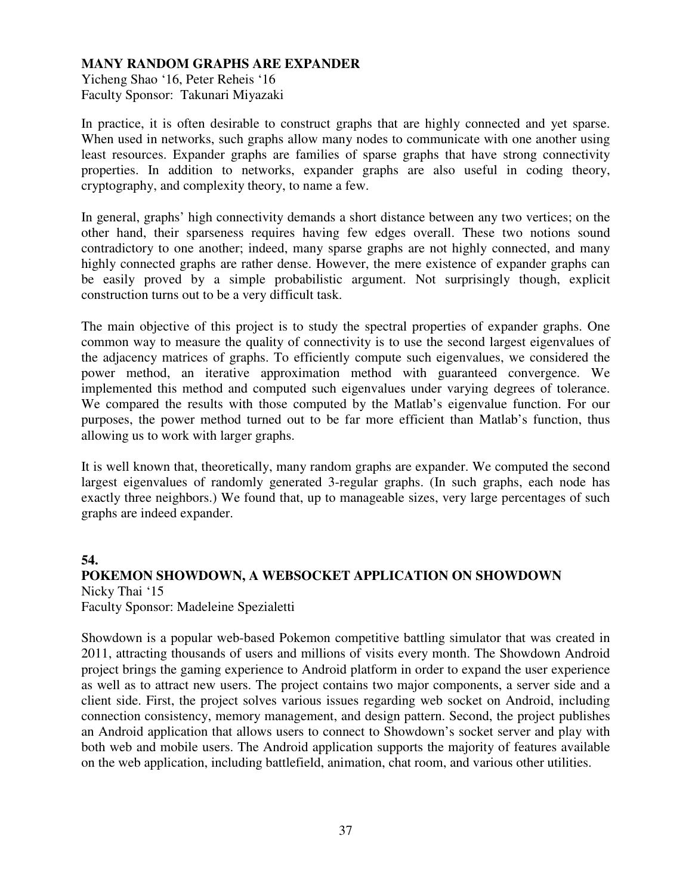### MANY RANDOM GRAPHS ARE EXPANDER

Yicheng Shao ‘16, Peter Reheis ‘16
Faculty Sponsor: Takunari Miyazaki

In practice, it is often desirable to construct graphs that are highly connected and yet sparse. When used in networks, such graphs allow many nodes to communicate with one another using least resources. Expander graphs are families of sparse graphs that have strong connectivity properties. In addition to networks, expander graphs are also useful in coding theory, cryptography, and complexity theory, to name a few.

In general, graphs’ high connectivity demands a short distance between any two vertices; on the other hand, their sparseness requires having few edges overall. These two notions sound contradictory to one another; indeed, many sparse graphs are not highly connected, and many highly connected graphs are rather dense. However, the mere existence of expander graphs can be easily proved by a simple probabilistic argument. Not surprisingly though, explicit construction turns out to be a very difficult task.

The main objective of this project is to study the spectral properties of expander graphs. One common way to measure the quality of connectivity is to use the second largest eigenvalues of the adjacency matrices of graphs. To efficiently compute such eigenvalues, we considered the power method, an iterative approximation method with guaranteed convergence. We implemented this method and computed such eigenvalues under varying degrees of tolerance. We compared the results with those computed by the Matlab’s eigenvalue function. For our purposes, the power method turned out to be far more efficient than Matlab’s function, thus allowing us to work with larger graphs.

It is well known that, theoretically, many random graphs are expander. We computed the second largest eigenvalues of randomly generated 3-regular graphs. (In such graphs, each node has exactly three neighbors.) We found that, up to manageable sizes, very large percentages of such graphs are indeed expander.

**54.**

### POKEMON SHOWDOWN, A WEBSOCKET APPLICATION ON SHOWDOWN

Nicky Thai ‘15
Faculty Sponsor: Madeleine Spezialetti

Showdown is a popular web-based Pokemon competitive battling simulator that was created in 2011, attracting thousands of users and millions of visits every month. The Showdown Android project brings the gaming experience to Android platform in order to expand the user experience as well as to attract new users. The project contains two major components, a server side and a client side. First, the project solves various issues regarding web socket on Android, including connection consistency, memory management, and design pattern. Second, the project publishes an Android application that allows users to connect to Showdown’s socket server and play with both web and mobile users. The Android application supports the majority of features available on the web application, including battlefield, animation, chat room, and various other utilities.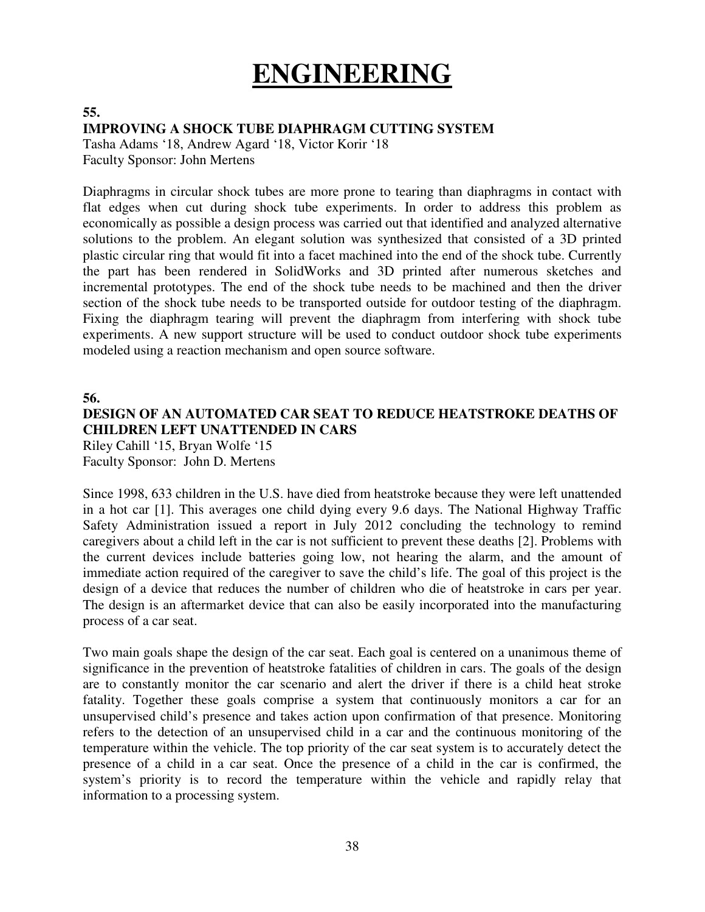# ENGINEERING

**55.**

**IMPROVING A SHOCK TUBE DIAPHRAGM CUTTING SYSTEM**

Tasha Adams '18, Andrew Agard '18, Victor Korir '18
Faculty Sponsor: John Mertens

Diaphragms in circular shock tubes are more prone to tearing than diaphragms in contact with flat edges when cut during shock tube experiments. In order to address this problem as economically as possible a design process was carried out that identified and analyzed alternative solutions to the problem. An elegant solution was synthesized that consisted of a 3D printed plastic circular ring that would fit into a facet machined into the end of the shock tube. Currently the part has been rendered in SolidWorks and 3D printed after numerous sketches and incremental prototypes. The end of the shock tube needs to be machined and then the driver section of the shock tube needs to be transported outside for outdoor testing of the diaphragm. Fixing the diaphragm tearing will prevent the diaphragm from interfering with shock tube experiments. A new support structure will be used to conduct outdoor shock tube experiments modeled using a reaction mechanism and open source software.

**56.**

**DESIGN OF AN AUTOMATED CAR SEAT TO REDUCE HEATSTROKE DEATHS OF CHILDREN LEFT UNATTENDED IN CARS**

Riley Cahill '15, Bryan Wolfe '15
Faculty Sponsor: John D. Mertens

Since 1998, 633 children in the U.S. have died from heatstroke because they were left unattended in a hot car [1]. This averages one child dying every 9.6 days. The National Highway Traffic Safety Administration issued a report in July 2012 concluding the technology to remind caregivers about a child left in the car is not sufficient to prevent these deaths [2]. Problems with the current devices include batteries going low, not hearing the alarm, and the amount of immediate action required of the caregiver to save the child's life. The goal of this project is the design of a device that reduces the number of children who die of heatstroke in cars per year. The design is an aftermarket device that can also be easily incorporated into the manufacturing process of a car seat.

Two main goals shape the design of the car seat. Each goal is centered on a unanimous theme of significance in the prevention of heatstroke fatalities of children in cars. The goals of the design are to constantly monitor the car scenario and alert the driver if there is a child heat stroke fatality. Together these goals comprise a system that continuously monitors a car for an unsupervised child's presence and takes action upon confirmation of that presence. Monitoring refers to the detection of an unsupervised child in a car and the continuous monitoring of the temperature within the vehicle. The top priority of the car seat system is to accurately detect the presence of a child in a car seat. Once the presence of a child in the car is confirmed, the system's priority is to record the temperature within the vehicle and rapidly relay that information to a processing system.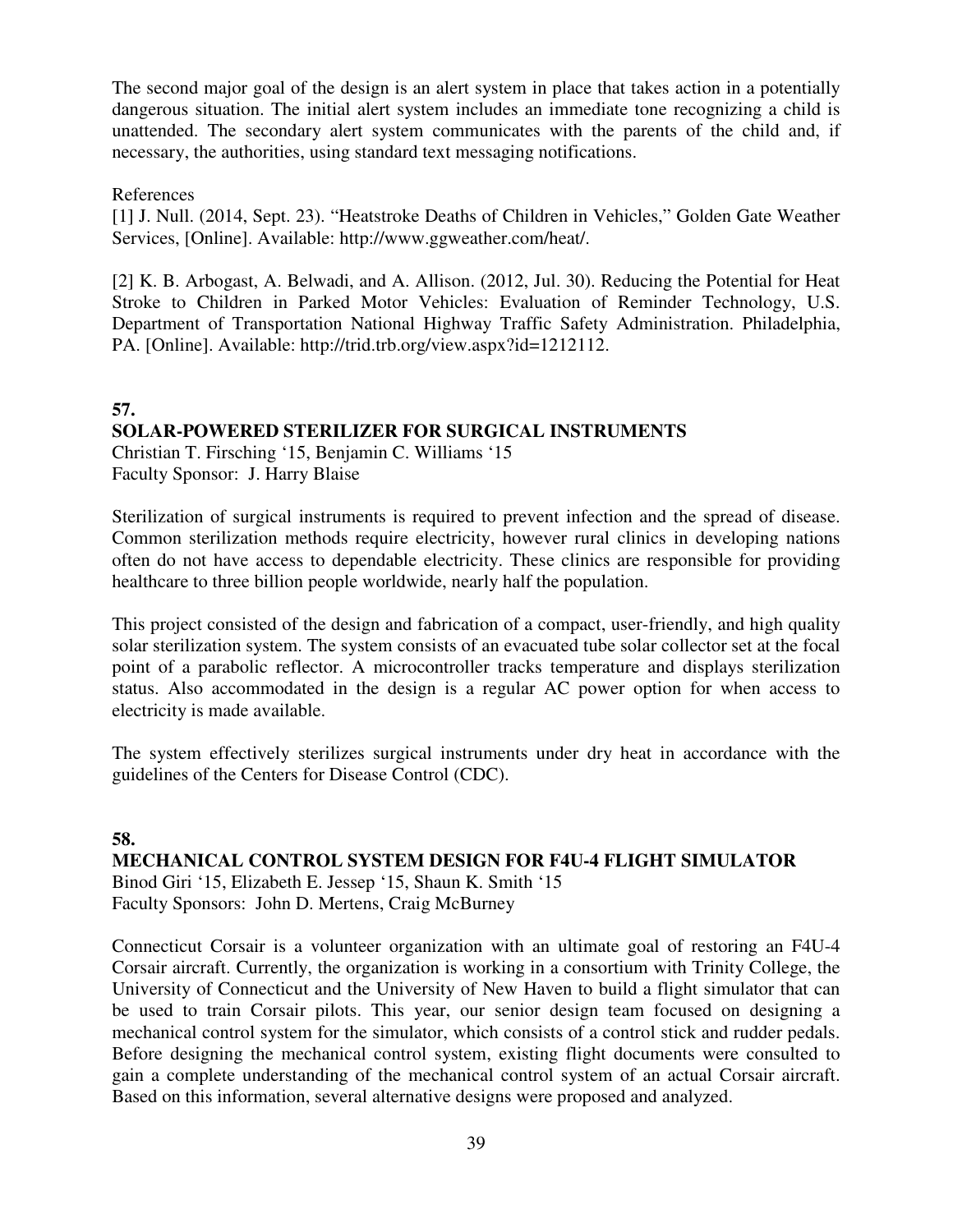The second major goal of the design is an alert system in place that takes action in a potentially dangerous situation. The initial alert system includes an immediate tone recognizing a child is unattended. The secondary alert system communicates with the parents of the child and, if necessary, the authorities, using standard text messaging notifications.

References

[1] J. Null. (2014, Sept. 23). "Heatstroke Deaths of Children in Vehicles," Golden Gate Weather Services, [Online]. Available: http://www.ggweather.com/heat/.

[2] K. B. Arbogast, A. Belwadi, and A. Allison. (2012, Jul. 30). Reducing the Potential for Heat Stroke to Children in Parked Motor Vehicles: Evaluation of Reminder Technology, U.S. Department of Transportation National Highway Traffic Safety Administration. Philadelphia, PA. [Online]. Available: http://trid.trb.org/view.aspx?id=1212112.

## 57.
## SOLAR-POWERED STERILIZER FOR SURGICAL INSTRUMENTS

Christian T. Firsching '15, Benjamin C. Williams '15
Faculty Sponsor: J. Harry Blaise

Sterilization of surgical instruments is required to prevent infection and the spread of disease. Common sterilization methods require electricity, however rural clinics in developing nations often do not have access to dependable electricity. These clinics are responsible for providing healthcare to three billion people worldwide, nearly half the population.

This project consisted of the design and fabrication of a compact, user-friendly, and high quality solar sterilization system. The system consists of an evacuated tube solar collector set at the focal point of a parabolic reflector. A microcontroller tracks temperature and displays sterilization status. Also accommodated in the design is a regular AC power option for when access to electricity is made available.

The system effectively sterilizes surgical instruments under dry heat in accordance with the guidelines of the Centers for Disease Control (CDC).

## 58.
## MECHANICAL CONTROL SYSTEM DESIGN FOR F4U-4 FLIGHT SIMULATOR

Binod Giri '15, Elizabeth E. Jessep '15, Shaun K. Smith '15
Faculty Sponsors: John D. Mertens, Craig McBurney

Connecticut Corsair is a volunteer organization with an ultimate goal of restoring an F4U-4 Corsair aircraft. Currently, the organization is working in a consortium with Trinity College, the University of Connecticut and the University of New Haven to build a flight simulator that can be used to train Corsair pilots. This year, our senior design team focused on designing a mechanical control system for the simulator, which consists of a control stick and rudder pedals. Before designing the mechanical control system, existing flight documents were consulted to gain a complete understanding of the mechanical control system of an actual Corsair aircraft. Based on this information, several alternative designs were proposed and analyzed.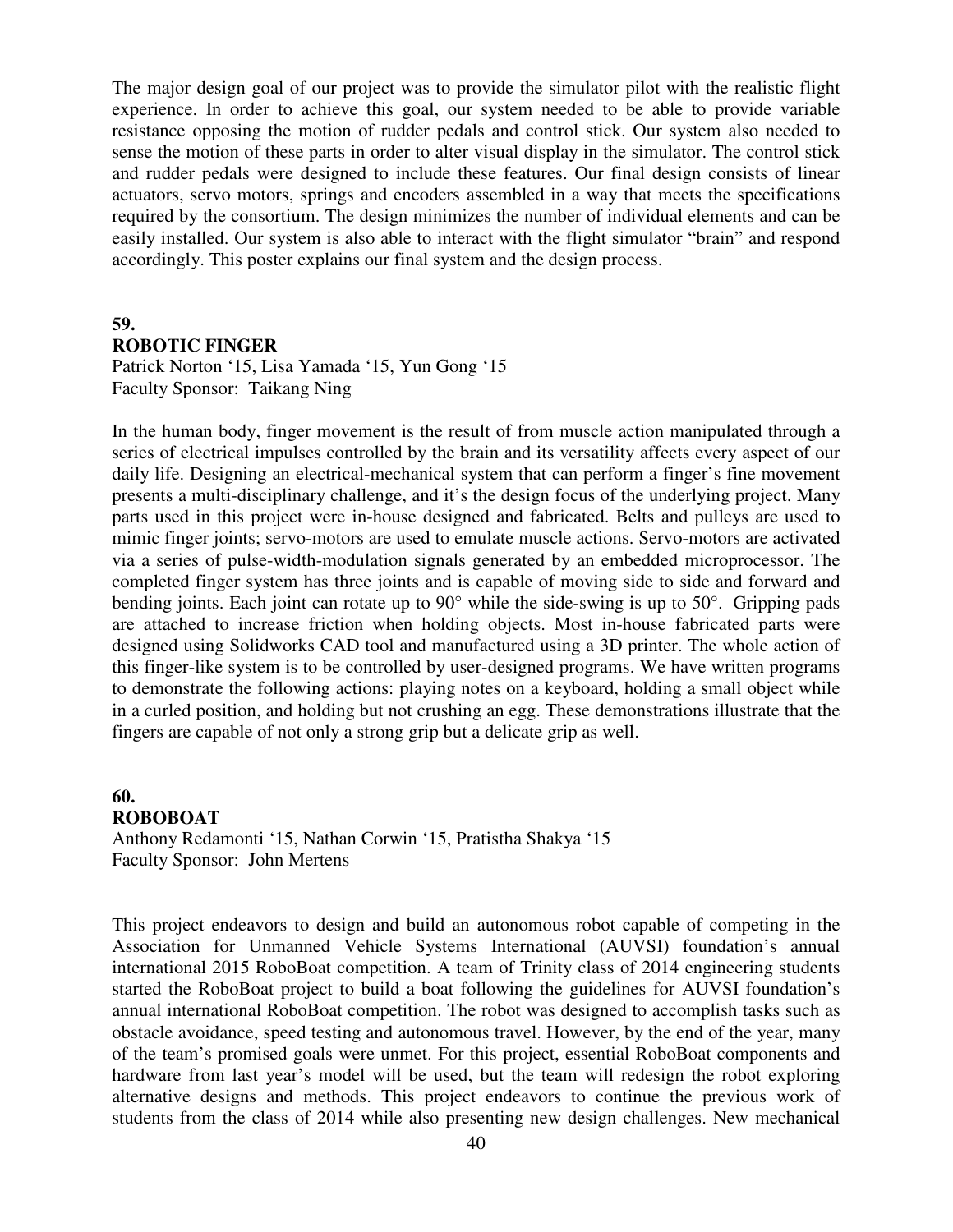The major design goal of our project was to provide the simulator pilot with the realistic flight experience. In order to achieve this goal, our system needed to be able to provide variable resistance opposing the motion of rudder pedals and control stick. Our system also needed to sense the motion of these parts in order to alter visual display in the simulator. The control stick and rudder pedals were designed to include these features. Our final design consists of linear actuators, servo motors, springs and encoders assembled in a way that meets the specifications required by the consortium. The design minimizes the number of individual elements and can be easily installed. Our system is also able to interact with the flight simulator "brain" and respond accordingly. This poster explains our final system and the design process.

**59.**
**ROBOTIC FINGER**
Patrick Norton '15, Lisa Yamada '15, Yun Gong '15
Faculty Sponsor: Taikang Ning

In the human body, finger movement is the result of from muscle action manipulated through a series of electrical impulses controlled by the brain and its versatility affects every aspect of our daily life. Designing an electrical-mechanical system that can perform a finger's fine movement presents a multi-disciplinary challenge, and it's the design focus of the underlying project. Many parts used in this project were in-house designed and fabricated. Belts and pulleys are used to mimic finger joints; servo-motors are used to emulate muscle actions. Servo-motors are activated via a series of pulse-width-modulation signals generated by an embedded microprocessor. The completed finger system has three joints and is capable of moving side to side and forward and bending joints. Each joint can rotate up to 90° while the side-swing is up to 50°. Gripping pads are attached to increase friction when holding objects. Most in-house fabricated parts were designed using Solidworks CAD tool and manufactured using a 3D printer. The whole action of this finger-like system is to be controlled by user-designed programs. We have written programs to demonstrate the following actions: playing notes on a keyboard, holding a small object while in a curled position, and holding but not crushing an egg. These demonstrations illustrate that the fingers are capable of not only a strong grip but a delicate grip as well.

**60.**
**ROBOBOAT**
Anthony Redamonti '15, Nathan Corwin '15, Pratistha Shakya '15
Faculty Sponsor: John Mertens

This project endeavors to design and build an autonomous robot capable of competing in the Association for Unmanned Vehicle Systems International (AUVSI) foundation's annual international 2015 RoboBoat competition. A team of Trinity class of 2014 engineering students started the RoboBoat project to build a boat following the guidelines for AUVSI foundation's annual international RoboBoat competition. The robot was designed to accomplish tasks such as obstacle avoidance, speed testing and autonomous travel. However, by the end of the year, many of the team's promised goals were unmet. For this project, essential RoboBoat components and hardware from last year's model will be used, but the team will redesign the robot exploring alternative designs and methods. This project endeavors to continue the previous work of students from the class of 2014 while also presenting new design challenges. New mechanical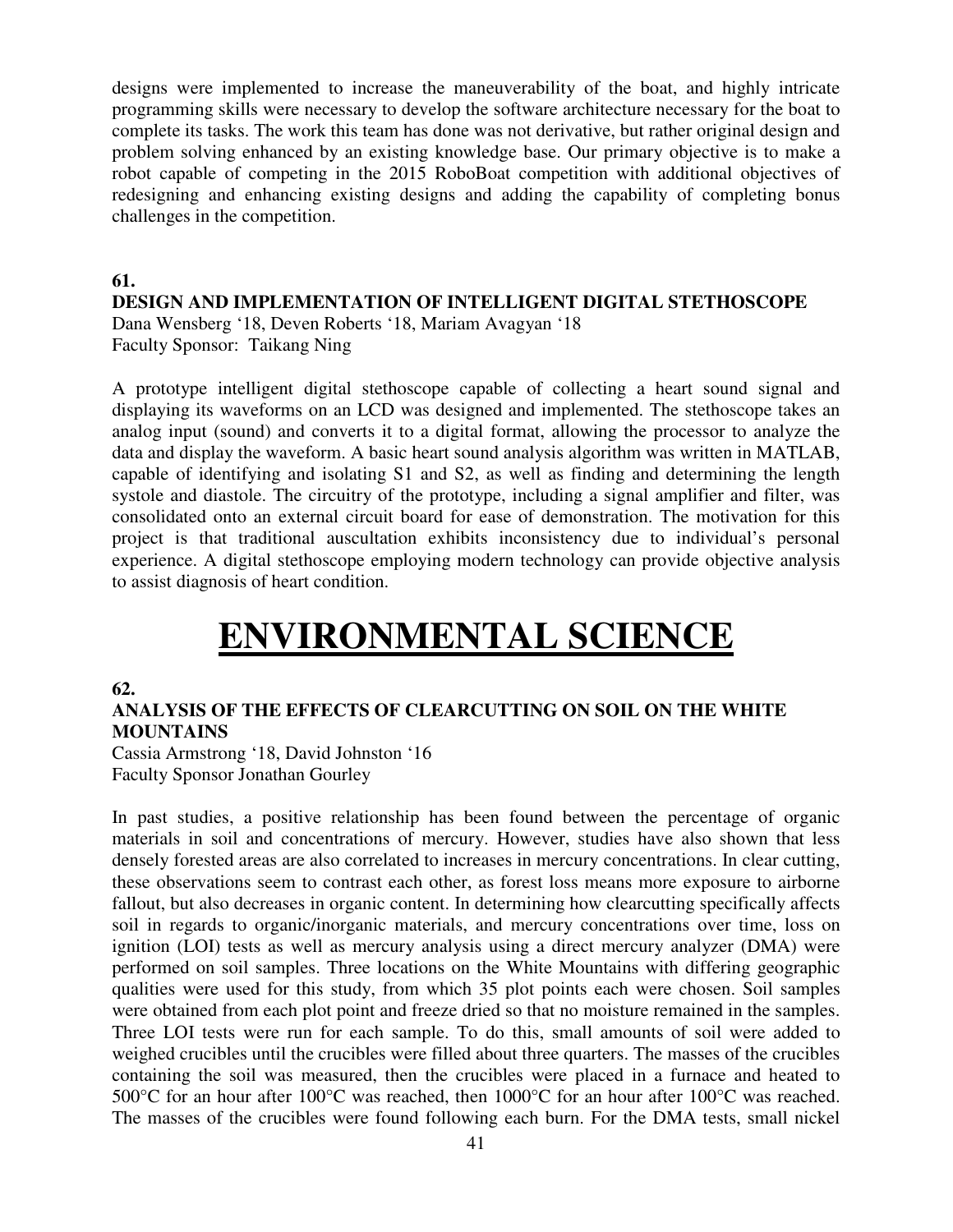designs were implemented to increase the maneuverability of the boat, and highly intricate programming skills were necessary to develop the software architecture necessary for the boat to complete its tasks. The work this team has done was not derivative, but rather original design and problem solving enhanced by an existing knowledge base. Our primary objective is to make a robot capable of competing in the 2015 RoboBoat competition with additional objectives of redesigning and enhancing existing designs and adding the capability of completing bonus challenges in the competition.

**61.**

**DESIGN AND IMPLEMENTATION OF INTELLIGENT DIGITAL STETHOSCOPE**

Dana Wensberg '18, Deven Roberts '18, Mariam Avagyan '18
Faculty Sponsor: Taikang Ning

A prototype intelligent digital stethoscope capable of collecting a heart sound signal and displaying its waveforms on an LCD was designed and implemented. The stethoscope takes an analog input (sound) and converts it to a digital format, allowing the processor to analyze the data and display the waveform. A basic heart sound analysis algorithm was written in MATLAB, capable of identifying and isolating S1 and S2, as well as finding and determining the length systole and diastole. The circuitry of the prototype, including a signal amplifier and filter, was consolidated onto an external circuit board for ease of demonstration. The motivation for this project is that traditional auscultation exhibits inconsistency due to individual's personal experience. A digital stethoscope employing modern technology can provide objective analysis to assist diagnosis of heart condition.

# ENVIRONMENTAL SCIENCE

**62.**

**ANALYSIS OF THE EFFECTS OF CLEARCUTTING ON SOIL ON THE WHITE MOUNTAINS**

Cassia Armstrong '18, David Johnston '16
Faculty Sponsor Jonathan Gourley

In past studies, a positive relationship has been found between the percentage of organic materials in soil and concentrations of mercury. However, studies have also shown that less densely forested areas are also correlated to increases in mercury concentrations. In clear cutting, these observations seem to contrast each other, as forest loss means more exposure to airborne fallout, but also decreases in organic content. In determining how clearcutting specifically affects soil in regards to organic/inorganic materials, and mercury concentrations over time, loss on ignition (LOI) tests as well as mercury analysis using a direct mercury analyzer (DMA) were performed on soil samples. Three locations on the White Mountains with differing geographic qualities were used for this study, from which 35 plot points each were chosen. Soil samples were obtained from each plot point and freeze dried so that no moisture remained in the samples. Three LOI tests were run for each sample. To do this, small amounts of soil were added to weighed crucibles until the crucibles were filled about three quarters. The masses of the crucibles containing the soil was measured, then the crucibles were placed in a furnace and heated to 500°C for an hour after 100°C was reached, then 1000°C for an hour after 100°C was reached. The masses of the crucibles were found following each burn. For the DMA tests, small nickel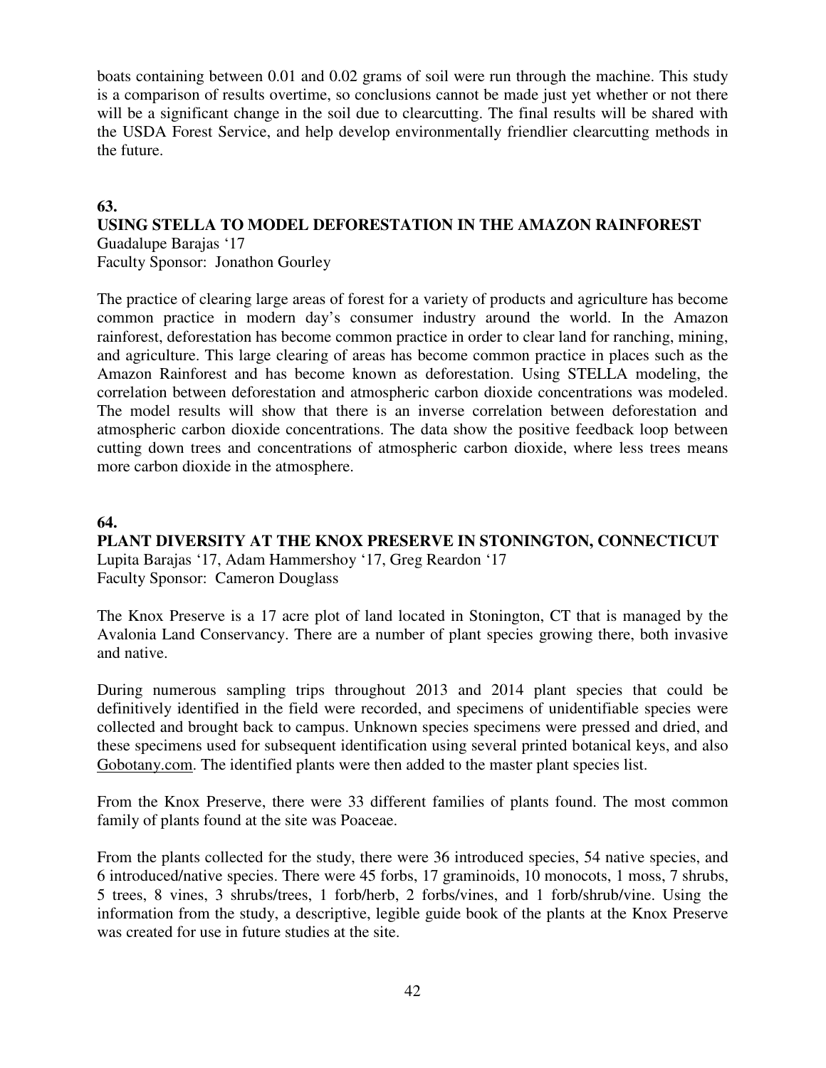boats containing between 0.01 and 0.02 grams of soil were run through the machine. This study is a comparison of results overtime, so conclusions cannot be made just yet whether or not there will be a significant change in the soil due to clearcutting. The final results will be shared with the USDA Forest Service, and help develop environmentally friendlier clearcutting methods in the future.

**63.**

## USING STELLA TO MODEL DEFORESTATION IN THE AMAZON RAINFOREST

Guadalupe Barajas '17
Faculty Sponsor: Jonathon Gourley

The practice of clearing large areas of forest for a variety of products and agriculture has become common practice in modern day's consumer industry around the world. In the Amazon rainforest, deforestation has become common practice in order to clear land for ranching, mining, and agriculture. This large clearing of areas has become common practice in places such as the Amazon Rainforest and has become known as deforestation. Using STELLA modeling, the correlation between deforestation and atmospheric carbon dioxide concentrations was modeled. The model results will show that there is an inverse correlation between deforestation and atmospheric carbon dioxide concentrations. The data show the positive feedback loop between cutting down trees and concentrations of atmospheric carbon dioxide, where less trees means more carbon dioxide in the atmosphere.

**64.**

## PLANT DIVERSITY AT THE KNOX PRESERVE IN STONINGTON, CONNECTICUT

Lupita Barajas '17, Adam Hammershoy '17, Greg Reardon '17
Faculty Sponsor: Cameron Douglass

The Knox Preserve is a 17 acre plot of land located in Stonington, CT that is managed by the Avalonia Land Conservancy. There are a number of plant species growing there, both invasive and native.

During numerous sampling trips throughout 2013 and 2014 plant species that could be definitively identified in the field were recorded, and specimens of unidentifiable species were collected and brought back to campus. Unknown species specimens were pressed and dried, and these specimens used for subsequent identification using several printed botanical keys, and also Gobotany.com. The identified plants were then added to the master plant species list.

From the Knox Preserve, there were 33 different families of plants found. The most common family of plants found at the site was Poaceae.

From the plants collected for the study, there were 36 introduced species, 54 native species, and 6 introduced/native species. There were 45 forbs, 17 graminoids, 10 monocots, 1 moss, 7 shrubs, 5 trees, 8 vines, 3 shrubs/trees, 1 forb/herb, 2 forbs/vines, and 1 forb/shrub/vine. Using the information from the study, a descriptive, legible guide book of the plants at the Knox Preserve was created for use in future studies at the site.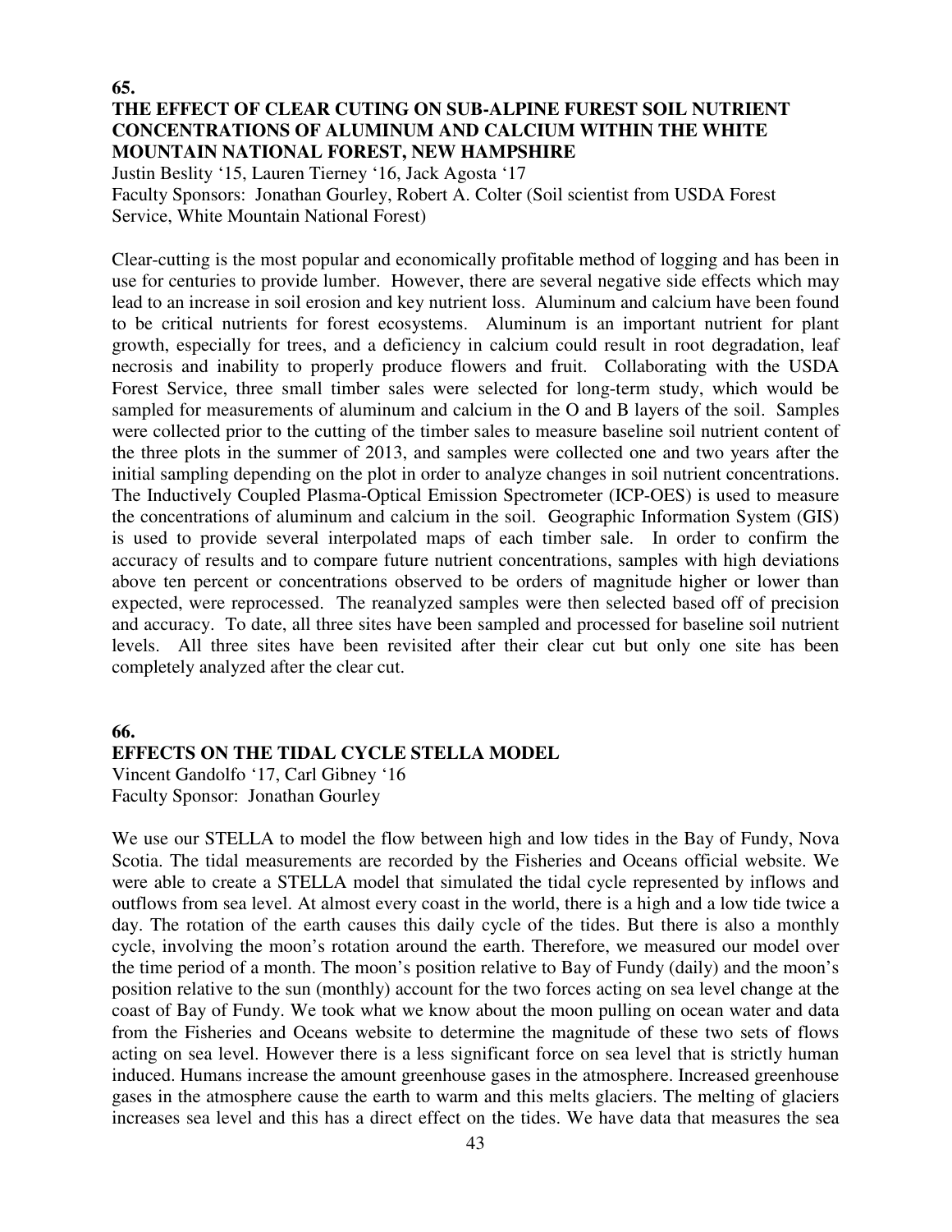**65.**

**THE EFFECT OF CLEAR CUTING ON SUB-ALPINE FUREST SOIL NUTRIENT CONCENTRATIONS OF ALUMINUM AND CALCIUM WITHIN THE WHITE MOUNTAIN NATIONAL FOREST, NEW HAMPSHIRE**

Justin Beslity '15, Lauren Tierney '16, Jack Agosta '17
Faculty Sponsors: Jonathan Gourley, Robert A. Colter (Soil scientist from USDA Forest Service, White Mountain National Forest)

Clear-cutting is the most popular and economically profitable method of logging and has been in use for centuries to provide lumber. However, there are several negative side effects which may lead to an increase in soil erosion and key nutrient loss. Aluminum and calcium have been found to be critical nutrients for forest ecosystems. Aluminum is an important nutrient for plant growth, especially for trees, and a deficiency in calcium could result in root degradation, leaf necrosis and inability to properly produce flowers and fruit. Collaborating with the USDA Forest Service, three small timber sales were selected for long-term study, which would be sampled for measurements of aluminum and calcium in the O and B layers of the soil. Samples were collected prior to the cutting of the timber sales to measure baseline soil nutrient content of the three plots in the summer of 2013, and samples were collected one and two years after the initial sampling depending on the plot in order to analyze changes in soil nutrient concentrations. The Inductively Coupled Plasma-Optical Emission Spectrometer (ICP-OES) is used to measure the concentrations of aluminum and calcium in the soil. Geographic Information System (GIS) is used to provide several interpolated maps of each timber sale. In order to confirm the accuracy of results and to compare future nutrient concentrations, samples with high deviations above ten percent or concentrations observed to be orders of magnitude higher or lower than expected, were reprocessed. The reanalyzed samples were then selected based off of precision and accuracy. To date, all three sites have been sampled and processed for baseline soil nutrient levels. All three sites have been revisited after their clear cut but only one site has been completely analyzed after the clear cut.

**66.**

**EFFECTS ON THE TIDAL CYCLE STELLA MODEL**

Vincent Gandolfo '17, Carl Gibney '16
Faculty Sponsor: Jonathan Gourley

We use our STELLA to model the flow between high and low tides in the Bay of Fundy, Nova Scotia. The tidal measurements are recorded by the Fisheries and Oceans official website. We were able to create a STELLA model that simulated the tidal cycle represented by inflows and outflows from sea level. At almost every coast in the world, there is a high and a low tide twice a day. The rotation of the earth causes this daily cycle of the tides. But there is also a monthly cycle, involving the moon's rotation around the earth. Therefore, we measured our model over the time period of a month. The moon's position relative to Bay of Fundy (daily) and the moon's position relative to the sun (monthly) account for the two forces acting on sea level change at the coast of Bay of Fundy. We took what we know about the moon pulling on ocean water and data from the Fisheries and Oceans website to determine the magnitude of these two sets of flows acting on sea level. However there is a less significant force on sea level that is strictly human induced. Humans increase the amount greenhouse gases in the atmosphere. Increased greenhouse gases in the atmosphere cause the earth to warm and this melts glaciers. The melting of glaciers increases sea level and this has a direct effect on the tides. We have data that measures the sea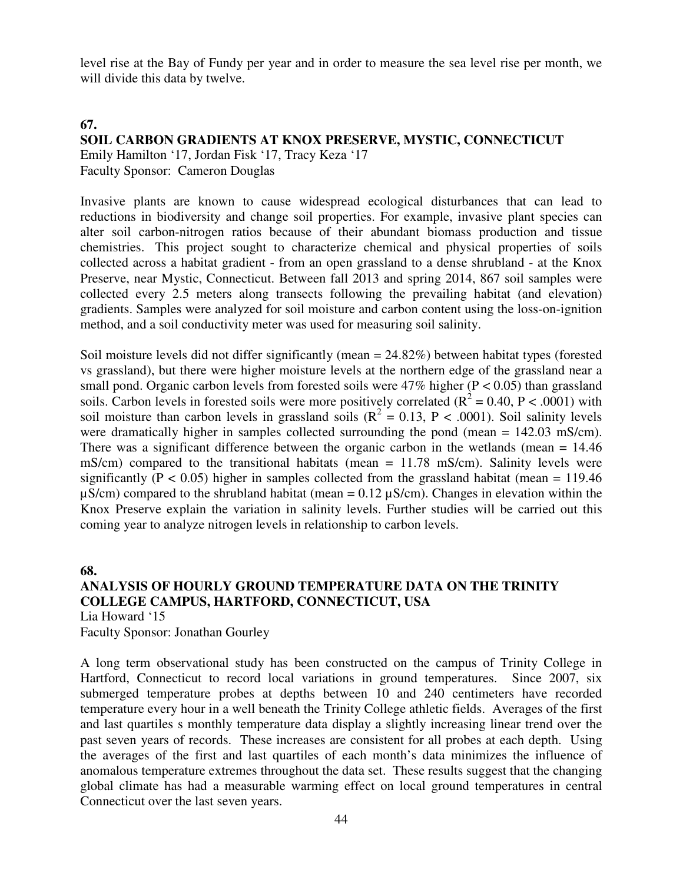level rise at the Bay of Fundy per year and in order to measure the sea level rise per month, we will divide this data by twelve.

**67.**

**SOIL CARBON GRADIENTS AT KNOX PRESERVE, MYSTIC, CONNECTICUT**

Emily Hamilton '17, Jordan Fisk '17, Tracy Keza '17
Faculty Sponsor: Cameron Douglas

Invasive plants are known to cause widespread ecological disturbances that can lead to reductions in biodiversity and change soil properties. For example, invasive plant species can alter soil carbon-nitrogen ratios because of their abundant biomass production and tissue chemistries. This project sought to characterize chemical and physical properties of soils collected across a habitat gradient - from an open grassland to a dense shrubland - at the Knox Preserve, near Mystic, Connecticut. Between fall 2013 and spring 2014, 867 soil samples were collected every 2.5 meters along transects following the prevailing habitat (and elevation) gradients. Samples were analyzed for soil moisture and carbon content using the loss-on-ignition method, and a soil conductivity meter was used for measuring soil salinity.

Soil moisture levels did not differ significantly (mean = 24.82%) between habitat types (forested vs grassland), but there were higher moisture levels at the northern edge of the grassland near a small pond. Organic carbon levels from forested soils were 47% higher ($P < 0.05$) than grassland soils. Carbon levels in forested soils were more positively correlated ($R^2 = 0.40$, $P < .0001$) with soil moisture than carbon levels in grassland soils ($R^2 = 0.13$, $P < .0001$). Soil salinity levels were dramatically higher in samples collected surrounding the pond (mean = 142.03 mS/cm). There was a significant difference between the organic carbon in the wetlands (mean = 14.46 mS/cm) compared to the transitional habitats (mean = 11.78 mS/cm). Salinity levels were significantly ($P < 0.05$) higher in samples collected from the grassland habitat (mean = 119.46 µS/cm) compared to the shrubland habitat (mean = 0.12 µS/cm). Changes in elevation within the Knox Preserve explain the variation in salinity levels. Further studies will be carried out this coming year to analyze nitrogen levels in relationship to carbon levels.

**68.**

**ANALYSIS OF HOURLY GROUND TEMPERATURE DATA ON THE TRINITY COLLEGE CAMPUS, HARTFORD, CONNECTICUT, USA**

Lia Howard '15
Faculty Sponsor: Jonathan Gourley

A long term observational study has been constructed on the campus of Trinity College in Hartford, Connecticut to record local variations in ground temperatures. Since 2007, six submerged temperature probes at depths between 10 and 240 centimeters have recorded temperature every hour in a well beneath the Trinity College athletic fields. Averages of the first and last quartiles s monthly temperature data display a slightly increasing linear trend over the past seven years of records. These increases are consistent for all probes at each depth. Using the averages of the first and last quartiles of each month's data minimizes the influence of anomalous temperature extremes throughout the data set. These results suggest that the changing global climate has had a measurable warming effect on local ground temperatures in central Connecticut over the last seven years.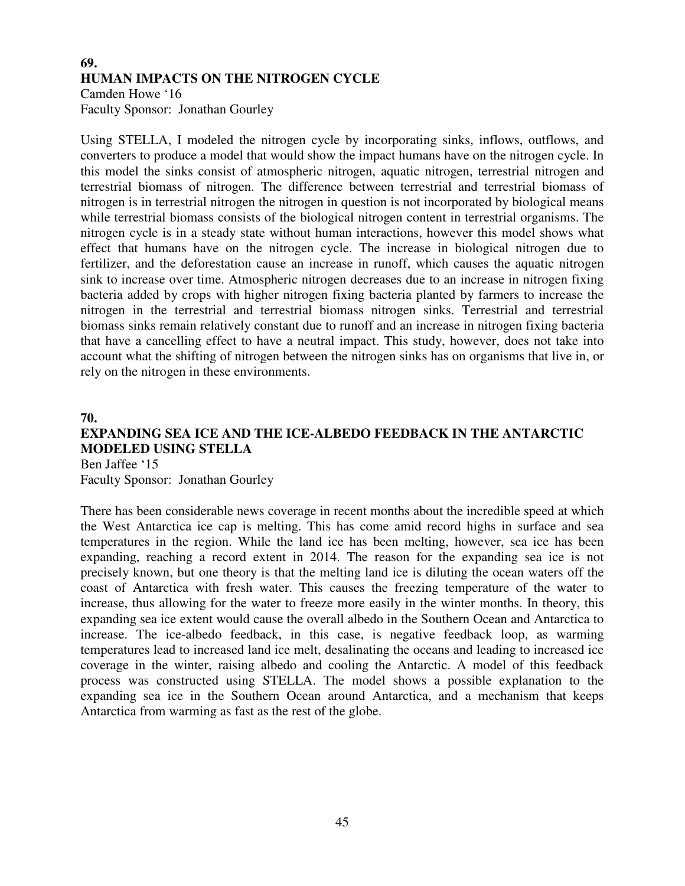**69.**

## HUMAN IMPACTS ON THE NITROGEN CYCLE

Camden Howe '16
Faculty Sponsor: Jonathan Gourley

Using STELLA, I modeled the nitrogen cycle by incorporating sinks, inflows, outflows, and converters to produce a model that would show the impact humans have on the nitrogen cycle. In this model the sinks consist of atmospheric nitrogen, aquatic nitrogen, terrestrial nitrogen and terrestrial biomass of nitrogen. The difference between terrestrial and terrestrial biomass of nitrogen is in terrestrial nitrogen the nitrogen in question is not incorporated by biological means while terrestrial biomass consists of the biological nitrogen content in terrestrial organisms. The nitrogen cycle is in a steady state without human interactions, however this model shows what effect that humans have on the nitrogen cycle. The increase in biological nitrogen due to fertilizer, and the deforestation cause an increase in runoff, which causes the aquatic nitrogen sink to increase over time. Atmospheric nitrogen decreases due to an increase in nitrogen fixing bacteria added by crops with higher nitrogen fixing bacteria planted by farmers to increase the nitrogen in the terrestrial and terrestrial biomass nitrogen sinks. Terrestrial and terrestrial biomass sinks remain relatively constant due to runoff and an increase in nitrogen fixing bacteria that have a cancelling effect to have a neutral impact. This study, however, does not take into account what the shifting of nitrogen between the nitrogen sinks has on organisms that live in, or rely on the nitrogen in these environments.

**70.**

## EXPANDING SEA ICE AND THE ICE-ALBEDO FEEDBACK IN THE ANTARCTIC MODELED USING STELLA

Ben Jaffee '15
Faculty Sponsor: Jonathan Gourley

There has been considerable news coverage in recent months about the incredible speed at which the West Antarctica ice cap is melting. This has come amid record highs in surface and sea temperatures in the region. While the land ice has been melting, however, sea ice has been expanding, reaching a record extent in 2014. The reason for the expanding sea ice is not precisely known, but one theory is that the melting land ice is diluting the ocean waters off the coast of Antarctica with fresh water. This causes the freezing temperature of the water to increase, thus allowing for the water to freeze more easily in the winter months. In theory, this expanding sea ice extent would cause the overall albedo in the Southern Ocean and Antarctica to increase. The ice-albedo feedback, in this case, is negative feedback loop, as warming temperatures lead to increased land ice melt, desalinating the oceans and leading to increased ice coverage in the winter, raising albedo and cooling the Antarctic. A model of this feedback process was constructed using STELLA. The model shows a possible explanation to the expanding sea ice in the Southern Ocean around Antarctica, and a mechanism that keeps Antarctica from warming as fast as the rest of the globe.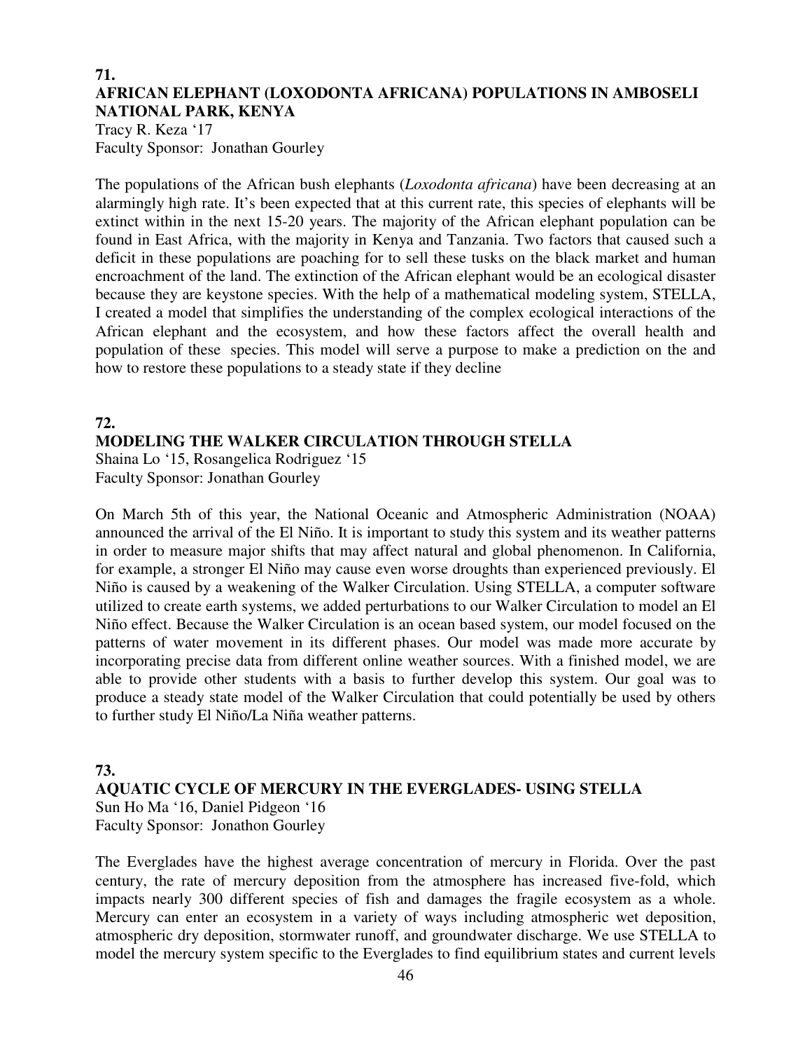**71.**

**AFRICAN ELEPHANT (LOXODONTA AFRICANA) POPULATIONS IN AMBOSELI NATIONAL PARK, KENYA**

Tracy R. Keza '17
Faculty Sponsor: Jonathan Gourley

The populations of the African bush elephants (*Loxodonta africana*) have been decreasing at an alarmingly high rate. It's been expected that at this current rate, this species of elephants will be extinct within in the next 15-20 years. The majority of the African elephant population can be found in East Africa, with the majority in Kenya and Tanzania. Two factors that caused such a deficit in these populations are poaching for to sell these tusks on the black market and human encroachment of the land. The extinction of the African elephant would be an ecological disaster because they are keystone species. With the help of a mathematical modeling system, STELLA, I created a model that simplifies the understanding of the complex ecological interactions of the African elephant and the ecosystem, and how these factors affect the overall health and population of these species. This model will serve a purpose to make a prediction on the and how to restore these populations to a steady state if they decline

**72.**

**MODELING THE WALKER CIRCULATION THROUGH STELLA**

Shaina Lo '15, Rosangelica Rodriguez '15
Faculty Sponsor: Jonathan Gourley

On March 5th of this year, the National Oceanic and Atmospheric Administration (NOAA) announced the arrival of the El Niño. It is important to study this system and its weather patterns in order to measure major shifts that may affect natural and global phenomenon. In California, for example, a stronger El Niño may cause even worse droughts than experienced previously. El Niño is caused by a weakening of the Walker Circulation. Using STELLA, a computer software utilized to create earth systems, we added perturbations to our Walker Circulation to model an El Niño effect. Because the Walker Circulation is an ocean based system, our model focused on the patterns of water movement in its different phases. Our model was made more accurate by incorporating precise data from different online weather sources. With a finished model, we are able to provide other students with a basis to further develop this system. Our goal was to produce a steady state model of the Walker Circulation that could potentially be used by others to further study El Niño/La Niña weather patterns.

**73.**

**AQUATIC CYCLE OF MERCURY IN THE EVERGLADES- USING STELLA**

Sun Ho Ma '16, Daniel Pidgeon '16
Faculty Sponsor: Jonathon Gourley

The Everglades have the highest average concentration of mercury in Florida. Over the past century, the rate of mercury deposition from the atmosphere has increased five-fold, which impacts nearly 300 different species of fish and damages the fragile ecosystem as a whole. Mercury can enter an ecosystem in a variety of ways including atmospheric wet deposition, atmospheric dry deposition, stormwater runoff, and groundwater discharge. We use STELLA to model the mercury system specific to the Everglades to find equilibrium states and current levels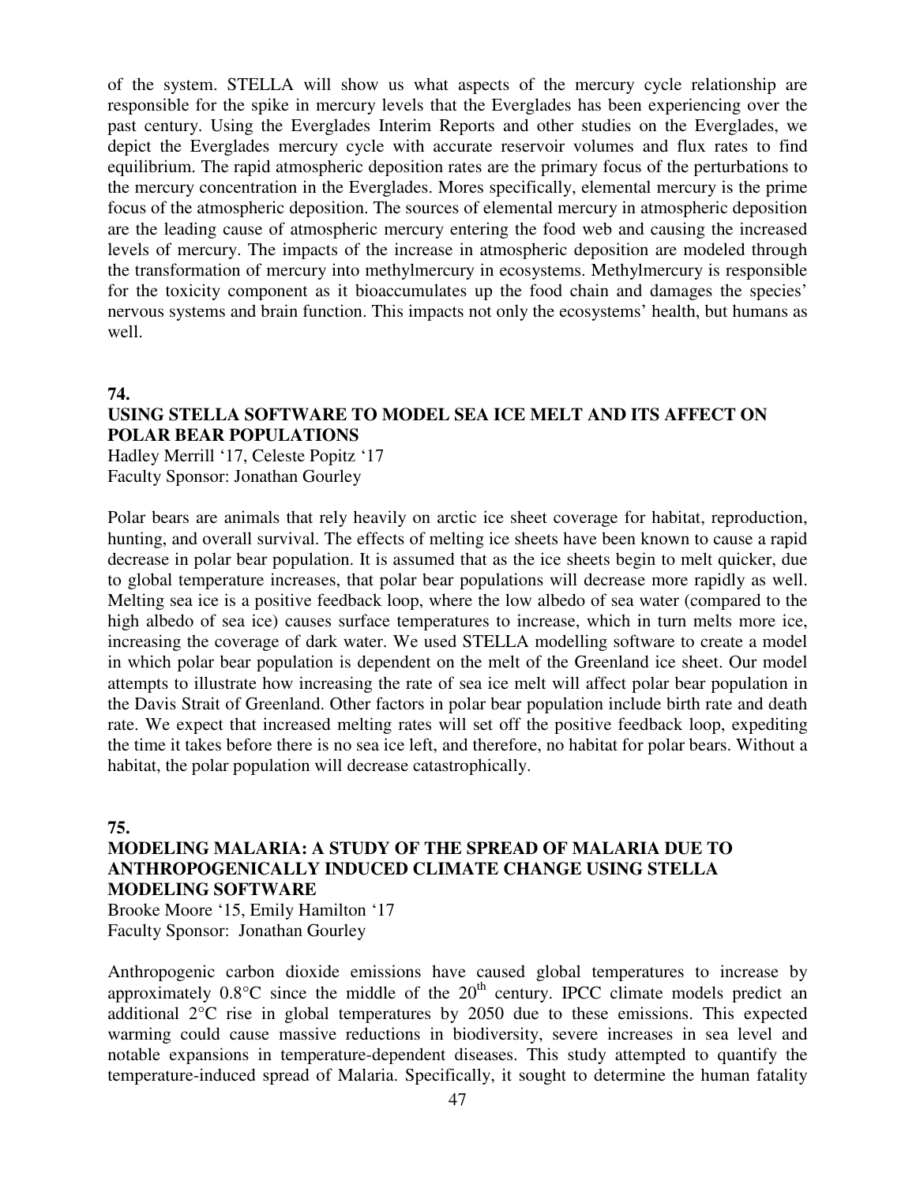of the system. STELLA will show us what aspects of the mercury cycle relationship are responsible for the spike in mercury levels that the Everglades has been experiencing over the past century. Using the Everglades Interim Reports and other studies on the Everglades, we depict the Everglades mercury cycle with accurate reservoir volumes and flux rates to find equilibrium. The rapid atmospheric deposition rates are the primary focus of the perturbations to the mercury concentration in the Everglades. Mores specifically, elemental mercury is the prime focus of the atmospheric deposition. The sources of elemental mercury in atmospheric deposition are the leading cause of atmospheric mercury entering the food web and causing the increased levels of mercury. The impacts of the increase in atmospheric deposition are modeled through the transformation of mercury into methylmercury in ecosystems. Methylmercury is responsible for the toxicity component as it bioaccumulates up the food chain and damages the species' nervous systems and brain function. This impacts not only the ecosystems' health, but humans as well.

**74.**

## USING STELLA SOFTWARE TO MODEL SEA ICE MELT AND ITS AFFECT ON POLAR BEAR POPULATIONS

Hadley Merrill '17, Celeste Popitz '17
Faculty Sponsor: Jonathan Gourley

Polar bears are animals that rely heavily on arctic ice sheet coverage for habitat, reproduction, hunting, and overall survival. The effects of melting ice sheets have been known to cause a rapid decrease in polar bear population. It is assumed that as the ice sheets begin to melt quicker, due to global temperature increases, that polar bear populations will decrease more rapidly as well. Melting sea ice is a positive feedback loop, where the low albedo of sea water (compared to the high albedo of sea ice) causes surface temperatures to increase, which in turn melts more ice, increasing the coverage of dark water. We used STELLA modelling software to create a model in which polar bear population is dependent on the melt of the Greenland ice sheet. Our model attempts to illustrate how increasing the rate of sea ice melt will affect polar bear population in the Davis Strait of Greenland. Other factors in polar bear population include birth rate and death rate. We expect that increased melting rates will set off the positive feedback loop, expediting the time it takes before there is no sea ice left, and therefore, no habitat for polar bears. Without a habitat, the polar population will decrease catastrophically.

**75.**

## MODELING MALARIA: A STUDY OF THE SPREAD OF MALARIA DUE TO ANTHROPOGENICALLY INDUCED CLIMATE CHANGE USING STELLA MODELING SOFTWARE

Brooke Moore '15, Emily Hamilton '17
Faculty Sponsor: Jonathan Gourley

Anthropogenic carbon dioxide emissions have caused global temperatures to increase by approximately 0.8°C since the middle of the 20th century. IPCC climate models predict an additional 2°C rise in global temperatures by 2050 due to these emissions. This expected warming could cause massive reductions in biodiversity, severe increases in sea level and notable expansions in temperature-dependent diseases. This study attempted to quantify the temperature-induced spread of Malaria. Specifically, it sought to determine the human fatality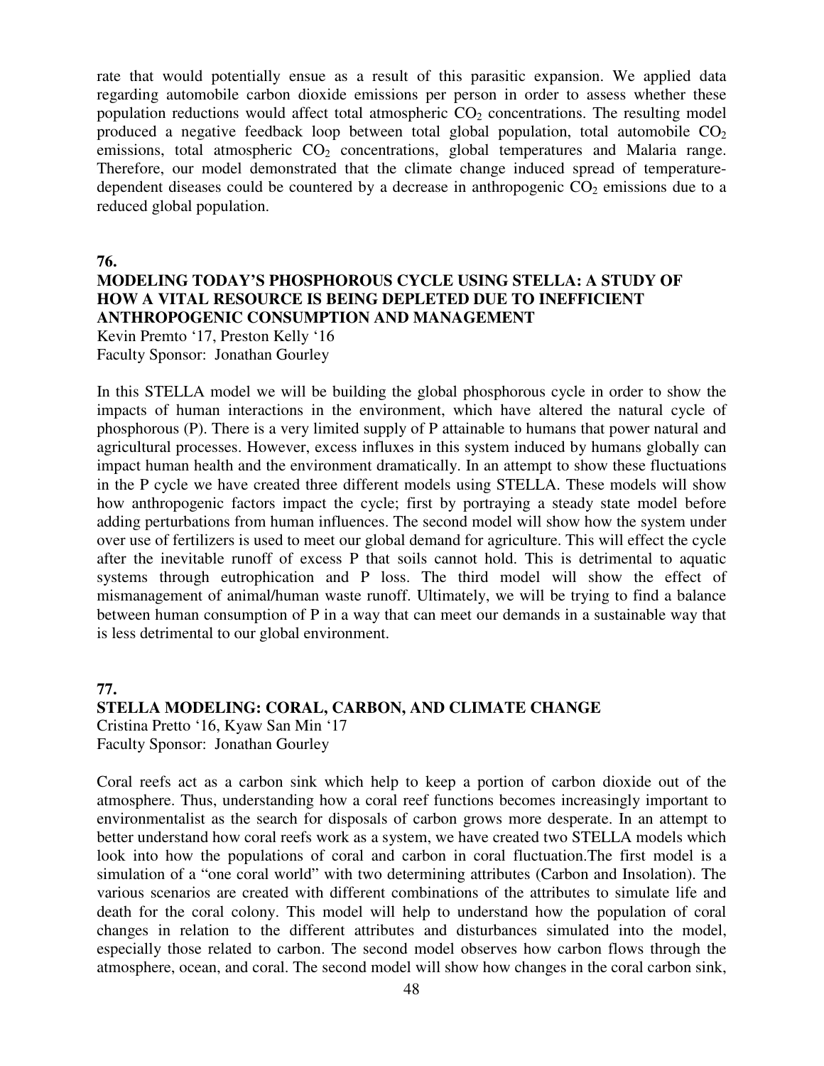rate that would potentially ensue as a result of this parasitic expansion. We applied data regarding automobile carbon dioxide emissions per person in order to assess whether these population reductions would affect total atmospheric $CO_2$ concentrations. The resulting model produced a negative feedback loop between total global population, total automobile $CO_2$ emissions, total atmospheric $CO_2$ concentrations, global temperatures and Malaria range. Therefore, our model demonstrated that the climate change induced spread of temperature-dependent diseases could be countered by a decrease in anthropogenic $CO_2$ emissions due to a reduced global population.

**76.**

**MODELING TODAY'S PHOSPHOROUS CYCLE USING STELLA: A STUDY OF HOW A VITAL RESOURCE IS BEING DEPLETED DUE TO INEFFICIENT ANTHROPOGENIC CONSUMPTION AND MANAGEMENT**

Kevin Premto '17, Preston Kelly '16
Faculty Sponsor: Jonathan Gourley

In this STELLA model we will be building the global phosphorous cycle in order to show the impacts of human interactions in the environment, which have altered the natural cycle of phosphorous (P). There is a very limited supply of P attainable to humans that power natural and agricultural processes. However, excess influxes in this system induced by humans globally can impact human health and the environment dramatically. In an attempt to show these fluctuations in the P cycle we have created three different models using STELLA. These models will show how anthropogenic factors impact the cycle; first by portraying a steady state model before adding perturbations from human influences. The second model will show how the system under over use of fertilizers is used to meet our global demand for agriculture. This will effect the cycle after the inevitable runoff of excess P that soils cannot hold. This is detrimental to aquatic systems through eutrophication and P loss. The third model will show the effect of mismanagement of animal/human waste runoff. Ultimately, we will be trying to find a balance between human consumption of P in a way that can meet our demands in a sustainable way that is less detrimental to our global environment.

**77.**

**STELLA MODELING: CORAL, CARBON, AND CLIMATE CHANGE**

Cristina Pretto '16, Kyaw San Min '17
Faculty Sponsor: Jonathan Gourley

Coral reefs act as a carbon sink which help to keep a portion of carbon dioxide out of the atmosphere. Thus, understanding how a coral reef functions becomes increasingly important to environmentalist as the search for disposals of carbon grows more desperate. In an attempt to better understand how coral reefs work as a system, we have created two STELLA models which look into how the populations of coral and carbon in coral fluctuation.The first model is a simulation of a "one coral world" with two determining attributes (Carbon and Insolation). The various scenarios are created with different combinations of the attributes to simulate life and death for the coral colony. This model will help to understand how the population of coral changes in relation to the different attributes and disturbances simulated into the model, especially those related to carbon. The second model observes how carbon flows through the atmosphere, ocean, and coral. The second model will show how changes in the coral carbon sink,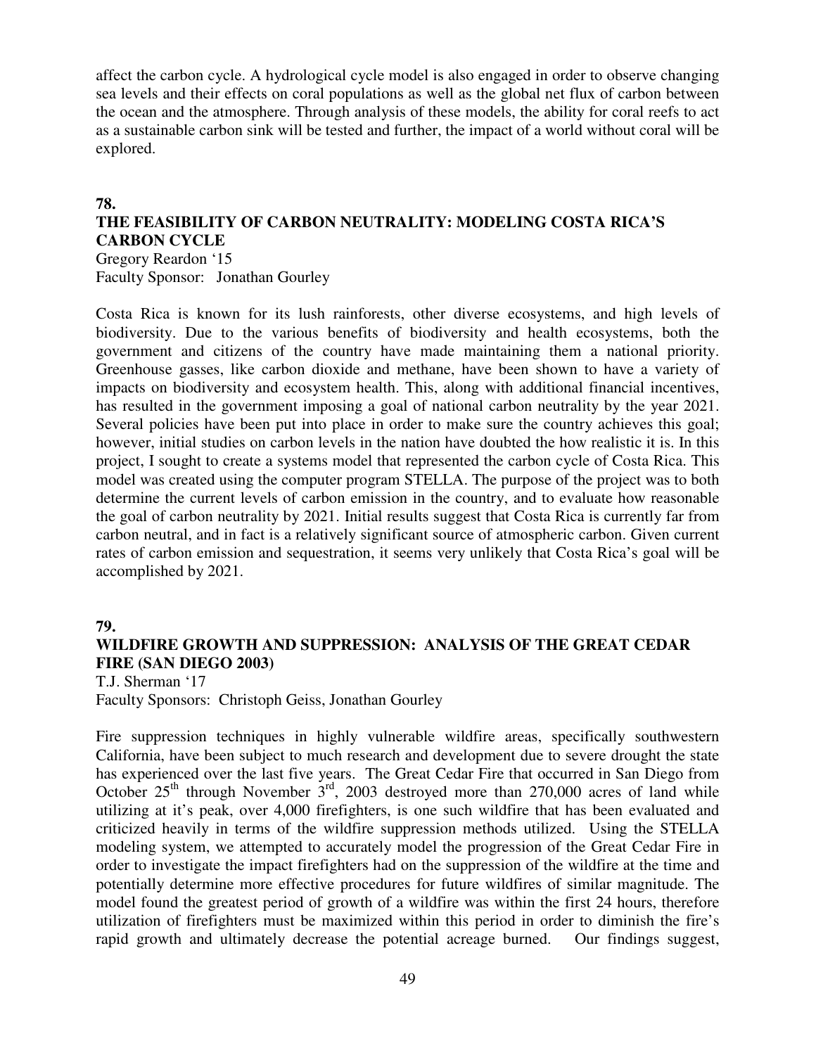affect the carbon cycle. A hydrological cycle model is also engaged in order to observe changing sea levels and their effects on coral populations as well as the global net flux of carbon between the ocean and the atmosphere. Through analysis of these models, the ability for coral reefs to act as a sustainable carbon sink will be tested and further, the impact of a world without coral will be explored.

**78.**

**THE FEASIBILITY OF CARBON NEUTRALITY: MODELING COSTA RICA'S CARBON CYCLE**

Gregory Reardon '15
Faculty Sponsor: Jonathan Gourley

Costa Rica is known for its lush rainforests, other diverse ecosystems, and high levels of biodiversity. Due to the various benefits of biodiversity and health ecosystems, both the government and citizens of the country have made maintaining them a national priority. Greenhouse gasses, like carbon dioxide and methane, have been shown to have a variety of impacts on biodiversity and ecosystem health. This, along with additional financial incentives, has resulted in the government imposing a goal of national carbon neutrality by the year 2021. Several policies have been put into place in order to make sure the country achieves this goal; however, initial studies on carbon levels in the nation have doubted the how realistic it is. In this project, I sought to create a systems model that represented the carbon cycle of Costa Rica. This model was created using the computer program STELLA. The purpose of the project was to both determine the current levels of carbon emission in the country, and to evaluate how reasonable the goal of carbon neutrality by 2021. Initial results suggest that Costa Rica is currently far from carbon neutral, and in fact is a relatively significant source of atmospheric carbon. Given current rates of carbon emission and sequestration, it seems very unlikely that Costa Rica's goal will be accomplished by 2021.

**79.**

**WILDFIRE GROWTH AND SUPPRESSION: ANALYSIS OF THE GREAT CEDAR FIRE (SAN DIEGO 2003)**

T.J. Sherman '17
Faculty Sponsors: Christoph Geiss, Jonathan Gourley

Fire suppression techniques in highly vulnerable wildfire areas, specifically southwestern California, have been subject to much research and development due to severe drought the state has experienced over the last five years. The Great Cedar Fire that occurred in San Diego from October 25th through November 3rd, 2003 destroyed more than 270,000 acres of land while utilizing at it's peak, over 4,000 firefighters, is one such wildfire that has been evaluated and criticized heavily in terms of the wildfire suppression methods utilized. Using the STELLA modeling system, we attempted to accurately model the progression of the Great Cedar Fire in order to investigate the impact firefighters had on the suppression of the wildfire at the time and potentially determine more effective procedures for future wildfires of similar magnitude. The model found the greatest period of growth of a wildfire was within the first 24 hours, therefore utilization of firefighters must be maximized within this period in order to diminish the fire's rapid growth and ultimately decrease the potential acreage burned. Our findings suggest,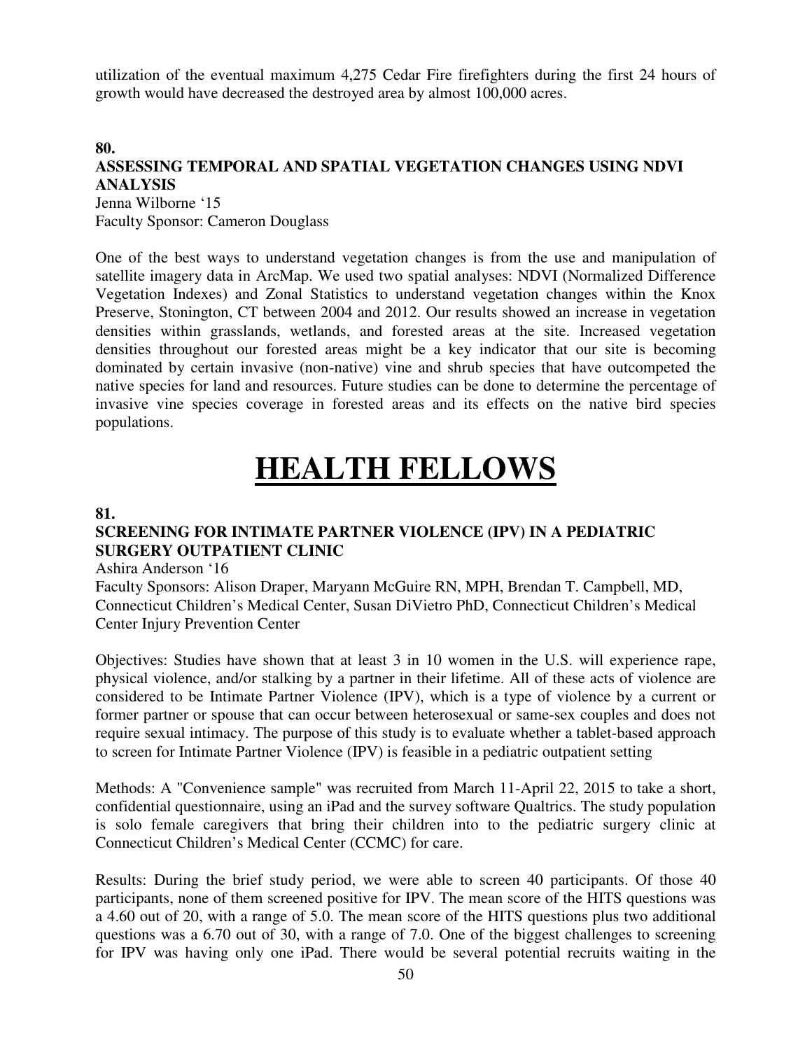utilization of the eventual maximum 4,275 Cedar Fire firefighters during the first 24 hours of growth would have decreased the destroyed area by almost 100,000 acres.

**80.**

### ASSESSING TEMPORAL AND SPATIAL VEGETATION CHANGES USING NDVI ANALYSIS

Jenna Wilborne '15
Faculty Sponsor: Cameron Douglass

One of the best ways to understand vegetation changes is from the use and manipulation of satellite imagery data in ArcMap. We used two spatial analyses: NDVI (Normalized Difference Vegetation Indexes) and Zonal Statistics to understand vegetation changes within the Knox Preserve, Stonington, CT between 2004 and 2012. Our results showed an increase in vegetation densities within grasslands, wetlands, and forested areas at the site. Increased vegetation densities throughout our forested areas might be a key indicator that our site is becoming dominated by certain invasive (non-native) vine and shrub species that have outcompeted the native species for land and resources. Future studies can be done to determine the percentage of invasive vine species coverage in forested areas and its effects on the native bird species populations.

# HEALTH FELLOWS

**81.**

### SCREENING FOR INTIMATE PARTNER VIOLENCE (IPV) IN A PEDIATRIC SURGERY OUTPATIENT CLINIC

Ashira Anderson '16
Faculty Sponsors: Alison Draper, Maryann McGuire RN, MPH, Brendan T. Campbell, MD, Connecticut Children's Medical Center, Susan DiVietro PhD, Connecticut Children's Medical Center Injury Prevention Center

Objectives: Studies have shown that at least 3 in 10 women in the U.S. will experience rape, physical violence, and/or stalking by a partner in their lifetime. All of these acts of violence are considered to be Intimate Partner Violence (IPV), which is a type of violence by a current or former partner or spouse that can occur between heterosexual or same-sex couples and does not require sexual intimacy. The purpose of this study is to evaluate whether a tablet-based approach to screen for Intimate Partner Violence (IPV) is feasible in a pediatric outpatient setting

Methods: A "Convenience sample" was recruited from March 11-April 22, 2015 to take a short, confidential questionnaire, using an iPad and the survey software Qualtrics. The study population is solo female caregivers that bring their children into to the pediatric surgery clinic at Connecticut Children's Medical Center (CCMC) for care.

Results: During the brief study period, we were able to screen 40 participants. Of those 40 participants, none of them screened positive for IPV. The mean score of the HITS questions was a 4.60 out of 20, with a range of 5.0. The mean score of the HITS questions plus two additional questions was a 6.70 out of 30, with a range of 7.0. One of the biggest challenges to screening for IPV was having only one iPad. There would be several potential recruits waiting in the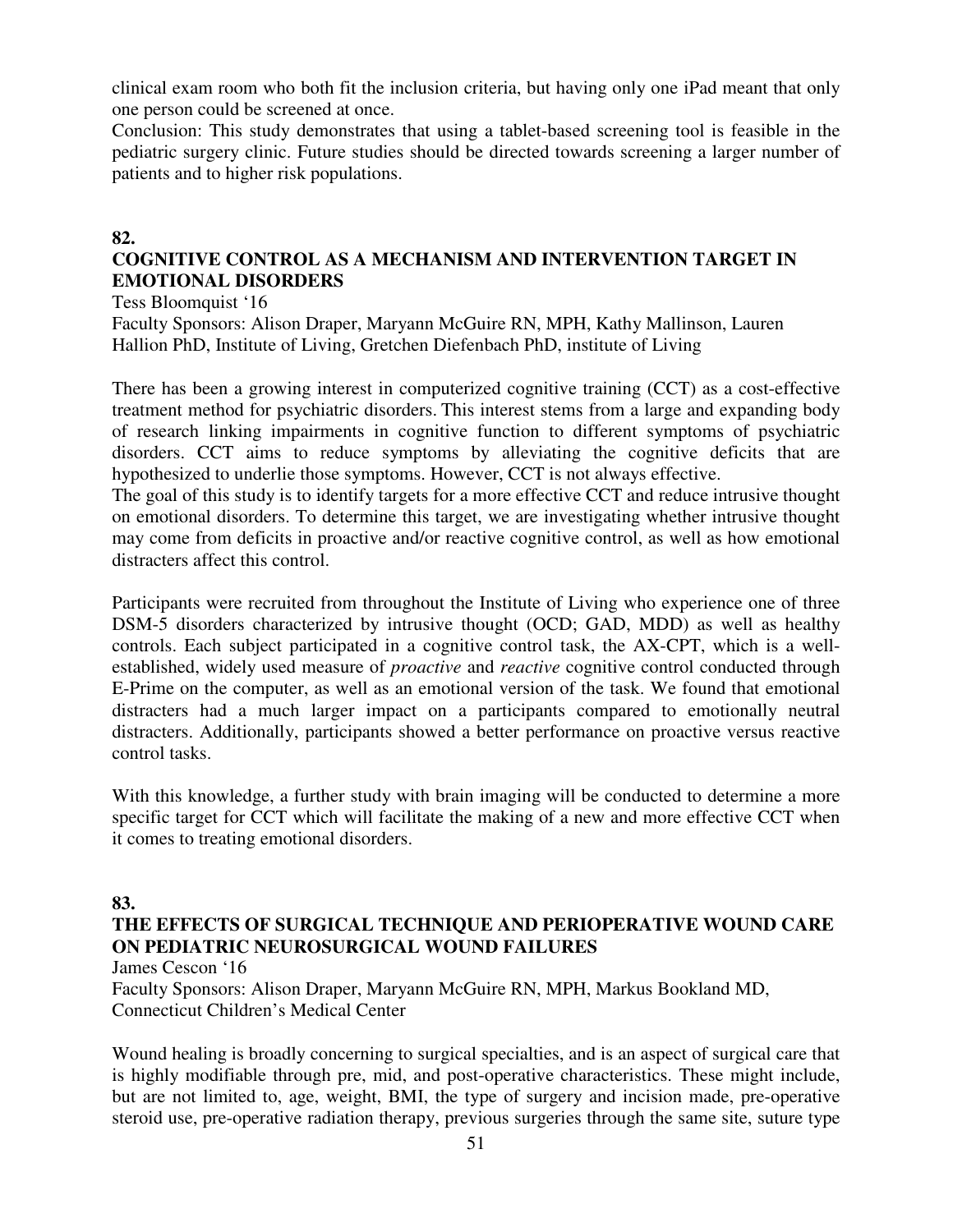clinical exam room who both fit the inclusion criteria, but having only one iPad meant that only one person could be screened at once.

Conclusion: This study demonstrates that using a tablet-based screening tool is feasible in the pediatric surgery clinic. Future studies should be directed towards screening a larger number of patients and to higher risk populations.

**82.**

### COGNITIVE CONTROL AS A MECHANISM AND INTERVENTION TARGET IN EMOTIONAL DISORDERS

Tess Bloomquist '16

Faculty Sponsors: Alison Draper, Maryann McGuire RN, MPH, Kathy Mallinson, Lauren Hallion PhD, Institute of Living, Gretchen Diefenbach PhD, institute of Living

There has been a growing interest in computerized cognitive training (CCT) as a cost-effective treatment method for psychiatric disorders. This interest stems from a large and expanding body of research linking impairments in cognitive function to different symptoms of psychiatric disorders. CCT aims to reduce symptoms by alleviating the cognitive deficits that are hypothesized to underlie those symptoms. However, CCT is not always effective.

The goal of this study is to identify targets for a more effective CCT and reduce intrusive thought on emotional disorders. To determine this target, we are investigating whether intrusive thought may come from deficits in proactive and/or reactive cognitive control, as well as how emotional distracters affect this control.

Participants were recruited from throughout the Institute of Living who experience one of three DSM-5 disorders characterized by intrusive thought (OCD; GAD, MDD) as well as healthy controls. Each subject participated in a cognitive control task, the AX-CPT, which is a well-established, widely used measure of *proactive* and *reactive* cognitive control conducted through E-Prime on the computer, as well as an emotional version of the task. We found that emotional distracters had a much larger impact on a participants compared to emotionally neutral distracters. Additionally, participants showed a better performance on proactive versus reactive control tasks.

With this knowledge, a further study with brain imaging will be conducted to determine a more specific target for CCT which will facilitate the making of a new and more effective CCT when it comes to treating emotional disorders.

**83.**

### THE EFFECTS OF SURGICAL TECHNIQUE AND PERIOPERATIVE WOUND CARE ON PEDIATRIC NEUROSURGICAL WOUND FAILURES

James Cescon '16

Faculty Sponsors: Alison Draper, Maryann McGuire RN, MPH, Markus Bookland MD, Connecticut Children's Medical Center

Wound healing is broadly concerning to surgical specialties, and is an aspect of surgical care that is highly modifiable through pre, mid, and post-operative characteristics. These might include, but are not limited to, age, weight, BMI, the type of surgery and incision made, pre-operative steroid use, pre-operative radiation therapy, previous surgeries through the same site, suture type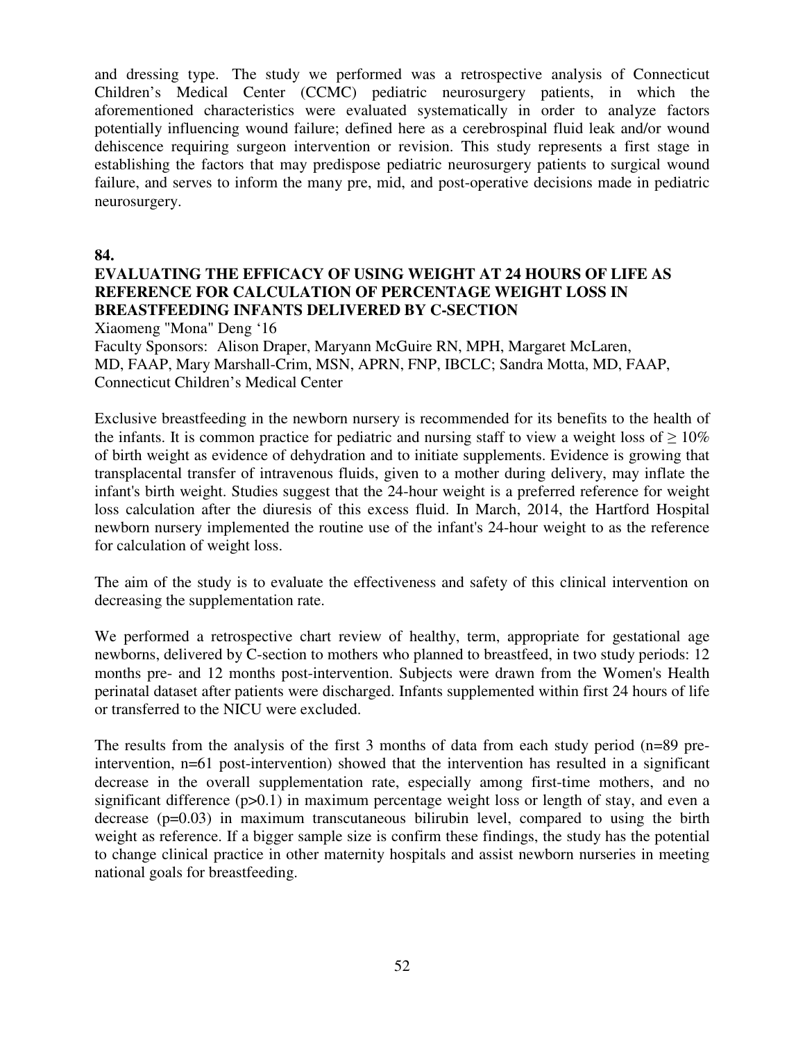and dressing type. The study we performed was a retrospective analysis of Connecticut Children's Medical Center (CCMC) pediatric neurosurgery patients, in which the aforementioned characteristics were evaluated systematically in order to analyze factors potentially influencing wound failure; defined here as a cerebrospinal fluid leak and/or wound dehiscence requiring surgeon intervention or revision. This study represents a first stage in establishing the factors that may predispose pediatric neurosurgery patients to surgical wound failure, and serves to inform the many pre, mid, and post-operative decisions made in pediatric neurosurgery.

**84.**

**EVALUATING THE EFFICACY OF USING WEIGHT AT 24 HOURS OF LIFE AS REFERENCE FOR CALCULATION OF PERCENTAGE WEIGHT LOSS IN BREASTFEEDING INFANTS DELIVERED BY C-SECTION**

Xiaomeng "Mona" Deng '16

Faculty Sponsors: Alison Draper, Maryann McGuire RN, MPH, Margaret McLaren, MD, FAAP, Mary Marshall-Crim, MSN, APRN, FNP, IBCLC; Sandra Motta, MD, FAAP, Connecticut Children's Medical Center

Exclusive breastfeeding in the newborn nursery is recommended for its benefits to the health of the infants. It is common practice for pediatric and nursing staff to view a weight loss of $\geq 10\%$ of birth weight as evidence of dehydration and to initiate supplements. Evidence is growing that transplacental transfer of intravenous fluids, given to a mother during delivery, may inflate the infant's birth weight. Studies suggest that the 24-hour weight is a preferred reference for weight loss calculation after the diuresis of this excess fluid. In March, 2014, the Hartford Hospital newborn nursery implemented the routine use of the infant's 24-hour weight to as the reference for calculation of weight loss.

The aim of the study is to evaluate the effectiveness and safety of this clinical intervention on decreasing the supplementation rate.

We performed a retrospective chart review of healthy, term, appropriate for gestational age newborns, delivered by C-section to mothers who planned to breastfeed, in two study periods: 12 months pre- and 12 months post-intervention. Subjects were drawn from the Women's Health perinatal dataset after patients were discharged. Infants supplemented within first 24 hours of life or transferred to the NICU were excluded.

The results from the analysis of the first 3 months of data from each study period (n=89 pre-intervention, n=61 post-intervention) showed that the intervention has resulted in a significant decrease in the overall supplementation rate, especially among first-time mothers, and no significant difference ($p>0.1$) in maximum percentage weight loss or length of stay, and even a decrease ($p=0.03$) in maximum transcutaneous bilirubin level, compared to using the birth weight as reference. If a bigger sample size is confirm these findings, the study has the potential to change clinical practice in other maternity hospitals and assist newborn nurseries in meeting national goals for breastfeeding.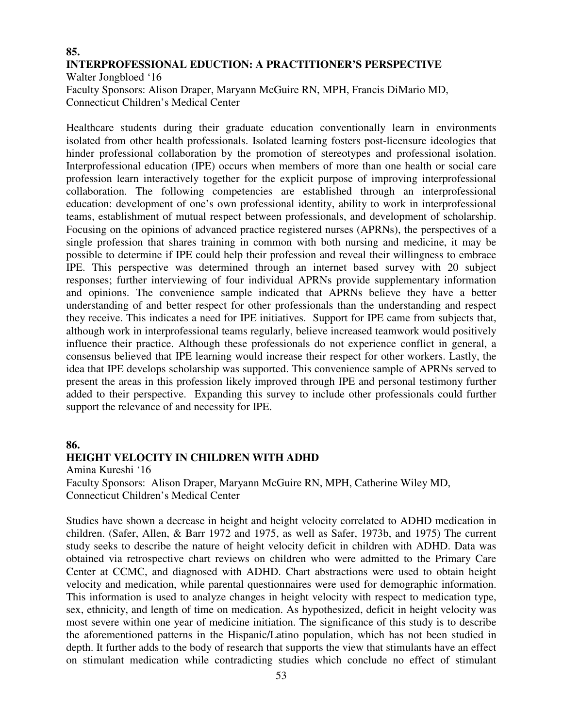**85.**

**INTERPROFESSIONAL EDUCTION: A PRACTITIONER'S PERSPECTIVE**

Walter Jongbloed '16
Faculty Sponsors: Alison Draper, Maryann McGuire RN, MPH, Francis DiMario MD, Connecticut Children's Medical Center

Healthcare students during their graduate education conventionally learn in environments isolated from other health professionals. Isolated learning fosters post-licensure ideologies that hinder professional collaboration by the promotion of stereotypes and professional isolation. Interprofessional education (IPE) occurs when members of more than one health or social care profession learn interactively together for the explicit purpose of improving interprofessional collaboration. The following competencies are established through an interprofessional education: development of one's own professional identity, ability to work in interprofessional teams, establishment of mutual respect between professionals, and development of scholarship. Focusing on the opinions of advanced practice registered nurses (APRNs), the perspectives of a single profession that shares training in common with both nursing and medicine, it may be possible to determine if IPE could help their profession and reveal their willingness to embrace IPE. This perspective was determined through an internet based survey with 20 subject responses; further interviewing of four individual APRNs provide supplementary information and opinions. The convenience sample indicated that APRNs believe they have a better understanding of and better respect for other professionals than the understanding and respect they receive. This indicates a need for IPE initiatives. Support for IPE came from subjects that, although work in interprofessional teams regularly, believe increased teamwork would positively influence their practice. Although these professionals do not experience conflict in general, a consensus believed that IPE learning would increase their respect for other workers. Lastly, the idea that IPE develops scholarship was supported. This convenience sample of APRNs served to present the areas in this profession likely improved through IPE and personal testimony further added to their perspective. Expanding this survey to include other professionals could further support the relevance of and necessity for IPE.

**86.**

**HEIGHT VELOCITY IN CHILDREN WITH ADHD**

Amina Kureshi '16
Faculty Sponsors: Alison Draper, Maryann McGuire RN, MPH, Catherine Wiley MD, Connecticut Children's Medical Center

Studies have shown a decrease in height and height velocity correlated to ADHD medication in children. (Safer, Allen, & Barr 1972 and 1975, as well as Safer, 1973b, and 1975) The current study seeks to describe the nature of height velocity deficit in children with ADHD. Data was obtained via retrospective chart reviews on children who were admitted to the Primary Care Center at CCMC, and diagnosed with ADHD. Chart abstractions were used to obtain height velocity and medication, while parental questionnaires were used for demographic information. This information is used to analyze changes in height velocity with respect to medication type, sex, ethnicity, and length of time on medication. As hypothesized, deficit in height velocity was most severe within one year of medicine initiation. The significance of this study is to describe the aforementioned patterns in the Hispanic/Latino population, which has not been studied in depth. It further adds to the body of research that supports the view that stimulants have an effect on stimulant medication while contradicting studies which conclude no effect of stimulant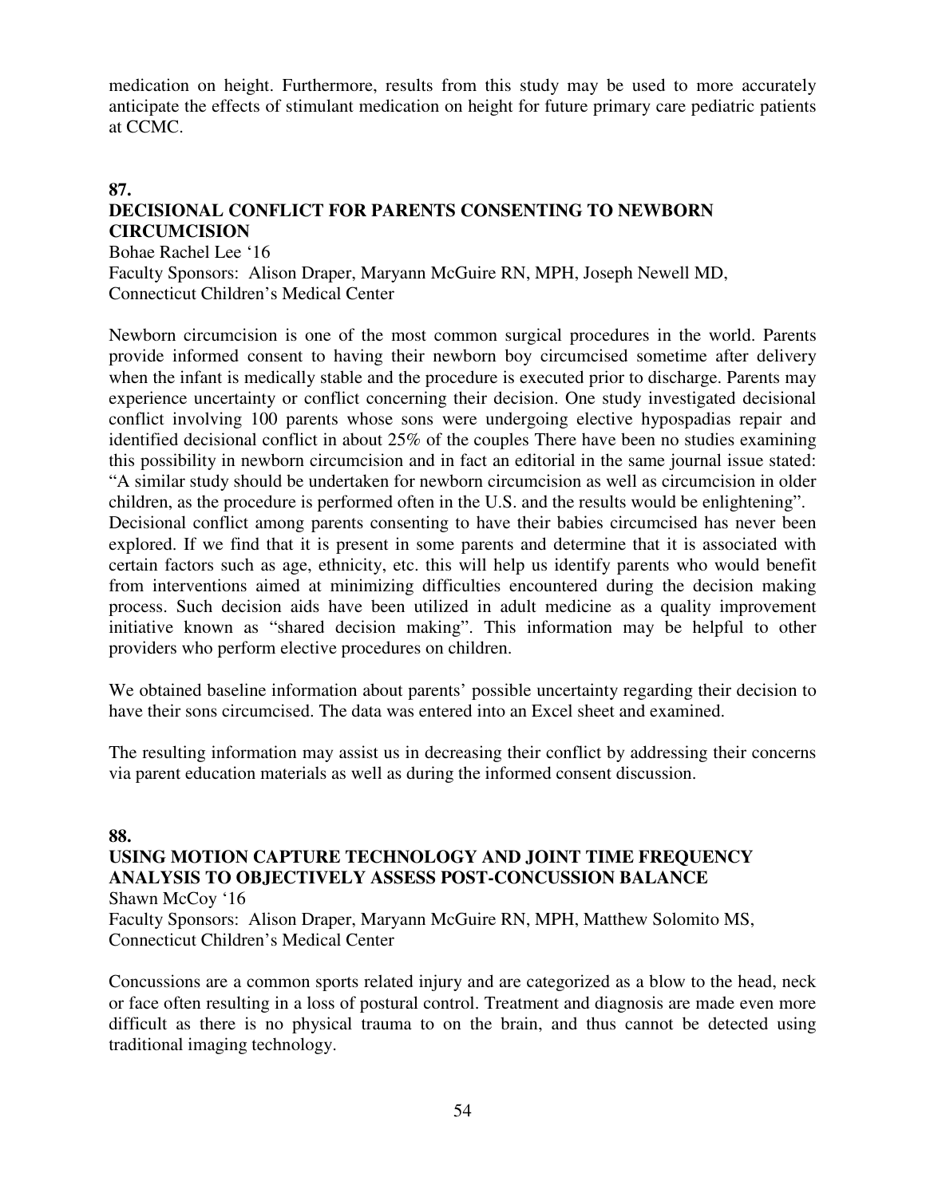medication on height. Furthermore, results from this study may be used to more accurately anticipate the effects of stimulant medication on height for future primary care pediatric patients at CCMC.

**87.**

**DECISIONAL CONFLICT FOR PARENTS CONSENTING TO NEWBORN CIRCUMCISION**

Bohae Rachel Lee '16

Faculty Sponsors: Alison Draper, Maryann McGuire RN, MPH, Joseph Newell MD, Connecticut Children's Medical Center

Newborn circumcision is one of the most common surgical procedures in the world. Parents provide informed consent to having their newborn boy circumcised sometime after delivery when the infant is medically stable and the procedure is executed prior to discharge. Parents may experience uncertainty or conflict concerning their decision. One study investigated decisional conflict involving 100 parents whose sons were undergoing elective hypospadias repair and identified decisional conflict in about 25% of the couples There have been no studies examining this possibility in newborn circumcision and in fact an editorial in the same journal issue stated: "A similar study should be undertaken for newborn circumcision as well as circumcision in older children, as the procedure is performed often in the U.S. and the results would be enlightening". Decisional conflict among parents consenting to have their babies circumcised has never been explored. If we find that it is present in some parents and determine that it is associated with certain factors such as age, ethnicity, etc. this will help us identify parents who would benefit from interventions aimed at minimizing difficulties encountered during the decision making process. Such decision aids have been utilized in adult medicine as a quality improvement initiative known as "shared decision making". This information may be helpful to other providers who perform elective procedures on children.

We obtained baseline information about parents' possible uncertainty regarding their decision to have their sons circumcised. The data was entered into an Excel sheet and examined.

The resulting information may assist us in decreasing their conflict by addressing their concerns via parent education materials as well as during the informed consent discussion.

**88.**

**USING MOTION CAPTURE TECHNOLOGY AND JOINT TIME FREQUENCY ANALYSIS TO OBJECTIVELY ASSESS POST-CONCUSSION BALANCE**

Shawn McCoy '16

Faculty Sponsors: Alison Draper, Maryann McGuire RN, MPH, Matthew Solomito MS, Connecticut Children's Medical Center

Concussions are a common sports related injury and are categorized as a blow to the head, neck or face often resulting in a loss of postural control. Treatment and diagnosis are made even more difficult as there is no physical trauma to on the brain, and thus cannot be detected using traditional imaging technology.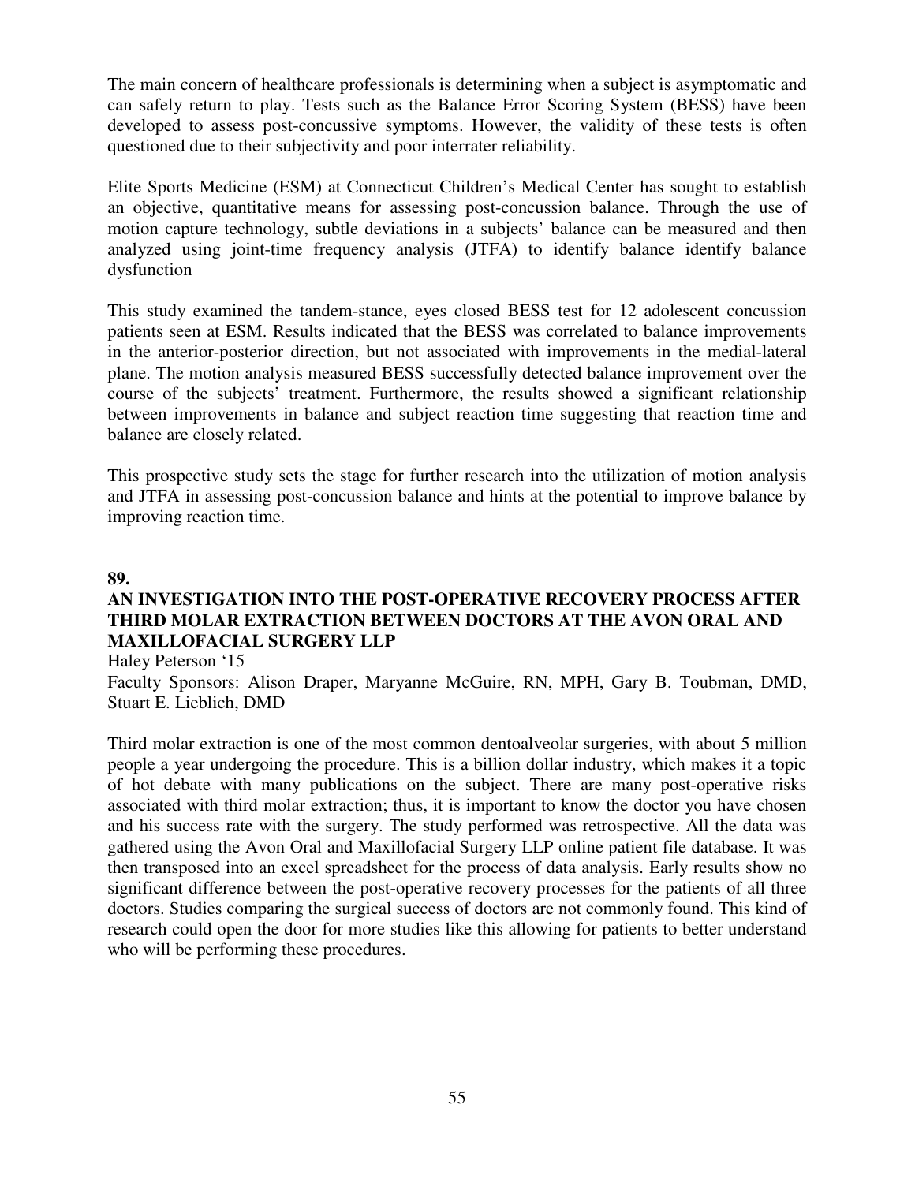The main concern of healthcare professionals is determining when a subject is asymptomatic and can safely return to play. Tests such as the Balance Error Scoring System (BESS) have been developed to assess post-concussive symptoms. However, the validity of these tests is often questioned due to their subjectivity and poor interrater reliability.

Elite Sports Medicine (ESM) at Connecticut Children's Medical Center has sought to establish an objective, quantitative means for assessing post-concussion balance. Through the use of motion capture technology, subtle deviations in a subjects' balance can be measured and then analyzed using joint-time frequency analysis (JTFA) to identify balance identify balance dysfunction

This study examined the tandem-stance, eyes closed BESS test for 12 adolescent concussion patients seen at ESM. Results indicated that the BESS was correlated to balance improvements in the anterior-posterior direction, but not associated with improvements in the medial-lateral plane. The motion analysis measured BESS successfully detected balance improvement over the course of the subjects' treatment. Furthermore, the results showed a significant relationship between improvements in balance and subject reaction time suggesting that reaction time and balance are closely related.

This prospective study sets the stage for further research into the utilization of motion analysis and JTFA in assessing post-concussion balance and hints at the potential to improve balance by improving reaction time.

**89.**

**AN INVESTIGATION INTO THE POST-OPERATIVE RECOVERY PROCESS AFTER THIRD MOLAR EXTRACTION BETWEEN DOCTORS AT THE AVON ORAL AND MAXILLOFACIAL SURGERY LLP**

Haley Peterson '15

Faculty Sponsors: Alison Draper, Maryanne McGuire, RN, MPH, Gary B. Toubman, DMD, Stuart E. Lieblich, DMD

Third molar extraction is one of the most common dentoalveolar surgeries, with about 5 million people a year undergoing the procedure. This is a billion dollar industry, which makes it a topic of hot debate with many publications on the subject. There are many post-operative risks associated with third molar extraction; thus, it is important to know the doctor you have chosen and his success rate with the surgery. The study performed was retrospective. All the data was gathered using the Avon Oral and Maxillofacial Surgery LLP online patient file database. It was then transposed into an excel spreadsheet for the process of data analysis. Early results show no significant difference between the post-operative recovery processes for the patients of all three doctors. Studies comparing the surgical success of doctors are not commonly found. This kind of research could open the door for more studies like this allowing for patients to better understand who will be performing these procedures.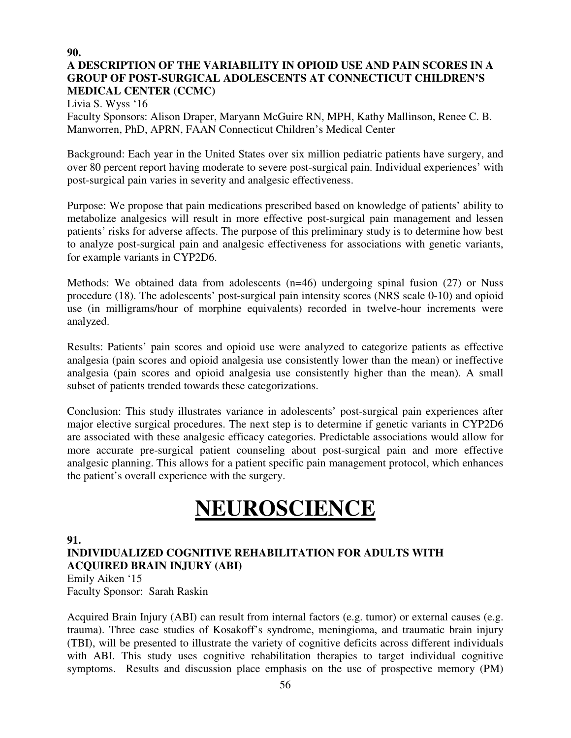**90.**

### A DESCRIPTION OF THE VARIABILITY IN OPIOID USE AND PAIN SCORES IN A GROUP OF POST-SURGICAL ADOLESCENTS AT CONNECTICUT CHILDREN'S MEDICAL CENTER (CCMC)

Livia S. Wyss '16
Faculty Sponsors: Alison Draper, Maryann McGuire RN, MPH, Kathy Mallinson, Renee C. B. Manworren, PhD, APRN, FAAN Connecticut Children's Medical Center

Background: Each year in the United States over six million pediatric patients have surgery, and over 80 percent report having moderate to severe post-surgical pain. Individual experiences' with post-surgical pain varies in severity and analgesic effectiveness.

Purpose: We propose that pain medications prescribed based on knowledge of patients' ability to metabolize analgesics will result in more effective post-surgical pain management and lessen patients' risks for adverse affects. The purpose of this preliminary study is to determine how best to analyze post-surgical pain and analgesic effectiveness for associations with genetic variants, for example variants in CYP2D6.

Methods: We obtained data from adolescents (n=46) undergoing spinal fusion (27) or Nuss procedure (18). The adolescents' post-surgical pain intensity scores (NRS scale 0-10) and opioid use (in milligrams/hour of morphine equivalents) recorded in twelve-hour increments were analyzed.

Results: Patients' pain scores and opioid use were analyzed to categorize patients as effective analgesia (pain scores and opioid analgesia use consistently lower than the mean) or ineffective analgesia (pain scores and opioid analgesia use consistently higher than the mean). A small subset of patients trended towards these categorizations.

Conclusion: This study illustrates variance in adolescents' post-surgical pain experiences after major elective surgical procedures. The next step is to determine if genetic variants in CYP2D6 are associated with these analgesic efficacy categories. Predictable associations would allow for more accurate pre-surgical patient counseling about post-surgical pain and more effective analgesic planning. This allows for a patient specific pain management protocol, which enhances the patient's overall experience with the surgery.

# NEUROSCIENCE

**91.**

### INDIVIDUALIZED COGNITIVE REHABILITATION FOR ADULTS WITH ACQUIRED BRAIN INJURY (ABI)

Emily Aiken '15
Faculty Sponsor: Sarah Raskin

Acquired Brain Injury (ABI) can result from internal factors (e.g. tumor) or external causes (e.g. trauma). Three case studies of Kosakoff's syndrome, meningioma, and traumatic brain injury (TBI), will be presented to illustrate the variety of cognitive deficits across different individuals with ABI. This study uses cognitive rehabilitation therapies to target individual cognitive symptoms. Results and discussion place emphasis on the use of prospective memory (PM)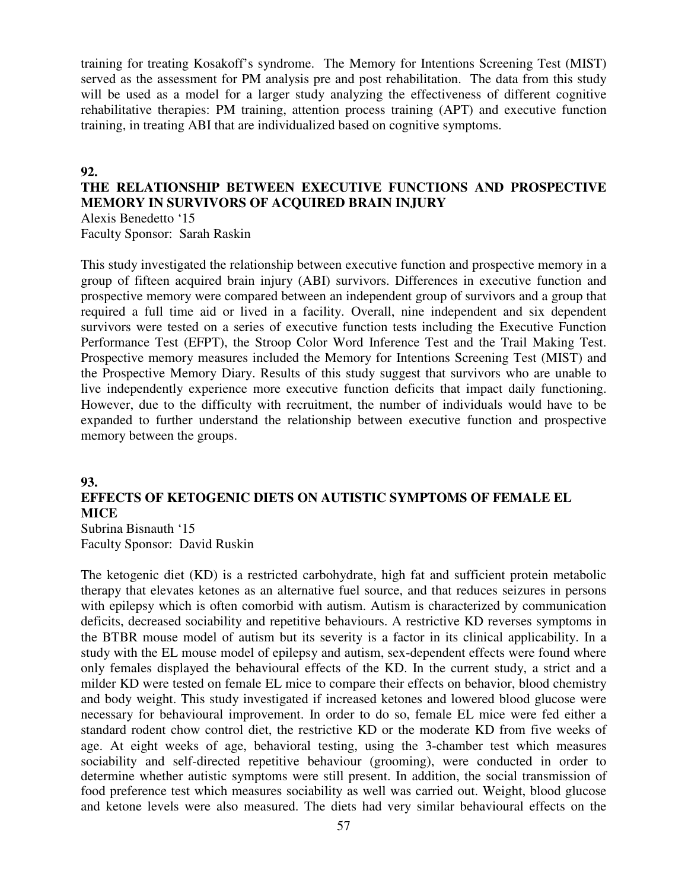training for treating Kosakoff's syndrome. The Memory for Intentions Screening Test (MIST) served as the assessment for PM analysis pre and post rehabilitation. The data from this study will be used as a model for a larger study analyzing the effectiveness of different cognitive rehabilitative therapies: PM training, attention process training (APT) and executive function training, in treating ABI that are individualized based on cognitive symptoms.

**92.**

**THE RELATIONSHIP BETWEEN EXECUTIVE FUNCTIONS AND PROSPECTIVE MEMORY IN SURVIVORS OF ACQUIRED BRAIN INJURY**

Alexis Benedetto '15
Faculty Sponsor: Sarah Raskin

This study investigated the relationship between executive function and prospective memory in a group of fifteen acquired brain injury (ABI) survivors. Differences in executive function and prospective memory were compared between an independent group of survivors and a group that required a full time aid or lived in a facility. Overall, nine independent and six dependent survivors were tested on a series of executive function tests including the Executive Function Performance Test (EFPT), the Stroop Color Word Inference Test and the Trail Making Test. Prospective memory measures included the Memory for Intentions Screening Test (MIST) and the Prospective Memory Diary. Results of this study suggest that survivors who are unable to live independently experience more executive function deficits that impact daily functioning. However, due to the difficulty with recruitment, the number of individuals would have to be expanded to further understand the relationship between executive function and prospective memory between the groups.

**93.**

**EFFECTS OF KETOGENIC DIETS ON AUTISTIC SYMPTOMS OF FEMALE EL MICE**

Subrina Bisnauth '15
Faculty Sponsor: David Ruskin

The ketogenic diet (KD) is a restricted carbohydrate, high fat and sufficient protein metabolic therapy that elevates ketones as an alternative fuel source, and that reduces seizures in persons with epilepsy which is often comorbid with autism. Autism is characterized by communication deficits, decreased sociability and repetitive behaviours. A restrictive KD reverses symptoms in the BTBR mouse model of autism but its severity is a factor in its clinical applicability. In a study with the EL mouse model of epilepsy and autism, sex-dependent effects were found where only females displayed the behavioural effects of the KD. In the current study, a strict and a milder KD were tested on female EL mice to compare their effects on behavior, blood chemistry and body weight. This study investigated if increased ketones and lowered blood glucose were necessary for behavioural improvement. In order to do so, female EL mice were fed either a standard rodent chow control diet, the restrictive KD or the moderate KD from five weeks of age. At eight weeks of age, behavioral testing, using the 3-chamber test which measures sociability and self-directed repetitive behaviour (grooming), were conducted in order to determine whether autistic symptoms were still present. In addition, the social transmission of food preference test which measures sociability as well was carried out. Weight, blood glucose and ketone levels were also measured. The diets had very similar behavioural effects on the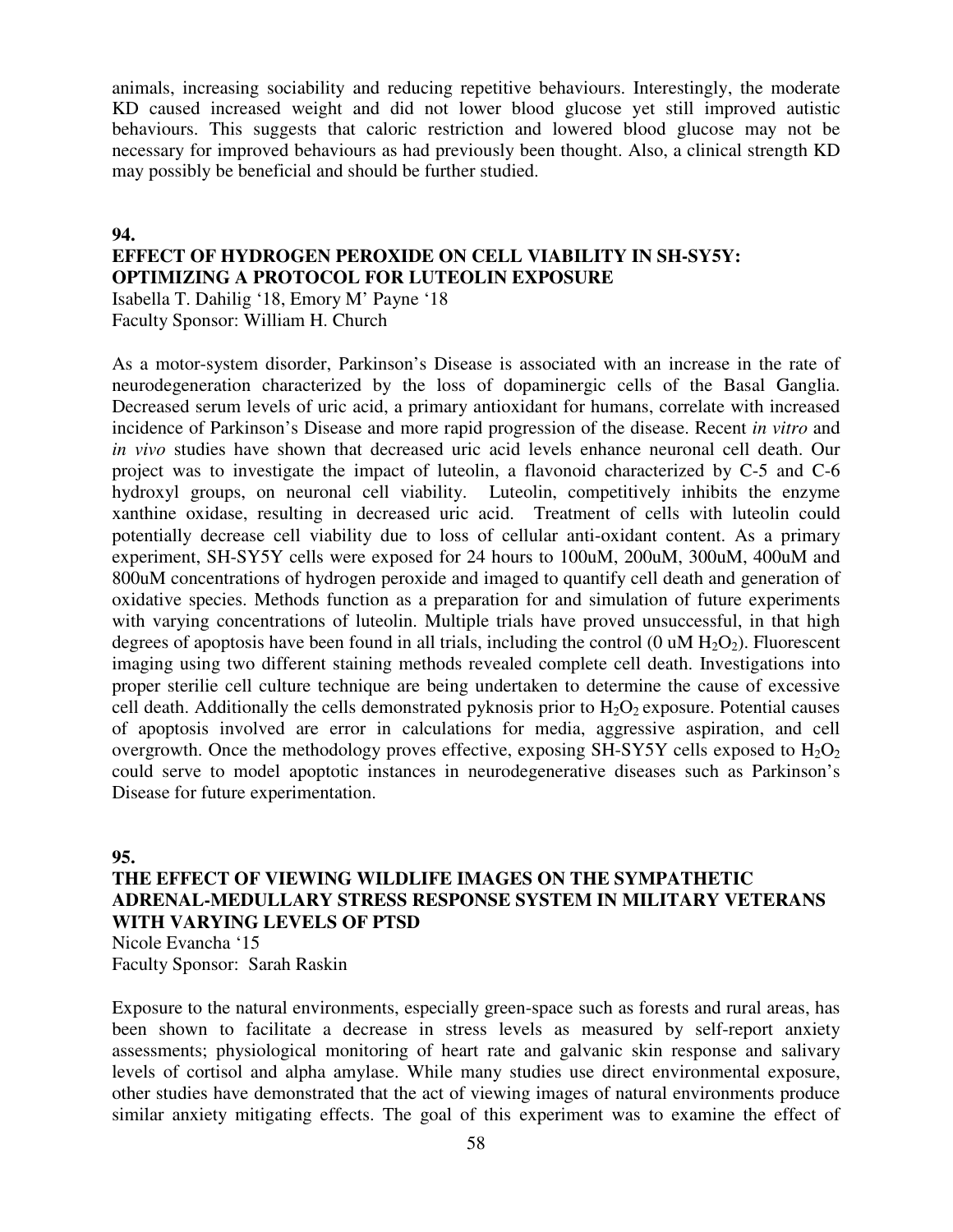animals, increasing sociability and reducing repetitive behaviours. Interestingly, the moderate KD caused increased weight and did not lower blood glucose yet still improved autistic behaviours. This suggests that caloric restriction and lowered blood glucose may not be necessary for improved behaviours as had previously been thought. Also, a clinical strength KD may possibly be beneficial and should be further studied.

**94.**

**EFFECT OF HYDROGEN PEROXIDE ON CELL VIABILITY IN SH-SY5Y: OPTIMIZING A PROTOCOL FOR LUTEOLIN EXPOSURE**

Isabella T. Dahilig '18, Emory M' Payne '18
Faculty Sponsor: William H. Church

As a motor-system disorder, Parkinson's Disease is associated with an increase in the rate of neurodegeneration characterized by the loss of dopaminergic cells of the Basal Ganglia. Decreased serum levels of uric acid, a primary antioxidant for humans, correlate with increased incidence of Parkinson's Disease and more rapid progression of the disease. Recent *in vitro* and *in vivo* studies have shown that decreased uric acid levels enhance neuronal cell death. Our project was to investigate the impact of luteolin, a flavonoid characterized by C-5 and C-6 hydroxyl groups, on neuronal cell viability. Luteolin, competitively inhibits the enzyme xanthine oxidase, resulting in decreased uric acid. Treatment of cells with luteolin could potentially decrease cell viability due to loss of cellular anti-oxidant content. As a primary experiment, SH-SY5Y cells were exposed for 24 hours to 100uM, 200uM, 300uM, 400uM and 800uM concentrations of hydrogen peroxide and imaged to quantify cell death and generation of oxidative species. Methods function as a preparation for and simulation of future experiments with varying concentrations of luteolin. Multiple trials have proved unsuccessful, in that high degrees of apoptosis have been found in all trials, including the control (0 uM $H_2O_2$). Fluorescent imaging using two different staining methods revealed complete cell death. Investigations into proper sterilie cell culture technique are being undertaken to determine the cause of excessive cell death. Additionally the cells demonstrated pyknosis prior to $H_2O_2$ exposure. Potential causes of apoptosis involved are error in calculations for media, aggressive aspiration, and cell overgrowth. Once the methodology proves effective, exposing SH-SY5Y cells exposed to $H_2O_2$ could serve to model apoptotic instances in neurodegenerative diseases such as Parkinson's Disease for future experimentation.

**95.**

**THE EFFECT OF VIEWING WILDLIFE IMAGES ON THE SYMPATHETIC ADRENAL-MEDULLARY STRESS RESPONSE SYSTEM IN MILITARY VETERANS WITH VARYING LEVELS OF PTSD**

Nicole Evancha '15
Faculty Sponsor: Sarah Raskin

Exposure to the natural environments, especially green-space such as forests and rural areas, has been shown to facilitate a decrease in stress levels as measured by self-report anxiety assessments; physiological monitoring of heart rate and galvanic skin response and salivary levels of cortisol and alpha amylase. While many studies use direct environmental exposure, other studies have demonstrated that the act of viewing images of natural environments produce similar anxiety mitigating effects. The goal of this experiment was to examine the effect of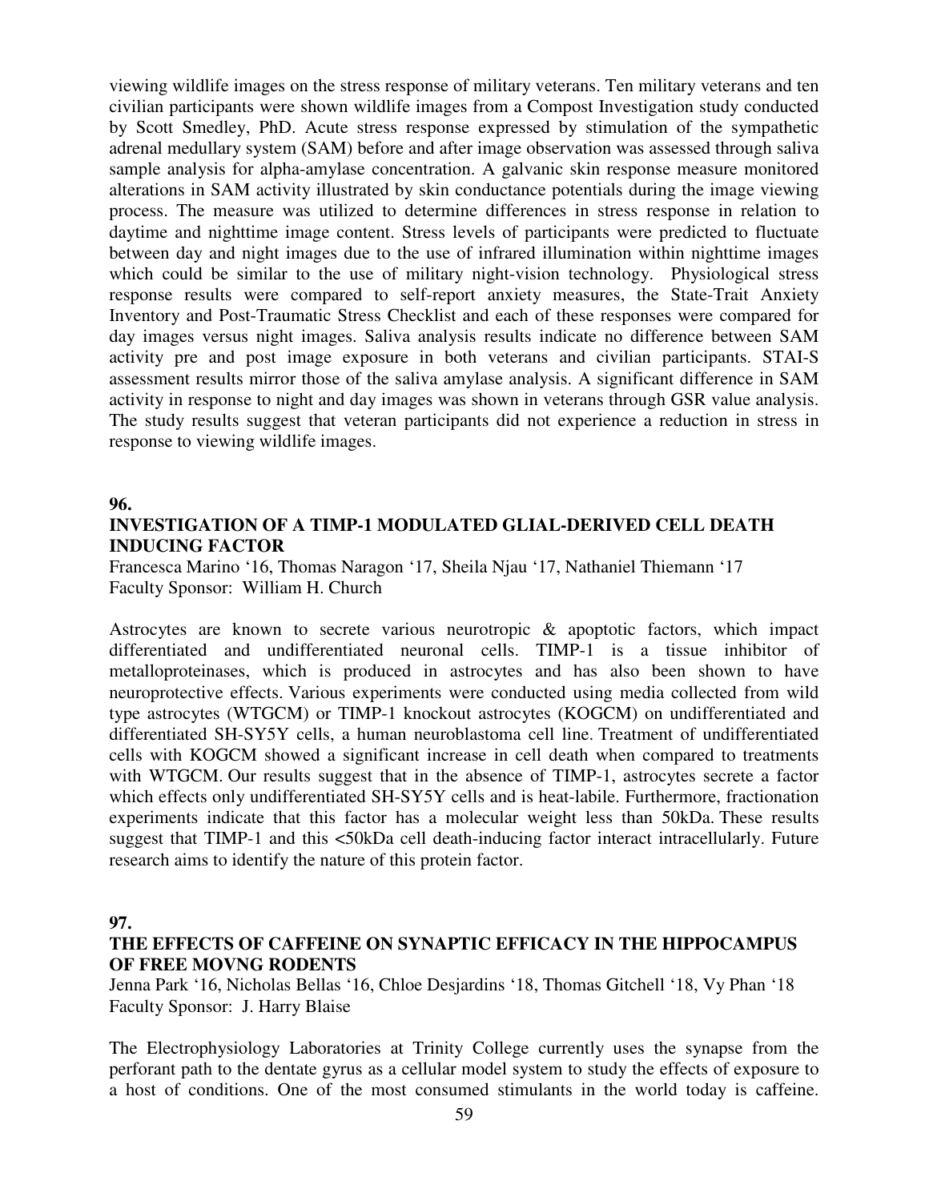viewing wildlife images on the stress response of military veterans. Ten military veterans and ten civilian participants were shown wildlife images from a Compost Investigation study conducted by Scott Smedley, PhD. Acute stress response expressed by stimulation of the sympathetic adrenal medullary system (SAM) before and after image observation was assessed through saliva sample analysis for alpha-amylase concentration. A galvanic skin response measure monitored alterations in SAM activity illustrated by skin conductance potentials during the image viewing process. The measure was utilized to determine differences in stress response in relation to daytime and nighttime image content. Stress levels of participants were predicted to fluctuate between day and night images due to the use of infrared illumination within nighttime images which could be similar to the use of military night-vision technology. Physiological stress response results were compared to self-report anxiety measures, the State-Trait Anxiety Inventory and Post-Traumatic Stress Checklist and each of these responses were compared for day images versus night images. Saliva analysis results indicate no difference between SAM activity pre and post image exposure in both veterans and civilian participants. STAI-S assessment results mirror those of the saliva amylase analysis. A significant difference in SAM activity in response to night and day images was shown in veterans through GSR value analysis. The study results suggest that veteran participants did not experience a reduction in stress in response to viewing wildlife images.

**96.**

**INVESTIGATION OF A TIMP-1 MODULATED GLIAL-DERIVED CELL DEATH INDUCING FACTOR**

Francesca Marino '16, Thomas Naragon '17, Sheila Njau '17, Nathaniel Thiemann '17
Faculty Sponsor: William H. Church

Astrocytes are known to secrete various neurotropic & apoptotic factors, which impact differentiated and undifferentiated neuronal cells. TIMP-1 is a tissue inhibitor of metalloproteinases, which is produced in astrocytes and has also been shown to have neuroprotective effects. Various experiments were conducted using media collected from wild type astrocytes (WTGCM) or TIMP-1 knockout astrocytes (KOGCM) on undifferentiated and differentiated SH-SY5Y cells, a human neuroblastoma cell line. Treatment of undifferentiated cells with KOGCM showed a significant increase in cell death when compared to treatments with WTGCM. Our results suggest that in the absence of TIMP-1, astrocytes secrete a factor which effects only undifferentiated SH-SY5Y cells and is heat-labile. Furthermore, fractionation experiments indicate that this factor has a molecular weight less than 50kDa. These results suggest that TIMP-1 and this <50kDa cell death-inducing factor interact intracellularly. Future research aims to identify the nature of this protein factor.

**97.**

**THE EFFECTS OF CAFFEINE ON SYNAPTIC EFFICACY IN THE HIPPOCAMPUS OF FREE MOVNG RODENTS**

Jenna Park '16, Nicholas Bellas '16, Chloe Desjardins '18, Thomas Gitchell '18, Vy Phan '18
Faculty Sponsor: J. Harry Blaise

The Electrophysiology Laboratories at Trinity College currently uses the synapse from the perforant path to the dentate gyrus as a cellular model system to study the effects of exposure to a host of conditions. One of the most consumed stimulants in the world today is caffeine.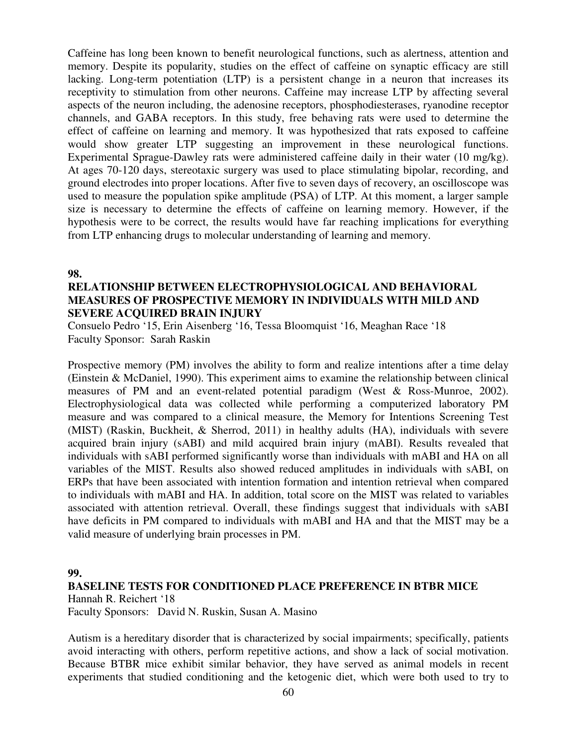Caffeine has long been known to benefit neurological functions, such as alertness, attention and memory. Despite its popularity, studies on the effect of caffeine on synaptic efficacy are still lacking. Long-term potentiation (LTP) is a persistent change in a neuron that increases its receptivity to stimulation from other neurons. Caffeine may increase LTP by affecting several aspects of the neuron including, the adenosine receptors, phosphodiesterases, ryanodine receptor channels, and GABA receptors. In this study, free behaving rats were used to determine the effect of caffeine on learning and memory. It was hypothesized that rats exposed to caffeine would show greater LTP suggesting an improvement in these neurological functions. Experimental Sprague-Dawley rats were administered caffeine daily in their water (10 mg/kg). At ages 70-120 days, stereotaxic surgery was used to place stimulating bipolar, recording, and ground electrodes into proper locations. After five to seven days of recovery, an oscilloscope was used to measure the population spike amplitude (PSA) of LTP. At this moment, a larger sample size is necessary to determine the effects of caffeine on learning memory. However, if the hypothesis were to be correct, the results would have far reaching implications for everything from LTP enhancing drugs to molecular understanding of learning and memory.

**98.**

### RELATIONSHIP BETWEEN ELECTROPHYSIOLOGICAL AND BEHAVIORAL MEASURES OF PROSPECTIVE MEMORY IN INDIVIDUALS WITH MILD AND SEVERE ACQUIRED BRAIN INJURY

Consuelo Pedro '15, Erin Aisenberg '16, Tessa Bloomquist '16, Meaghan Race '18
Faculty Sponsor: Sarah Raskin

Prospective memory (PM) involves the ability to form and realize intentions after a time delay (Einstein & McDaniel, 1990). This experiment aims to examine the relationship between clinical measures of PM and an event-related potential paradigm (West & Ross-Munroe, 2002). Electrophysiological data was collected while performing a computerized laboratory PM measure and was compared to a clinical measure, the Memory for Intentions Screening Test (MIST) (Raskin, Buckheit, & Sherrod, 2011) in healthy adults (HA), individuals with severe acquired brain injury (sABI) and mild acquired brain injury (mABI). Results revealed that individuals with sABI performed significantly worse than individuals with mABI and HA on all variables of the MIST. Results also showed reduced amplitudes in individuals with sABI, on ERPs that have been associated with intention formation and intention retrieval when compared to individuals with mABI and HA. In addition, total score on the MIST was related to variables associated with attention retrieval. Overall, these findings suggest that individuals with sABI have deficits in PM compared to individuals with mABI and HA and that the MIST may be a valid measure of underlying brain processes in PM.

**99.**

### BASELINE TESTS FOR CONDITIONED PLACE PREFERENCE IN BTBR MICE

Hannah R. Reichert '18
Faculty Sponsors: David N. Ruskin, Susan A. Masino

Autism is a hereditary disorder that is characterized by social impairments; specifically, patients avoid interacting with others, perform repetitive actions, and show a lack of social motivation. Because BTBR mice exhibit similar behavior, they have served as animal models in recent experiments that studied conditioning and the ketogenic diet, which were both used to try to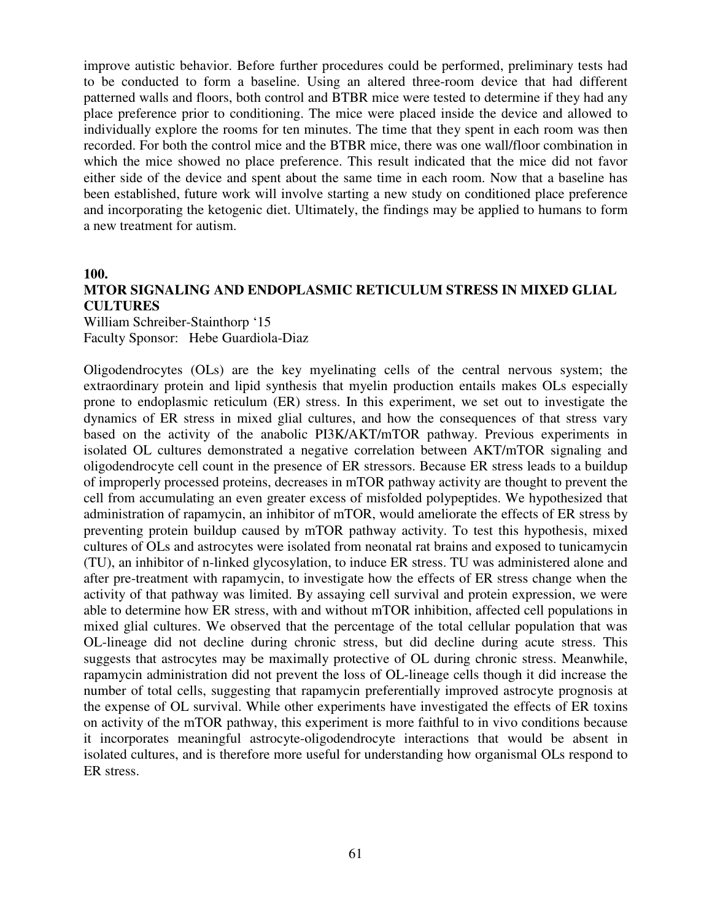improve autistic behavior. Before further procedures could be performed, preliminary tests had to be conducted to form a baseline. Using an altered three-room device that had different patterned walls and floors, both control and BTBR mice were tested to determine if they had any place preference prior to conditioning. The mice were placed inside the device and allowed to individually explore the rooms for ten minutes. The time that they spent in each room was then recorded. For both the control mice and the BTBR mice, there was one wall/floor combination in which the mice showed no place preference. This result indicated that the mice did not favor either side of the device and spent about the same time in each room. Now that a baseline has been established, future work will involve starting a new study on conditioned place preference and incorporating the ketogenic diet. Ultimately, the findings may be applied to humans to form a new treatment for autism.

**100.**

**MTOR SIGNALING AND ENDOPLASMIC RETICULUM STRESS IN MIXED GLIAL CULTURES**

William Schreiber-Stainthorp '15
Faculty Sponsor: Hebe Guardiola-Diaz

Oligodendrocytes (OLs) are the key myelinating cells of the central nervous system; the extraordinary protein and lipid synthesis that myelin production entails makes OLs especially prone to endoplasmic reticulum (ER) stress. In this experiment, we set out to investigate the dynamics of ER stress in mixed glial cultures, and how the consequences of that stress vary based on the activity of the anabolic PI3K/AKT/mTOR pathway. Previous experiments in isolated OL cultures demonstrated a negative correlation between AKT/mTOR signaling and oligodendrocyte cell count in the presence of ER stressors. Because ER stress leads to a buildup of improperly processed proteins, decreases in mTOR pathway activity are thought to prevent the cell from accumulating an even greater excess of misfolded polypeptides. We hypothesized that administration of rapamycin, an inhibitor of mTOR, would ameliorate the effects of ER stress by preventing protein buildup caused by mTOR pathway activity. To test this hypothesis, mixed cultures of OLs and astrocytes were isolated from neonatal rat brains and exposed to tunicamycin (TU), an inhibitor of n-linked glycosylation, to induce ER stress. TU was administered alone and after pre-treatment with rapamycin, to investigate how the effects of ER stress change when the activity of that pathway was limited. By assaying cell survival and protein expression, we were able to determine how ER stress, with and without mTOR inhibition, affected cell populations in mixed glial cultures. We observed that the percentage of the total cellular population that was OL-lineage did not decline during chronic stress, but did decline during acute stress. This suggests that astrocytes may be maximally protective of OL during chronic stress. Meanwhile, rapamycin administration did not prevent the loss of OL-lineage cells though it did increase the number of total cells, suggesting that rapamycin preferentially improved astrocyte prognosis at the expense of OL survival. While other experiments have investigated the effects of ER toxins on activity of the mTOR pathway, this experiment is more faithful to in vivo conditions because it incorporates meaningful astrocyte-oligodendrocyte interactions that would be absent in isolated cultures, and is therefore more useful for understanding how organismal OLs respond to ER stress.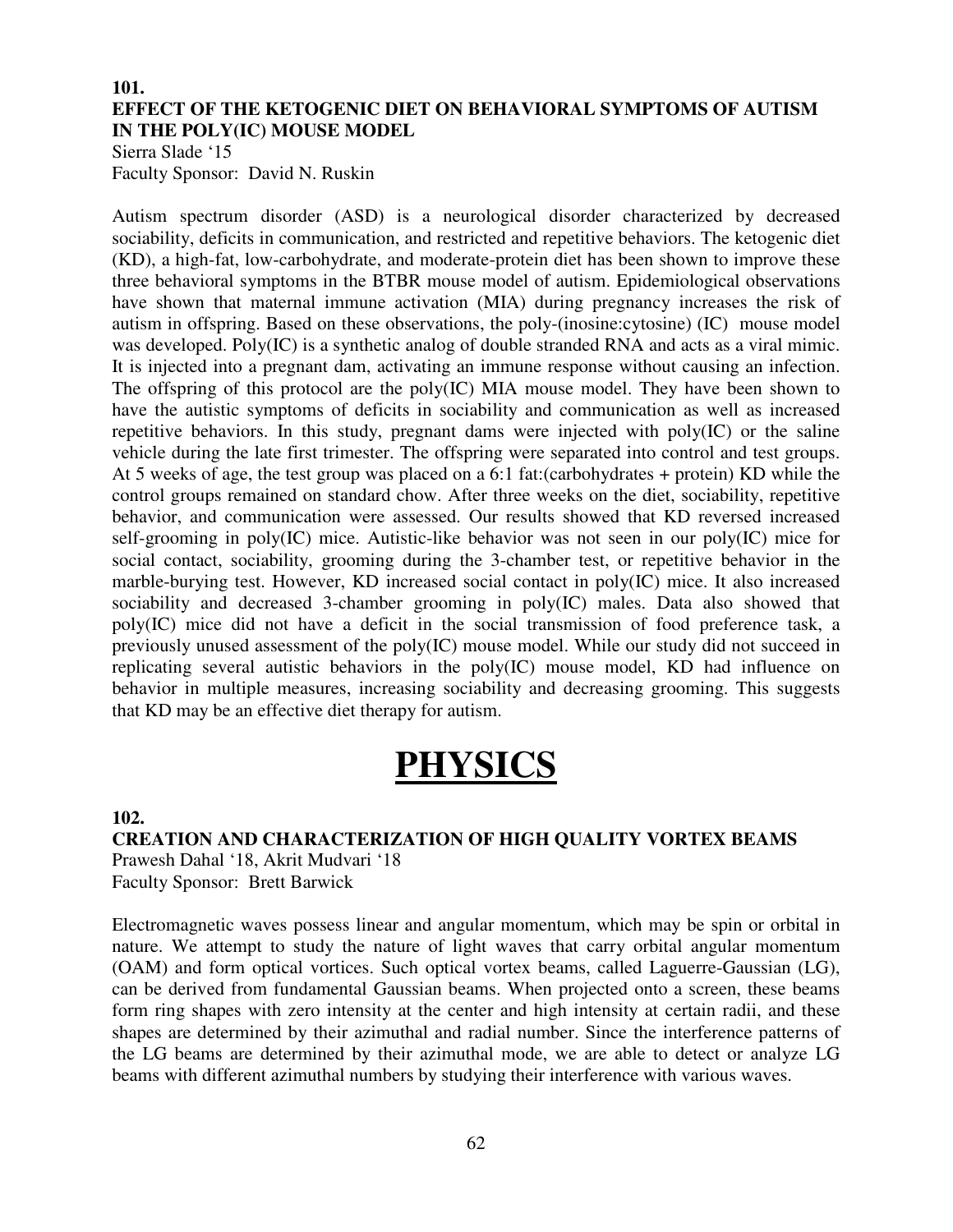**101.**

### EFFECT OF THE KETOGENIC DIET ON BEHAVIORAL SYMPTOMS OF AUTISM IN THE POLY(IC) MOUSE MODEL

Sierra Slade '15
Faculty Sponsor: David N. Ruskin

Autism spectrum disorder (ASD) is a neurological disorder characterized by decreased sociability, deficits in communication, and restricted and repetitive behaviors. The ketogenic diet (KD), a high-fat, low-carbohydrate, and moderate-protein diet has been shown to improve these three behavioral symptoms in the BTBR mouse model of autism. Epidemiological observations have shown that maternal immune activation (MIA) during pregnancy increases the risk of autism in offspring. Based on these observations, the poly-(inosine:cytosine) (IC) mouse model was developed. Poly(IC) is a synthetic analog of double stranded RNA and acts as a viral mimic. It is injected into a pregnant dam, activating an immune response without causing an infection. The offspring of this protocol are the poly(IC) MIA mouse model. They have been shown to have the autistic symptoms of deficits in sociability and communication as well as increased repetitive behaviors. In this study, pregnant dams were injected with poly(IC) or the saline vehicle during the late first trimester. The offspring were separated into control and test groups. At 5 weeks of age, the test group was placed on a 6:1 fat:(carbohydrates + protein) KD while the control groups remained on standard chow. After three weeks on the diet, sociability, repetitive behavior, and communication were assessed. Our results showed that KD reversed increased self-grooming in poly(IC) mice. Autistic-like behavior was not seen in our poly(IC) mice for social contact, sociability, grooming during the 3-chamber test, or repetitive behavior in the marble-burying test. However, KD increased social contact in poly(IC) mice. It also increased sociability and decreased 3-chamber grooming in poly(IC) males. Data also showed that poly(IC) mice did not have a deficit in the social transmission of food preference task, a previously unused assessment of the poly(IC) mouse model. While our study did not succeed in replicating several autistic behaviors in the poly(IC) mouse model, KD had influence on behavior in multiple measures, increasing sociability and decreasing grooming. This suggests that KD may be an effective diet therapy for autism.

# PHYSICS

**102.**

### CREATION AND CHARACTERIZATION OF HIGH QUALITY VORTEX BEAMS

Prawesh Dahal '18, Akrit Mudvari '18
Faculty Sponsor: Brett Barwick

Electromagnetic waves possess linear and angular momentum, which may be spin or orbital in nature. We attempt to study the nature of light waves that carry orbital angular momentum (OAM) and form optical vortices. Such optical vortex beams, called Laguerre-Gaussian (LG), can be derived from fundamental Gaussian beams. When projected onto a screen, these beams form ring shapes with zero intensity at the center and high intensity at certain radii, and these shapes are determined by their azimuthal and radial number. Since the interference patterns of the LG beams are determined by their azimuthal mode, we are able to detect or analyze LG beams with different azimuthal numbers by studying their interference with various waves.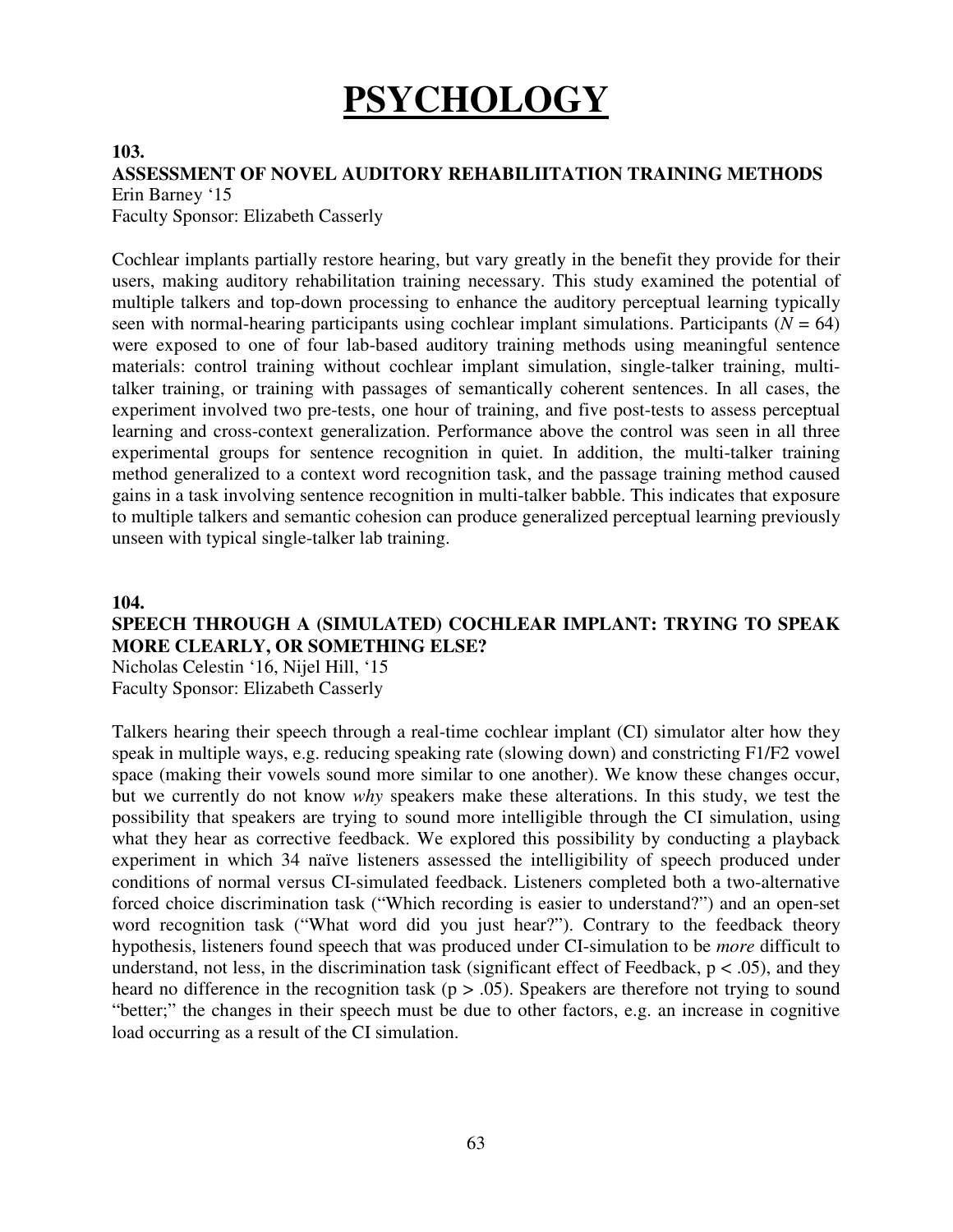# PSYCHOLOGY

**103.**

**ASSESSMENT OF NOVEL AUDITORY REHABILIITATION TRAINING METHODS**

Erin Barney '15

Faculty Sponsor: Elizabeth Casserly

Cochlear implants partially restore hearing, but vary greatly in the benefit they provide for their users, making auditory rehabilitation training necessary. This study examined the potential of multiple talkers and top-down processing to enhance the auditory perceptual learning typically seen with normal-hearing participants using cochlear implant simulations. Participants ($N = 64$) were exposed to one of four lab-based auditory training methods using meaningful sentence materials: control training without cochlear implant simulation, single-talker training, multi-talker training, or training with passages of semantically coherent sentences. In all cases, the experiment involved two pre-tests, one hour of training, and five post-tests to assess perceptual learning and cross-context generalization. Performance above the control was seen in all three experimental groups for sentence recognition in quiet. In addition, the multi-talker training method generalized to a context word recognition task, and the passage training method caused gains in a task involving sentence recognition in multi-talker babble. This indicates that exposure to multiple talkers and semantic cohesion can produce generalized perceptual learning previously unseen with typical single-talker lab training.

**104.**

**SPEECH THROUGH A (SIMULATED) COCHLEAR IMPLANT: TRYING TO SPEAK MORE CLEARLY, OR SOMETHING ELSE?**

Nicholas Celestin '16, Nijel Hill, '15

Faculty Sponsor: Elizabeth Casserly

Talkers hearing their speech through a real-time cochlear implant (CI) simulator alter how they speak in multiple ways, e.g. reducing speaking rate (slowing down) and constricting F1/F2 vowel space (making their vowels sound more similar to one another). We know these changes occur, but we currently do not know *why* speakers make these alterations. In this study, we test the possibility that speakers are trying to sound more intelligible through the CI simulation, using what they hear as corrective feedback. We explored this possibility by conducting a playback experiment in which 34 naïve listeners assessed the intelligibility of speech produced under conditions of normal versus CI-simulated feedback. Listeners completed both a two-alternative forced choice discrimination task ("Which recording is easier to understand?") and an open-set word recognition task ("What word did you just hear?"). Contrary to the feedback theory hypothesis, listeners found speech that was produced under CI-simulation to be *more* difficult to understand, not less, in the discrimination task (significant effect of Feedback, $p < .05$), and they heard no difference in the recognition task ($p > .05$). Speakers are therefore not trying to sound "better;" the changes in their speech must be due to other factors, e.g. an increase in cognitive load occurring as a result of the CI simulation.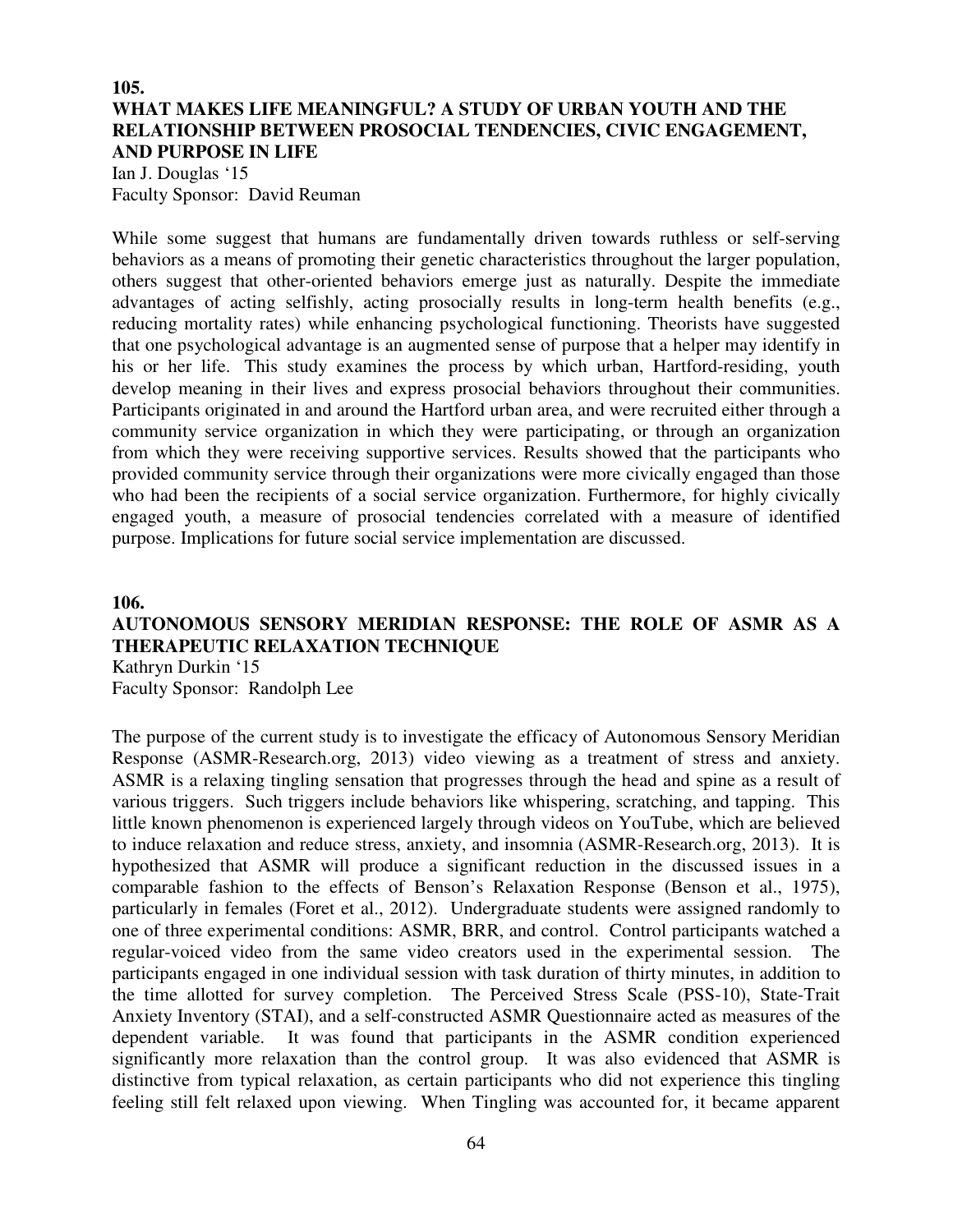## 105.
## WHAT MAKES LIFE MEANINGFUL? A STUDY OF URBAN YOUTH AND THE RELATIONSHIP BETWEEN PROSOCIAL TENDENCIES, CIVIC ENGAGEMENT, AND PURPOSE IN LIFE

Ian J. Douglas '15
Faculty Sponsor: David Reuman

While some suggest that humans are fundamentally driven towards ruthless or self-serving behaviors as a means of promoting their genetic characteristics throughout the larger population, others suggest that other-oriented behaviors emerge just as naturally. Despite the immediate advantages of acting selfishly, acting prosocially results in long-term health benefits (e.g., reducing mortality rates) while enhancing psychological functioning. Theorists have suggested that one psychological advantage is an augmented sense of purpose that a helper may identify in his or her life. This study examines the process by which urban, Hartford-residing, youth develop meaning in their lives and express prosocial behaviors throughout their communities. Participants originated in and around the Hartford urban area, and were recruited either through a community service organization in which they were participating, or through an organization from which they were receiving supportive services. Results showed that the participants who provided community service through their organizations were more civically engaged than those who had been the recipients of a social service organization. Furthermore, for highly civically engaged youth, a measure of prosocial tendencies correlated with a measure of identified purpose. Implications for future social service implementation are discussed.

## 106.
## AUTONOMOUS SENSORY MERIDIAN RESPONSE: THE ROLE OF ASMR AS A THERAPEUTIC RELAXATION TECHNIQUE

Kathryn Durkin '15
Faculty Sponsor: Randolph Lee

The purpose of the current study is to investigate the efficacy of Autonomous Sensory Meridian Response (ASMR-Research.org, 2013) video viewing as a treatment of stress and anxiety. ASMR is a relaxing tingling sensation that progresses through the head and spine as a result of various triggers. Such triggers include behaviors like whispering, scratching, and tapping. This little known phenomenon is experienced largely through videos on YouTube, which are believed to induce relaxation and reduce stress, anxiety, and insomnia (ASMR-Research.org, 2013). It is hypothesized that ASMR will produce a significant reduction in the discussed issues in a comparable fashion to the effects of Benson's Relaxation Response (Benson et al., 1975), particularly in females (Foret et al., 2012). Undergraduate students were assigned randomly to one of three experimental conditions: ASMR, BRR, and control. Control participants watched a regular-voiced video from the same video creators used in the experimental session. The participants engaged in one individual session with task duration of thirty minutes, in addition to the time allotted for survey completion. The Perceived Stress Scale (PSS-10), State-Trait Anxiety Inventory (STAI), and a self-constructed ASMR Questionnaire acted as measures of the dependent variable. It was found that participants in the ASMR condition experienced significantly more relaxation than the control group. It was also evidenced that ASMR is distinctive from typical relaxation, as certain participants who did not experience this tingling feeling still felt relaxed upon viewing. When Tingling was accounted for, it became apparent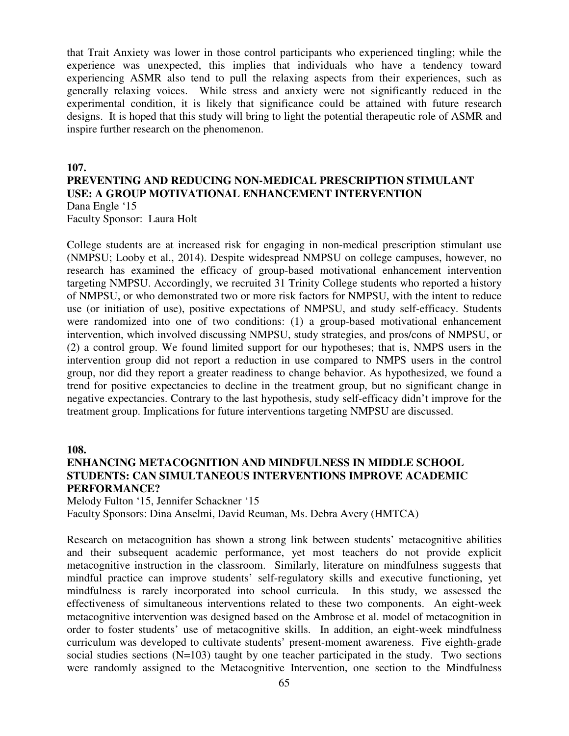that Trait Anxiety was lower in those control participants who experienced tingling; while the experience was unexpected, this implies that individuals who have a tendency toward experiencing ASMR also tend to pull the relaxing aspects from their experiences, such as generally relaxing voices. While stress and anxiety were not significantly reduced in the experimental condition, it is likely that significance could be attained with future research designs. It is hoped that this study will bring to light the potential therapeutic role of ASMR and inspire further research on the phenomenon.

**107.**

### PREVENTING AND REDUCING NON-MEDICAL PRESCRIPTION STIMULANT USE: A GROUP MOTIVATIONAL ENHANCEMENT INTERVENTION

Dana Engle '15
Faculty Sponsor: Laura Holt

College students are at increased risk for engaging in non-medical prescription stimulant use (NMPSU; Looby et al., 2014). Despite widespread NMPSU on college campuses, however, no research has examined the efficacy of group-based motivational enhancement intervention targeting NMPSU. Accordingly, we recruited 31 Trinity College students who reported a history of NMPSU, or who demonstrated two or more risk factors for NMPSU, with the intent to reduce use (or initiation of use), positive expectations of NMPSU, and study self-efficacy. Students were randomized into one of two conditions: (1) a group-based motivational enhancement intervention, which involved discussing NMPSU, study strategies, and pros/cons of NMPSU, or (2) a control group. We found limited support for our hypotheses; that is, NMPS users in the intervention group did not report a reduction in use compared to NMPS users in the control group, nor did they report a greater readiness to change behavior. As hypothesized, we found a trend for positive expectancies to decline in the treatment group, but no significant change in negative expectancies. Contrary to the last hypothesis, study self-efficacy didn't improve for the treatment group. Implications for future interventions targeting NMPSU are discussed.

**108.**

### ENHANCING METACOGNITION AND MINDFULNESS IN MIDDLE SCHOOL STUDENTS: CAN SIMULTANEOUS INTERVENTIONS IMPROVE ACADEMIC PERFORMANCE?

Melody Fulton '15, Jennifer Schackner '15
Faculty Sponsors: Dina Anselmi, David Reuman, Ms. Debra Avery (HMTCA)

Research on metacognition has shown a strong link between students' metacognitive abilities and their subsequent academic performance, yet most teachers do not provide explicit metacognitive instruction in the classroom. Similarly, literature on mindfulness suggests that mindful practice can improve students' self-regulatory skills and executive functioning, yet mindfulness is rarely incorporated into school curricula. In this study, we assessed the effectiveness of simultaneous interventions related to these two components. An eight-week metacognitive intervention was designed based on the Ambrose et al. model of metacognition in order to foster students' use of metacognitive skills. In addition, an eight-week mindfulness curriculum was developed to cultivate students' present-moment awareness. Five eighth-grade social studies sections (N=103) taught by one teacher participated in the study. Two sections were randomly assigned to the Metacognitive Intervention, one section to the Mindfulness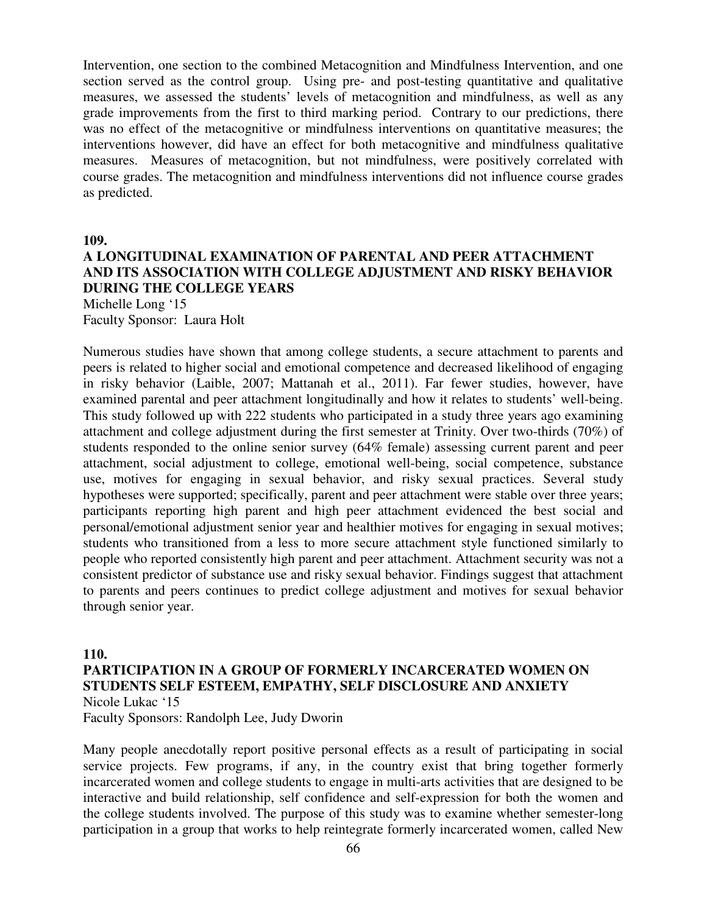Intervention, one section to the combined Metacognition and Mindfulness Intervention, and one section served as the control group. Using pre- and post-testing quantitative and qualitative measures, we assessed the students' levels of metacognition and mindfulness, as well as any grade improvements from the first to third marking period. Contrary to our predictions, there was no effect of the metacognitive or mindfulness interventions on quantitative measures; the interventions however, did have an effect for both metacognitive and mindfulness qualitative measures. Measures of metacognition, but not mindfulness, were positively correlated with course grades. The metacognition and mindfulness interventions did not influence course grades as predicted.

**109.**

**A LONGITUDINAL EXAMINATION OF PARENTAL AND PEER ATTACHMENT AND ITS ASSOCIATION WITH COLLEGE ADJUSTMENT AND RISKY BEHAVIOR DURING THE COLLEGE YEARS**

Michelle Long '15
Faculty Sponsor: Laura Holt

Numerous studies have shown that among college students, a secure attachment to parents and peers is related to higher social and emotional competence and decreased likelihood of engaging in risky behavior (Laible, 2007; Mattanah et al., 2011). Far fewer studies, however, have examined parental and peer attachment longitudinally and how it relates to students' well-being. This study followed up with 222 students who participated in a study three years ago examining attachment and college adjustment during the first semester at Trinity. Over two-thirds (70%) of students responded to the online senior survey (64% female) assessing current parent and peer attachment, social adjustment to college, emotional well-being, social competence, substance use, motives for engaging in sexual behavior, and risky sexual practices. Several study hypotheses were supported; specifically, parent and peer attachment were stable over three years; participants reporting high parent and high peer attachment evidenced the best social and personal/emotional adjustment senior year and healthier motives for engaging in sexual motives; students who transitioned from a less to more secure attachment style functioned similarly to people who reported consistently high parent and peer attachment. Attachment security was not a consistent predictor of substance use and risky sexual behavior. Findings suggest that attachment to parents and peers continues to predict college adjustment and motives for sexual behavior through senior year.

**110.**

**PARTICIPATION IN A GROUP OF FORMERLY INCARCERATED WOMEN ON STUDENTS SELF ESTEEM, EMPATHY, SELF DISCLOSURE AND ANXIETY**

Nicole Lukac '15
Faculty Sponsors: Randolph Lee, Judy Dworin

Many people anecdotally report positive personal effects as a result of participating in social service projects. Few programs, if any, in the country exist that bring together formerly incarcerated women and college students to engage in multi-arts activities that are designed to be interactive and build relationship, self confidence and self-expression for both the women and the college students involved. The purpose of this study was to examine whether semester-long participation in a group that works to help reintegrate formerly incarcerated women, called New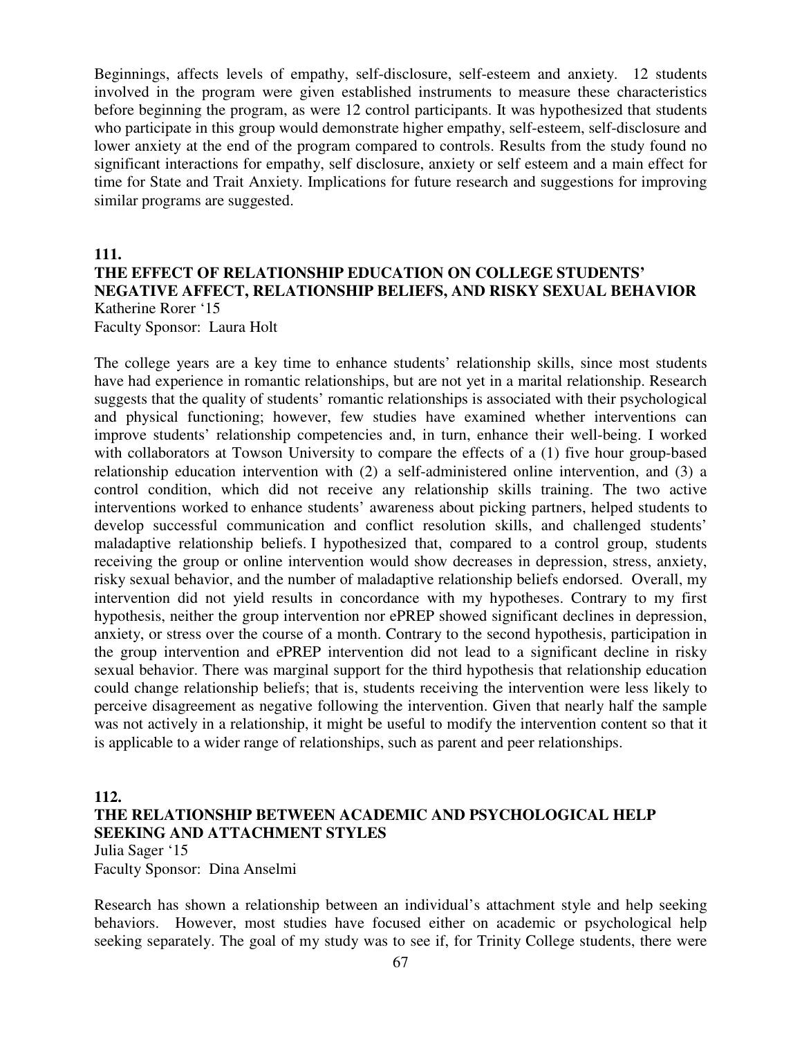Beginnings, affects levels of empathy, self-disclosure, self-esteem and anxiety. 12 students involved in the program were given established instruments to measure these characteristics before beginning the program, as were 12 control participants. It was hypothesized that students who participate in this group would demonstrate higher empathy, self-esteem, self-disclosure and lower anxiety at the end of the program compared to controls. Results from the study found no significant interactions for empathy, self disclosure, anxiety or self esteem and a main effect for time for State and Trait Anxiety. Implications for future research and suggestions for improving similar programs are suggested.

**111.**

**THE EFFECT OF RELATIONSHIP EDUCATION ON COLLEGE STUDENTS' NEGATIVE AFFECT, RELATIONSHIP BELIEFS, AND RISKY SEXUAL BEHAVIOR**

Katherine Rorer '15
Faculty Sponsor: Laura Holt

The college years are a key time to enhance students' relationship skills, since most students have had experience in romantic relationships, but are not yet in a marital relationship. Research suggests that the quality of students' romantic relationships is associated with their psychological and physical functioning; however, few studies have examined whether interventions can improve students' relationship competencies and, in turn, enhance their well-being. I worked with collaborators at Towson University to compare the effects of a (1) five hour group-based relationship education intervention with (2) a self-administered online intervention, and (3) a control condition, which did not receive any relationship skills training. The two active interventions worked to enhance students' awareness about picking partners, helped students to develop successful communication and conflict resolution skills, and challenged students' maladaptive relationship beliefs. I hypothesized that, compared to a control group, students receiving the group or online intervention would show decreases in depression, stress, anxiety, risky sexual behavior, and the number of maladaptive relationship beliefs endorsed. Overall, my intervention did not yield results in concordance with my hypotheses. Contrary to my first hypothesis, neither the group intervention nor ePREP showed significant declines in depression, anxiety, or stress over the course of a month. Contrary to the second hypothesis, participation in the group intervention and ePREP intervention did not lead to a significant decline in risky sexual behavior. There was marginal support for the third hypothesis that relationship education could change relationship beliefs; that is, students receiving the intervention were less likely to perceive disagreement as negative following the intervention. Given that nearly half the sample was not actively in a relationship, it might be useful to modify the intervention content so that it is applicable to a wider range of relationships, such as parent and peer relationships.

**112.**

**THE RELATIONSHIP BETWEEN ACADEMIC AND PSYCHOLOGICAL HELP SEEKING AND ATTACHMENT STYLES**

Julia Sager '15
Faculty Sponsor: Dina Anselmi

Research has shown a relationship between an individual's attachment style and help seeking behaviors. However, most studies have focused either on academic or psychological help seeking separately. The goal of my study was to see if, for Trinity College students, there were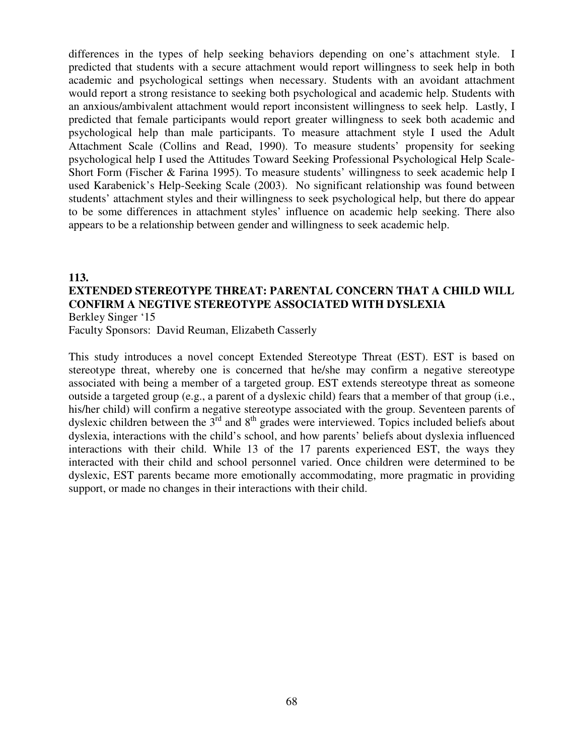differences in the types of help seeking behaviors depending on one's attachment style. I predicted that students with a secure attachment would report willingness to seek help in both academic and psychological settings when necessary. Students with an avoidant attachment would report a strong resistance to seeking both psychological and academic help. Students with an anxious/ambivalent attachment would report inconsistent willingness to seek help. Lastly, I predicted that female participants would report greater willingness to seek both academic and psychological help than male participants. To measure attachment style I used the Adult Attachment Scale (Collins and Read, 1990). To measure students' propensity for seeking psychological help I used the Attitudes Toward Seeking Professional Psychological Help Scale-Short Form (Fischer & Farina 1995). To measure students' willingness to seek academic help I used Karabenick's Help-Seeking Scale (2003). No significant relationship was found between students' attachment styles and their willingness to seek psychological help, but there do appear to be some differences in attachment styles' influence on academic help seeking. There also appears to be a relationship between gender and willingness to seek academic help.

**113.**

**EXTENDED STEREOTYPE THREAT: PARENTAL CONCERN THAT A CHILD WILL CONFIRM A NEGTIVE STEREOTYPE ASSOCIATED WITH DYSLEXIA**

Berkley Singer '15

Faculty Sponsors: David Reuman, Elizabeth Casserly

This study introduces a novel concept Extended Stereotype Threat (EST). EST is based on stereotype threat, whereby one is concerned that he/she may confirm a negative stereotype associated with being a member of a targeted group. EST extends stereotype threat as someone outside a targeted group (e.g., a parent of a dyslexic child) fears that a member of that group (i.e., his/her child) will confirm a negative stereotype associated with the group. Seventeen parents of dyslexic children between the 3rd and 8th grades were interviewed. Topics included beliefs about dyslexia, interactions with the child's school, and how parents' beliefs about dyslexia influenced interactions with their child. While 13 of the 17 parents experienced EST, the ways they interacted with their child and school personnel varied. Once children were determined to be dyslexic, EST parents became more emotionally accommodating, more pragmatic in providing support, or made no changes in their interactions with their child.